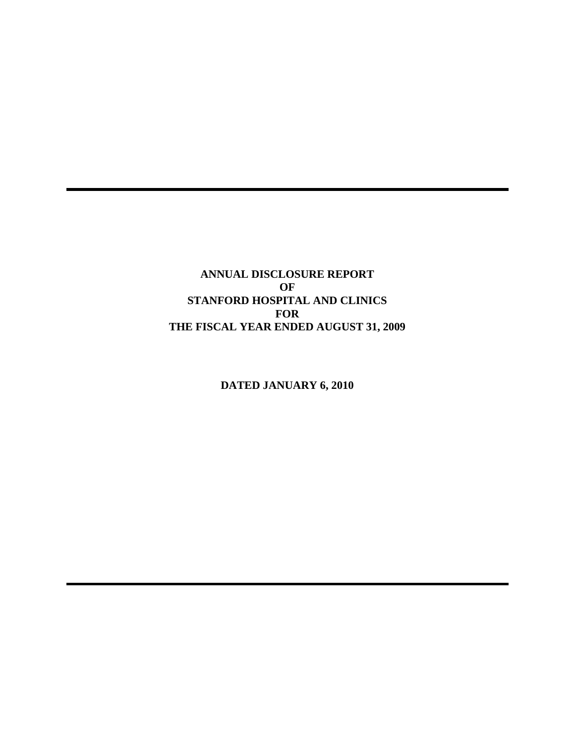# ANNUAL DISCLOSURE REPORT OF STANFORD HOSPITAL AND CLINICS FOR THE FISCAL YEAR ENDED AUGUST 31, 2009

**DATED JANUARY 6, 2010**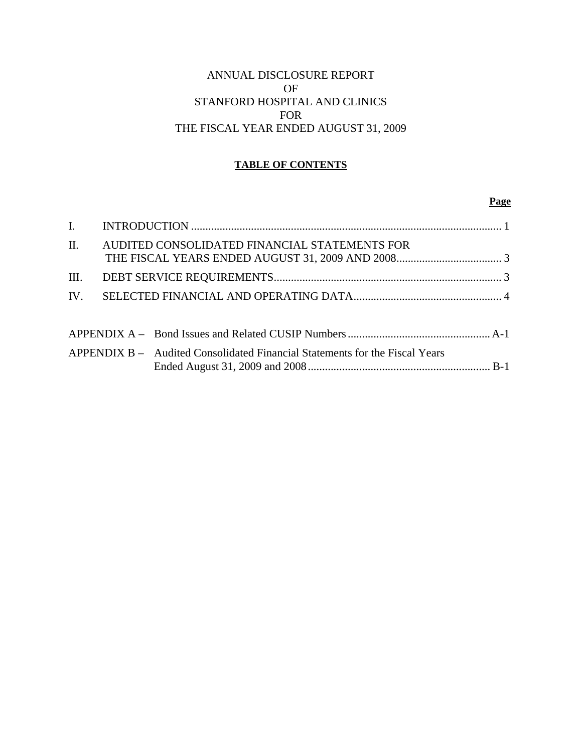# ANNUAL DISCLOSURE REPORT OF STANFORD HOSPITAL AND CLINICS FOR THE FISCAL YEAR ENDED AUGUST 31, 2009

## TABLE OF CONTENTS

| | | Page |
|---|---|---|
| I. | INTRODUCTION | 1 |
| II. | AUDITED CONSOLIDATED FINANCIAL STATEMENTS FOR THE FISCAL YEARS ENDED AUGUST 31, 2009 AND 2008 | 3 |
| III. | DEBT SERVICE REQUIREMENTS | 3 |
| IV. | SELECTED FINANCIAL AND OPERATING DATA | 4 |
| APPENDIX A – | Bond Issues and Related CUSIP Numbers | A-1 |
| APPENDIX B – | Audited Consolidated Financial Statements for the Fiscal Years Ended August 31, 2009 and 2008 | B-1 |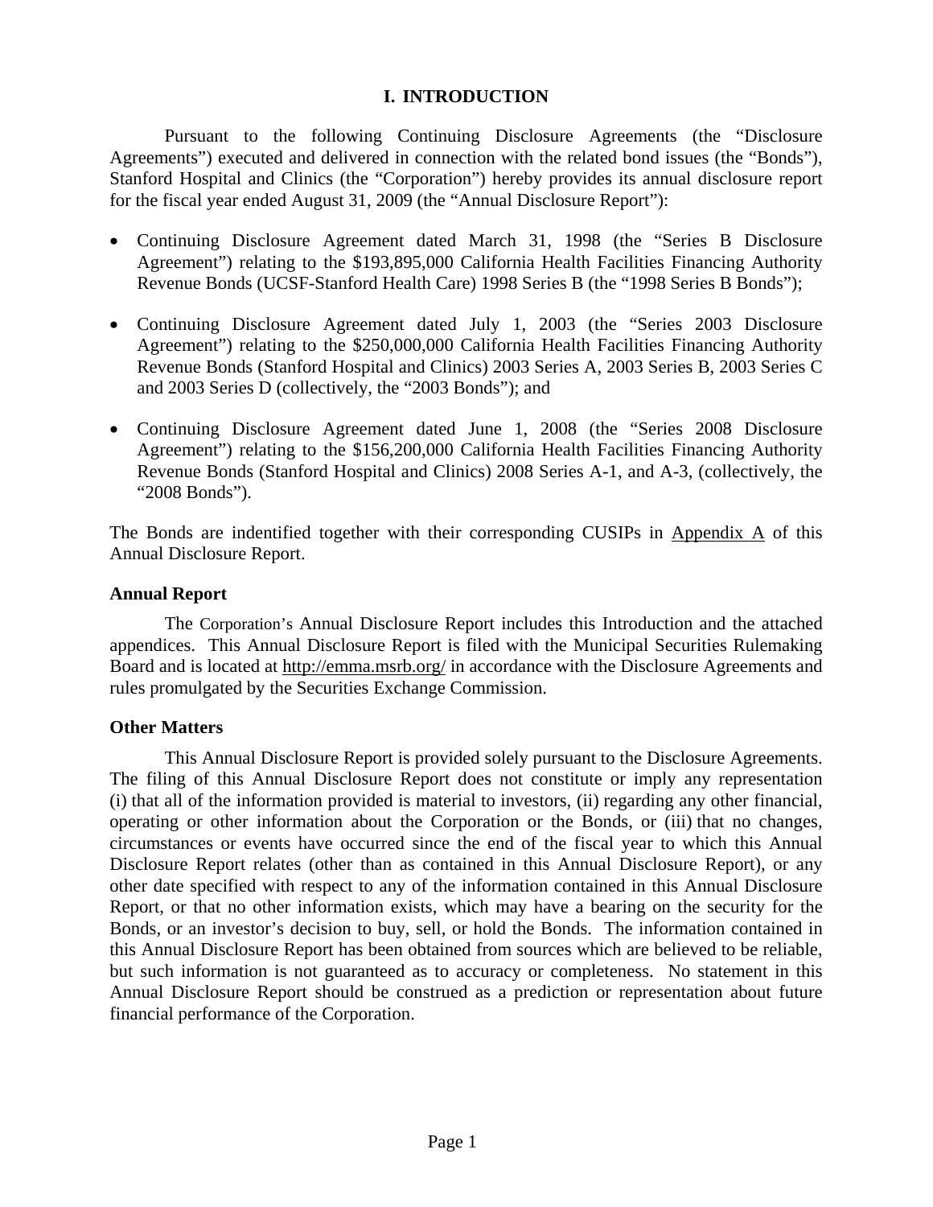# I. INTRODUCTION

Pursuant to the following Continuing Disclosure Agreements (the "Disclosure Agreements") executed and delivered in connection with the related bond issues (the "Bonds"), Stanford Hospital and Clinics (the "Corporation") hereby provides its annual disclosure report for the fiscal year ended August 31, 2009 (the "Annual Disclosure Report"):

- Continuing Disclosure Agreement dated March 31, 1998 (the "Series B Disclosure Agreement") relating to the $193,895,000 California Health Facilities Financing Authority Revenue Bonds (UCSF-Stanford Health Care) 1998 Series B (the "1998 Series B Bonds");
- Continuing Disclosure Agreement dated July 1, 2003 (the "Series 2003 Disclosure Agreement") relating to the $250,000,000 California Health Facilities Financing Authority Revenue Bonds (Stanford Hospital and Clinics) 2003 Series A, 2003 Series B, 2003 Series C and 2003 Series D (collectively, the "2003 Bonds"); and
- Continuing Disclosure Agreement dated June 1, 2008 (the "Series 2008 Disclosure Agreement") relating to the $156,200,000 California Health Facilities Financing Authority Revenue Bonds (Stanford Hospital and Clinics) 2008 Series A-1, and A-3, (collectively, the "2008 Bonds").

The Bonds are indentified together with their corresponding CUSIPs in Appendix A of this Annual Disclosure Report.

### Annual Report

The Corporation's Annual Disclosure Report includes this Introduction and the attached appendices. This Annual Disclosure Report is filed with the Municipal Securities Rulemaking Board and is located at http://emma.msrb.org/ in accordance with the Disclosure Agreements and rules promulgated by the Securities Exchange Commission.

### Other Matters

This Annual Disclosure Report is provided solely pursuant to the Disclosure Agreements. The filing of this Annual Disclosure Report does not constitute or imply any representation (i) that all of the information provided is material to investors, (ii) regarding any other financial, operating or other information about the Corporation or the Bonds, or (iii) that no changes, circumstances or events have occurred since the end of the fiscal year to which this Annual Disclosure Report relates (other than as contained in this Annual Disclosure Report), or any other date specified with respect to any of the information contained in this Annual Disclosure Report, or that no other information exists, which may have a bearing on the security for the Bonds, or an investor's decision to buy, sell, or hold the Bonds. The information contained in this Annual Disclosure Report has been obtained from sources which are believed to be reliable, but such information is not guaranteed as to accuracy or completeness. No statement in this Annual Disclosure Report should be construed as a prediction or representation about future financial performance of the Corporation.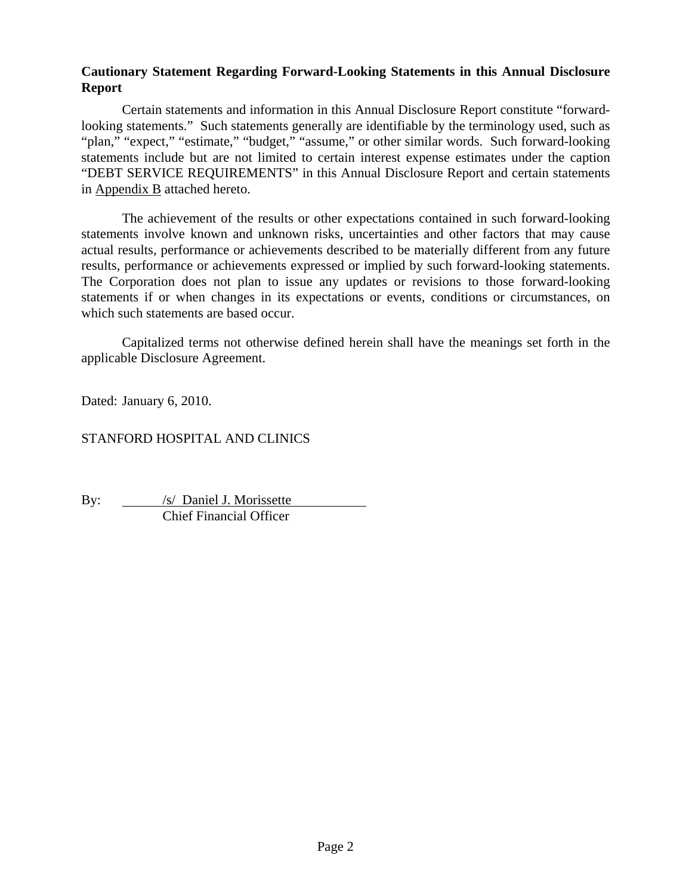**Cautionary Statement Regarding Forward-Looking Statements in this Annual Disclosure Report**

Certain statements and information in this Annual Disclosure Report constitute "forward-looking statements." Such statements generally are identifiable by the terminology used, such as "plan," "expect," "estimate," "budget," "assume," or other similar words. Such forward-looking statements include but are not limited to certain interest expense estimates under the caption "DEBT SERVICE REQUIREMENTS" in this Annual Disclosure Report and certain statements in Appendix B attached hereto.

The achievement of the results or other expectations contained in such forward-looking statements involve known and unknown risks, uncertainties and other factors that may cause actual results, performance or achievements described to be materially different from any future results, performance or achievements expressed or implied by such forward-looking statements. The Corporation does not plan to issue any updates or revisions to those forward-looking statements if or when changes in its expectations or events, conditions or circumstances, on which such statements are based occur.

Capitalized terms not otherwise defined herein shall have the meanings set forth in the applicable Disclosure Agreement.

Dated: January 6, 2010.

STANFORD HOSPITAL AND CLINICS

By: /s/ Daniel J. Morissette
Chief Financial Officer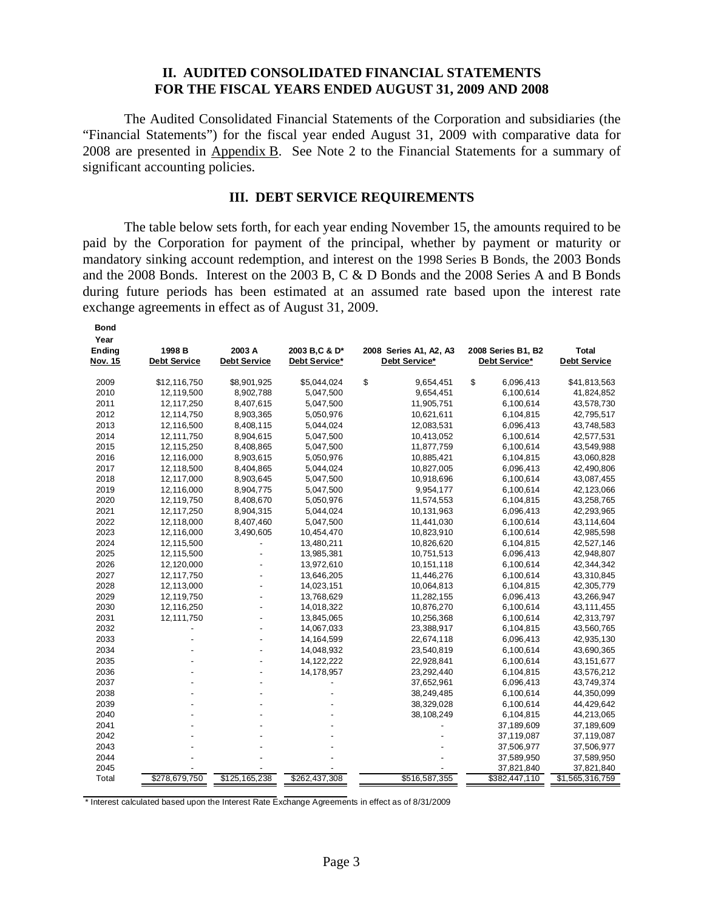## II. AUDITED CONSOLIDATED FINANCIAL STATEMENTS FOR THE FISCAL YEARS ENDED AUGUST 31, 2009 AND 2008

The Audited Consolidated Financial Statements of the Corporation and subsidiaries (the "Financial Statements") for the fiscal year ended August 31, 2009 with comparative data for 2008 are presented in Appendix B. See Note 2 to the Financial Statements for a summary of significant accounting policies.

## III. DEBT SERVICE REQUIREMENTS

The table below sets forth, for each year ending November 15, the amounts required to be paid by the Corporation for payment of the principal, whether by payment or maturity or mandatory sinking account redemption, and interest on the 1998 Series B Bonds, the 2003 Bonds and the 2008 Bonds. Interest on the 2003 B, C & D Bonds and the 2008 Series A and B Bonds during future periods has been estimated at an assumed rate based upon the interest rate exchange agreements in effect as of August 31, 2009.

| Bond Year Ending Nov. 15 | 1998 B Debt Service | 2003 A Debt Service | 2003 B,C & D* Debt Service* | 2008 Series A1, A2, A3 Debt Service* | 2008 Series B1, B2 Debt Service* | Total Debt Service |
|---|---|---|---|---|---|---|
| 2009 | $12,116,750 | $8,901,925 | $5,044,024 | $ 9,654,451 | $ 6,096,413 | $41,813,563 |
| 2010 | 12,119,500 | 8,902,788 | 5,047,500 | 9,654,451 | 6,100,614 | 41,824,852 |
| 2011 | 12,117,250 | 8,407,615 | 5,047,500 | 11,905,751 | 6,100,614 | 43,578,730 |
| 2012 | 12,114,750 | 8,903,365 | 5,050,976 | 10,621,611 | 6,104,815 | 42,795,517 |
| 2013 | 12,116,500 | 8,408,115 | 5,044,024 | 12,083,531 | 6,096,413 | 43,748,583 |
| 2014 | 12,111,750 | 8,904,615 | 5,047,500 | 10,413,052 | 6,100,614 | 42,577,531 |
| 2015 | 12,115,250 | 8,408,865 | 5,047,500 | 11,877,759 | 6,100,614 | 43,549,988 |
| 2016 | 12,116,000 | 8,903,615 | 5,050,976 | 10,885,421 | 6,104,815 | 43,060,828 |
| 2017 | 12,118,500 | 8,404,865 | 5,044,024 | 10,827,005 | 6,096,413 | 42,490,806 |
| 2018 | 12,117,000 | 8,903,645 | 5,047,500 | 10,918,696 | 6,100,614 | 43,087,455 |
| 2019 | 12,116,000 | 8,904,775 | 5,047,500 | 9,954,177 | 6,100,614 | 42,123,066 |
| 2020 | 12,119,750 | 8,408,670 | 5,050,976 | 11,574,553 | 6,104,815 | 43,258,765 |
| 2021 | 12,117,250 | 8,904,315 | 5,044,024 | 10,131,963 | 6,096,413 | 42,293,965 |
| 2022 | 12,118,000 | 8,407,460 | 5,047,500 | 11,441,030 | 6,100,614 | 43,114,604 |
| 2023 | 12,116,000 | 3,490,605 | 10,454,470 | 10,823,910 | 6,100,614 | 42,985,598 |
| 2024 | 12,115,500 | - | 13,480,211 | 10,826,620 | 6,104,815 | 42,527,146 |
| 2025 | 12,115,500 | - | 13,985,381 | 10,751,513 | 6,096,413 | 42,948,807 |
| 2026 | 12,120,000 | - | 13,972,610 | 10,151,118 | 6,100,614 | 42,344,342 |
| 2027 | 12,117,750 | - | 13,646,205 | 11,446,276 | 6,100,614 | 43,310,845 |
| 2028 | 12,113,000 | - | 14,023,151 | 10,064,813 | 6,104,815 | 42,305,779 |
| 2029 | 12,119,750 | - | 13,768,629 | 11,282,155 | 6,096,413 | 43,266,947 |
| 2030 | 12,116,250 | - | 14,018,322 | 10,876,270 | 6,100,614 | 43,111,455 |
| 2031 | 12,111,750 | - | 13,845,065 | 10,256,368 | 6,100,614 | 42,313,797 |
| 2032 | - | - | 14,067,033 | 23,388,917 | 6,104,815 | 43,560,765 |
| 2033 | - | - | 14,164,599 | 22,674,118 | 6,096,413 | 42,935,130 |
| 2034 | - | - | 14,048,932 | 23,540,819 | 6,100,614 | 43,690,365 |
| 2035 | - | - | 14,122,222 | 22,928,841 | 6,100,614 | 43,151,677 |
| 2036 | - | - | 14,178,957 | 23,292,440 | 6,104,815 | 43,576,212 |
| 2037 | - | - | - | 37,652,961 | 6,096,413 | 43,749,374 |
| 2038 | - | - | - | 38,249,485 | 6,100,614 | 44,350,099 |
| 2039 | - | - | - | 38,329,028 | 6,100,614 | 44,429,642 |
| 2040 | - | - | - | 38,108,249 | 6,104,815 | 44,213,065 |
| 2041 | - | - | - | - | 37,189,609 | 37,189,609 |
| 2042 | - | - | - | - | 37,119,087 | 37,119,087 |
| 2043 | - | - | - | - | 37,506,977 | 37,506,977 |
| 2044 | - | - | - | - | 37,589,950 | 37,589,950 |
| 2045 | - | - | - | - | 37,821,840 | 37,821,840 |
| Total | $278,679,750 | $125,165,238 | $262,437,308 | $516,587,355 | $382,447,110 | $1,565,316,759 |

\* Interest calculated based upon the Interest Rate Exchange Agreements in effect as of 8/31/2009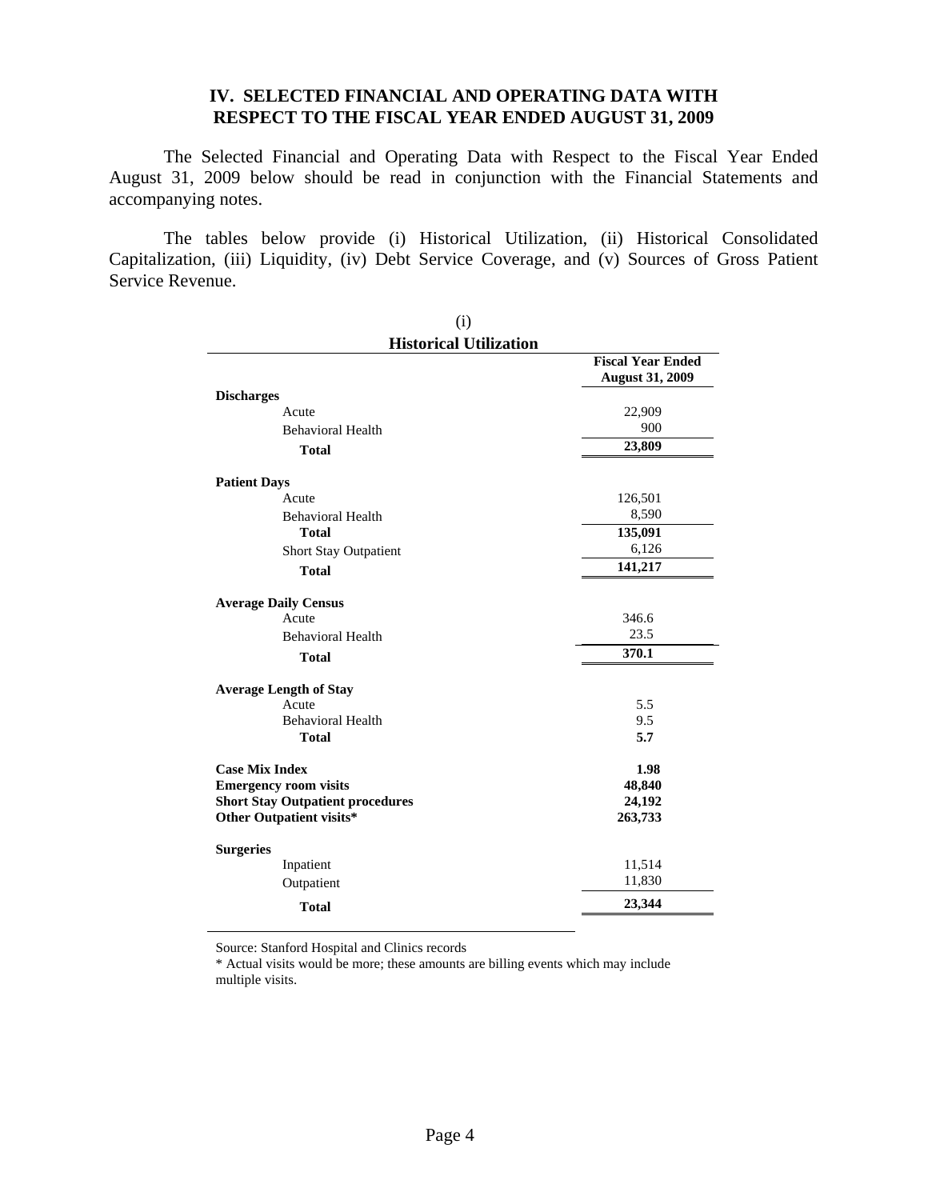## IV. SELECTED FINANCIAL AND OPERATING DATA WITH RESPECT TO THE FISCAL YEAR ENDED AUGUST 31, 2009

The Selected Financial and Operating Data with Respect to the Fiscal Year Ended August 31, 2009 below should be read in conjunction with the Financial Statements and accompanying notes.

The tables below provide (i) Historical Utilization, (ii) Historical Consolidated Capitalization, (iii) Liquidity, (iv) Debt Service Coverage, and (v) Sources of Gross Patient Service Revenue.

(i)

**Historical Utilization**

| | Fiscal Year Ended August 31, 2009 |
|---|---|
| **Discharges** | |
| Acute | 22,909 |
| Behavioral Health | 900 |
| **Total** | **23,809** |
| **Patient Days** | |
| Acute | 126,501 |
| Behavioral Health | 8,590 |
| **Total** | **135,091** |
| Short Stay Outpatient | 6,126 |
| **Total** | **141,217** |
| **Average Daily Census** | |
| Acute | 346.6 |
| Behavioral Health | 23.5 |
| **Total** | **370.1** |
| **Average Length of Stay** | |
| Acute | 5.5 |
| Behavioral Health | 9.5 |
| **Total** | **5.7** |
| **Case Mix Index** | **1.98** |
| **Emergency room visits** | **48,840** |
| **Short Stay Outpatient procedures** | **24,192** |
| **Other Outpatient visits*** | **263,733** |
| **Surgeries** | |
| Inpatient | 11,514 |
| Outpatient | 11,830 |
| **Total** | **23,344** |

Source: Stanford Hospital and Clinics records

* Actual visits would be more; these amounts are billing events which may include multiple visits.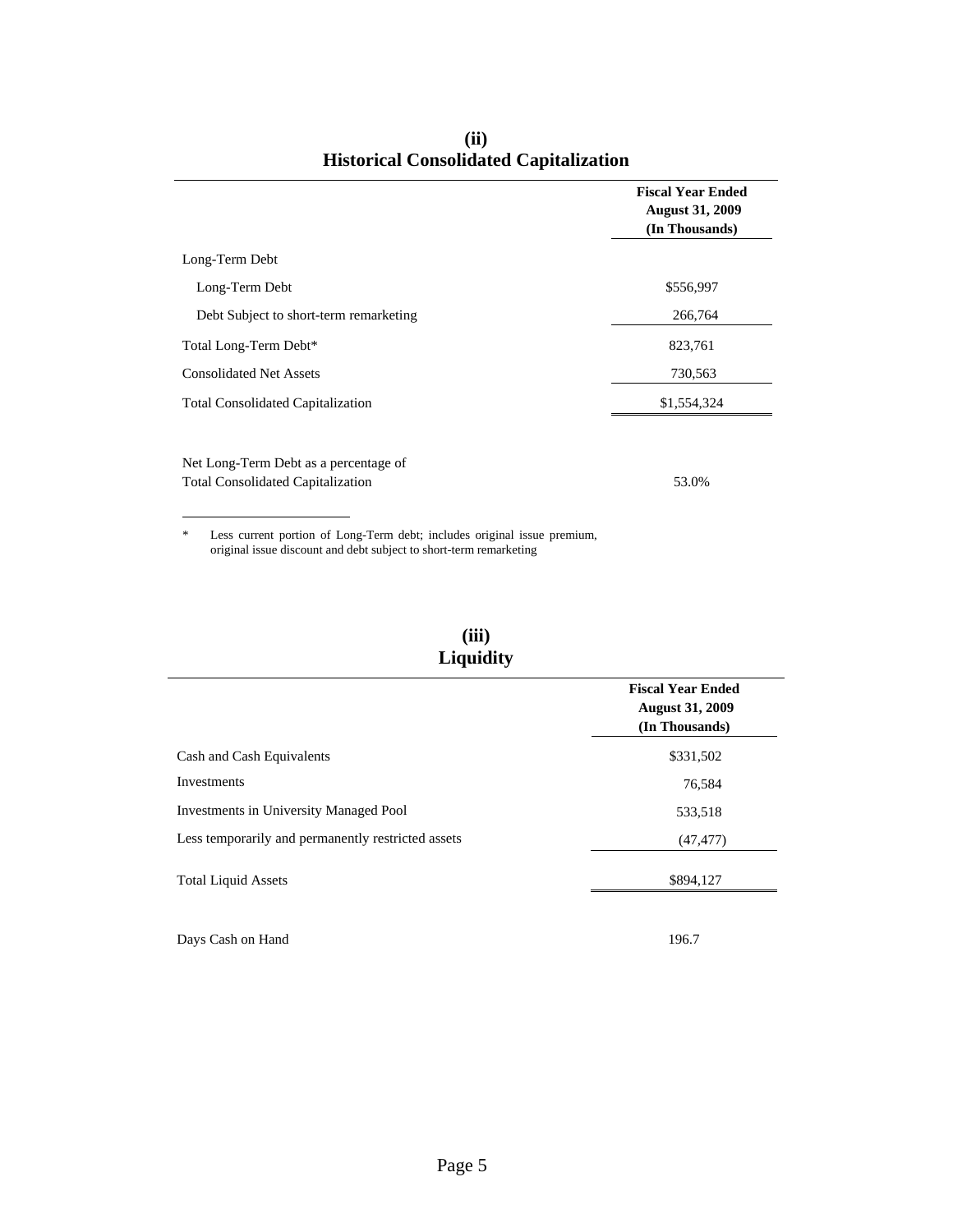## (ii) Historical Consolidated Capitalization

| | Fiscal Year Ended August 31, 2009 (In Thousands) |
|---|---|
| Long-Term Debt | |
| Long-Term Debt | $556,997 |
| Debt Subject to short-term remarketing | 266,764 |
| Total Long-Term Debt* | 823,761 |
| Consolidated Net Assets | 730,563 |
| Total Consolidated Capitalization | $1,554,324 |
| | |
| Net Long-Term Debt as a percentage of Total Consolidated Capitalization | 53.0% |

\* Less current portion of Long-Term debt; includes original issue premium, original issue discount and debt subject to short-term remarketing

## (iii) Liquidity

| | Fiscal Year Ended August 31, 2009 (In Thousands) |
|---|---|
| Cash and Cash Equivalents | $331,502 |
| Investments | 76,584 |
| Investments in University Managed Pool | 533,518 |
| Less temporarily and permanently restricted assets | (47,477) |
| Total Liquid Assets | $894,127 |
| | |
| Days Cash on Hand | 196.7 |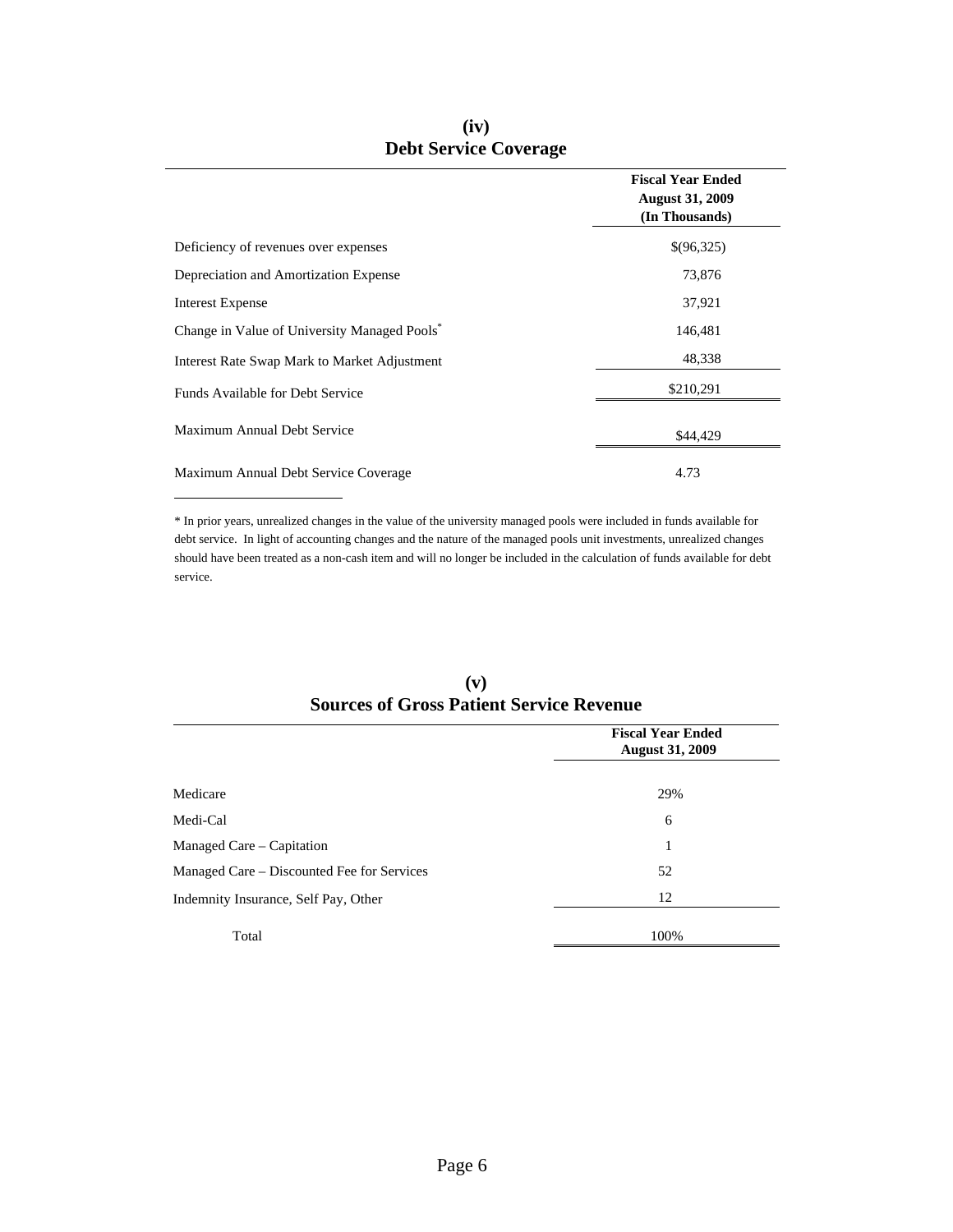## (iv)
## Debt Service Coverage

| | Fiscal Year Ended August 31, 2009 (In Thousands) |
|---|---|
| Deficiency of revenues over expenses | $(96,325) |
| Depreciation and Amortization Expense | 73,876 |
| Interest Expense | 37,921 |
| Change in Value of University Managed Pools* | 146,481 |
| Interest Rate Swap Mark to Market Adjustment | 48,338 |
| Funds Available for Debt Service | $210,291 |
| Maximum Annual Debt Service | $44,429 |
| Maximum Annual Debt Service Coverage | 4.73 |

* In prior years, unrealized changes in the value of the university managed pools were included in funds available for debt service. In light of accounting changes and the nature of the managed pools unit investments, unrealized changes should have been treated as a non-cash item and will no longer be included in the calculation of funds available for debt service.

## (v)
## Sources of Gross Patient Service Revenue

| | Fiscal Year Ended August 31, 2009 |
|---|---|
| Medicare | 29% |
| Medi-Cal | 6 |
| Managed Care – Capitation | 1 |
| Managed Care – Discounted Fee for Services | 52 |
| Indemnity Insurance, Self Pay, Other | 12 |
| Total | 100% |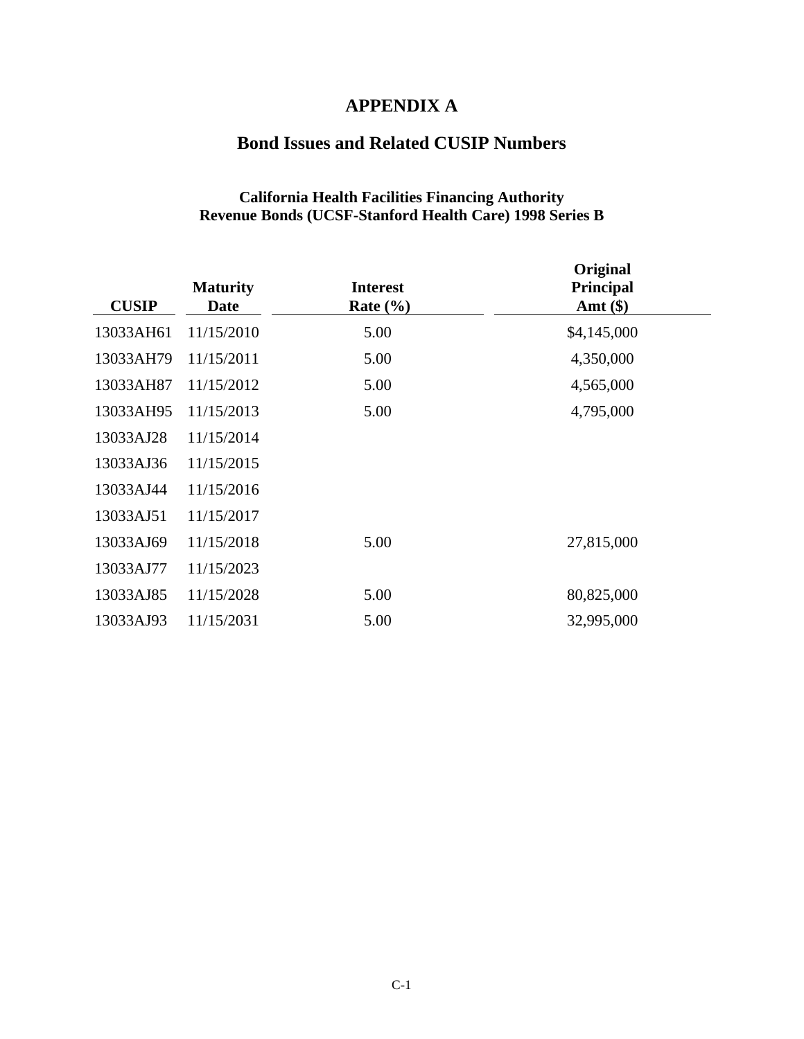# APPENDIX A

## Bond Issues and Related CUSIP Numbers

### California Health Facilities Financing Authority
### Revenue Bonds (UCSF-Stanford Health Care) 1998 Series B

| CUSIP | Maturity Date | Interest Rate (%) | Original Principal Amt ($) |
|---|---|---|---|
| 13033AH61 | 11/15/2010 | 5.00 | $4,145,000 |
| 13033AH79 | 11/15/2011 | 5.00 | 4,350,000 |
| 13033AH87 | 11/15/2012 | 5.00 | 4,565,000 |
| 13033AH95 | 11/15/2013 | 5.00 | 4,795,000 |
| 13033AJ28 | 11/15/2014 | | |
| 13033AJ36 | 11/15/2015 | | |
| 13033AJ44 | 11/15/2016 | | |
| 13033AJ51 | 11/15/2017 | | |
| 13033AJ69 | 11/15/2018 | 5.00 | 27,815,000 |
| 13033AJ77 | 11/15/2023 | | |
| 13033AJ85 | 11/15/2028 | 5.00 | 80,825,000 |
| 13033AJ93 | 11/15/2031 | 5.00 | 32,995,000 |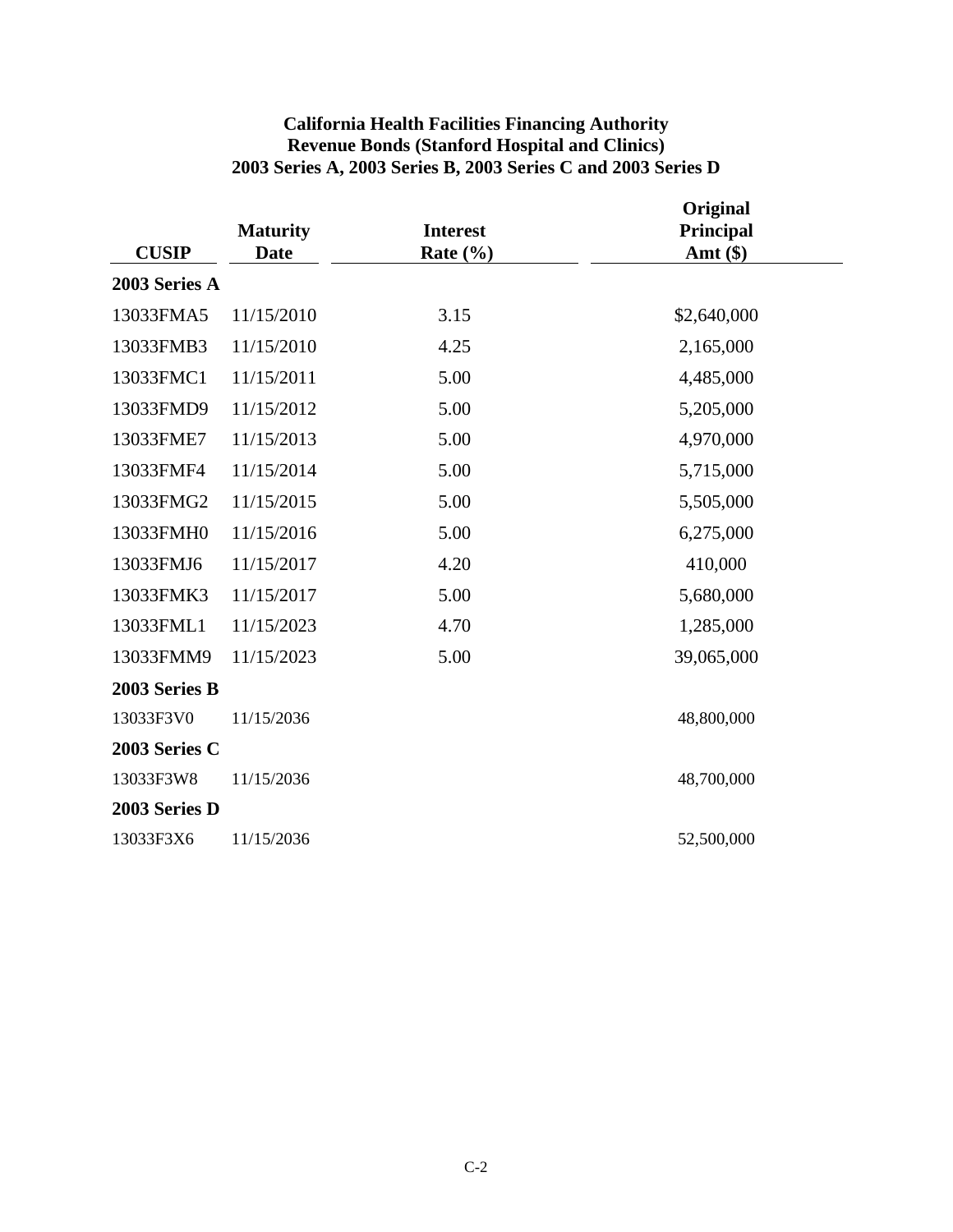**California Health Facilities Financing Authority**
**Revenue Bonds (Stanford Hospital and Clinics)**
**2003 Series A, 2003 Series B, 2003 Series C and 2003 Series D**

| CUSIP | Maturity Date | Interest Rate (%) | Original Principal Amt ($) |
|---|---|---|---|
| **2003 Series A** | | | |
| 13033FMA5 | 11/15/2010 | 3.15 | $2,640,000 |
| 13033FMB3 | 11/15/2010 | 4.25 | 2,165,000 |
| 13033FMC1 | 11/15/2011 | 5.00 | 4,485,000 |
| 13033FMD9 | 11/15/2012 | 5.00 | 5,205,000 |
| 13033FME7 | 11/15/2013 | 5.00 | 4,970,000 |
| 13033FMF4 | 11/15/2014 | 5.00 | 5,715,000 |
| 13033FMG2 | 11/15/2015 | 5.00 | 5,505,000 |
| 13033FMH0 | 11/15/2016 | 5.00 | 6,275,000 |
| 13033FMJ6 | 11/15/2017 | 4.20 | 410,000 |
| 13033FMK3 | 11/15/2017 | 5.00 | 5,680,000 |
| 13033FML1 | 11/15/2023 | 4.70 | 1,285,000 |
| 13033FMM9 | 11/15/2023 | 5.00 | 39,065,000 |
| **2003 Series B** | | | |
| 13033F3V0 | 11/15/2036 | | 48,800,000 |
| **2003 Series C** | | | |
| 13033F3W8 | 11/15/2036 | | 48,700,000 |
| **2003 Series D** | | | |
| 13033F3X6 | 11/15/2036 | | 52,500,000 |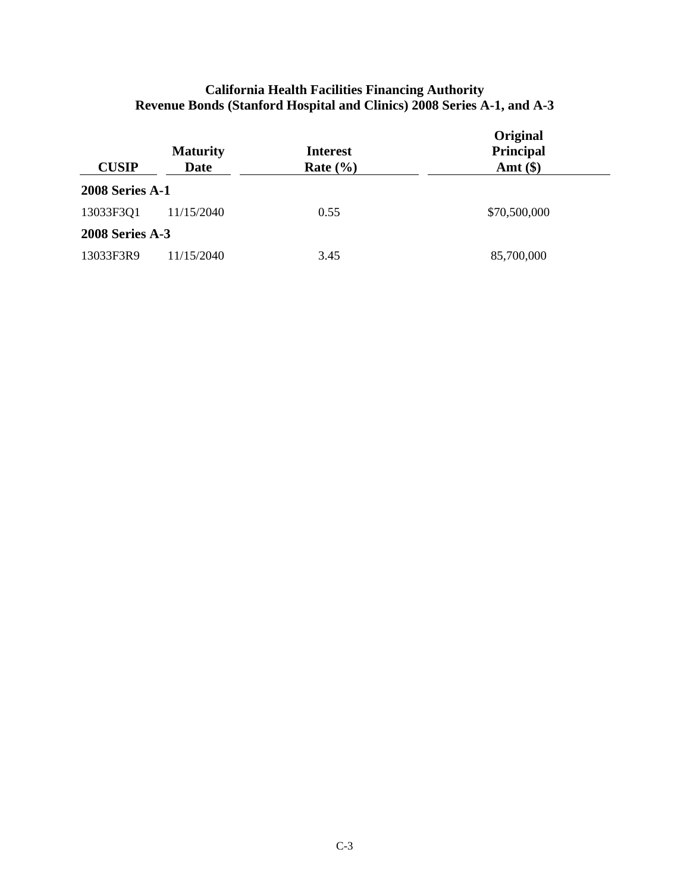**California Health Facilities Financing Authority**
**Revenue Bonds (Stanford Hospital and Clinics) 2008 Series A-1, and A-3**

| CUSIP | Maturity Date | Interest Rate (%) | Original Principal Amt ($) |
|---|---|---|---|
| **2008 Series A-1** | | | |
| 13033F3Q1 | 11/15/2040 | 0.55 | $70,500,000 |
| **2008 Series A-3** | | | |
| 13033F3R9 | 11/15/2040 | 3.45 | 85,700,000 |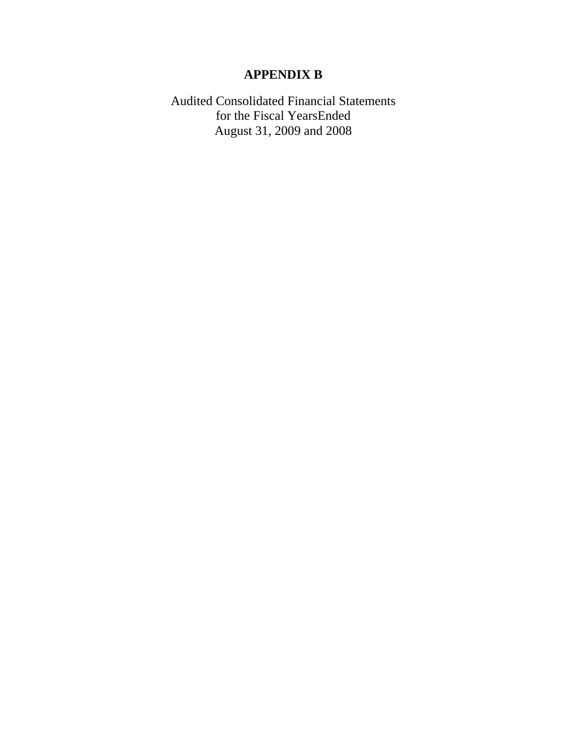# APPENDIX B

Audited Consolidated Financial Statements
for the Fiscal YearsEnded
August 31, 2009 and 2008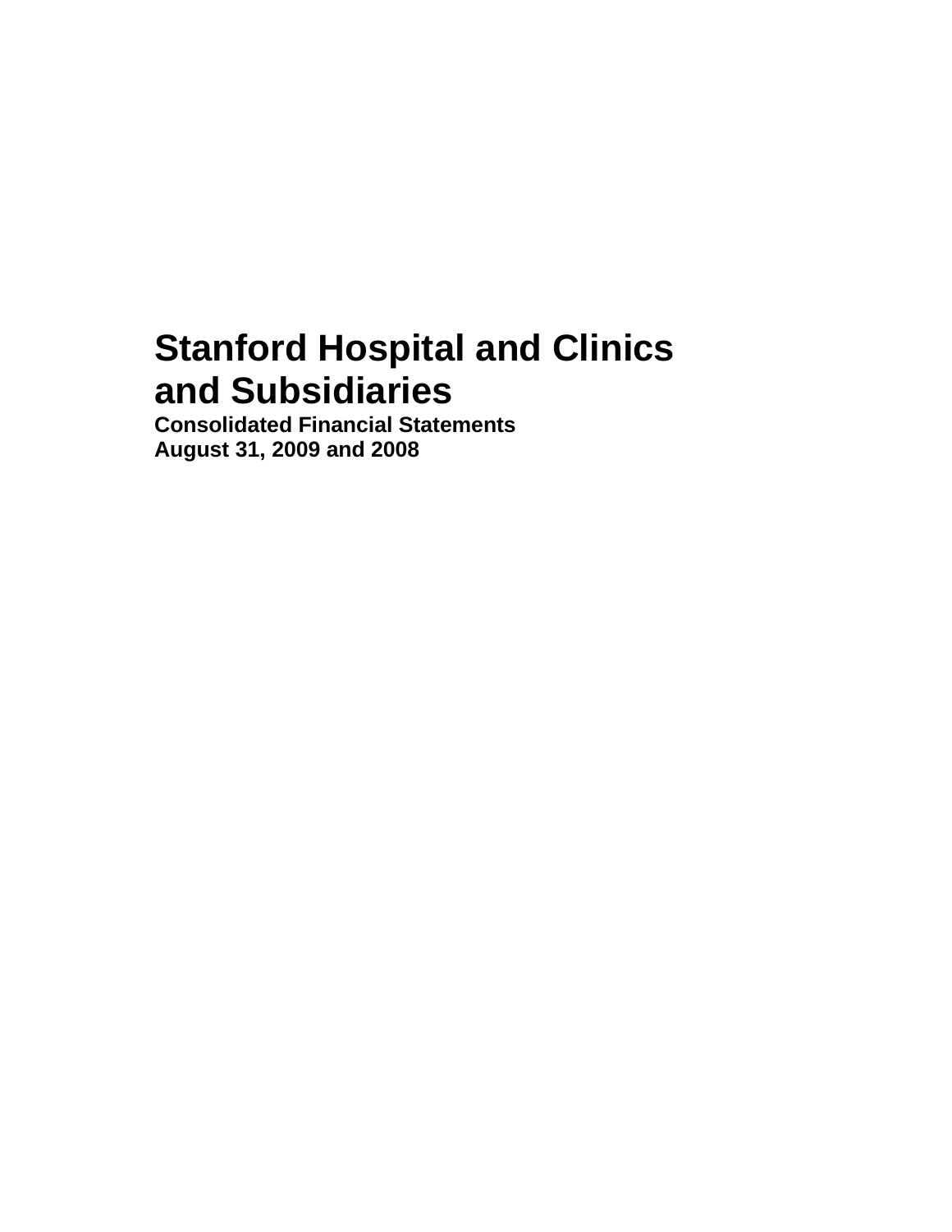# Stanford Hospital and Clinics and Subsidiaries

**Consolidated Financial Statements**
**August 31, 2009 and 2008**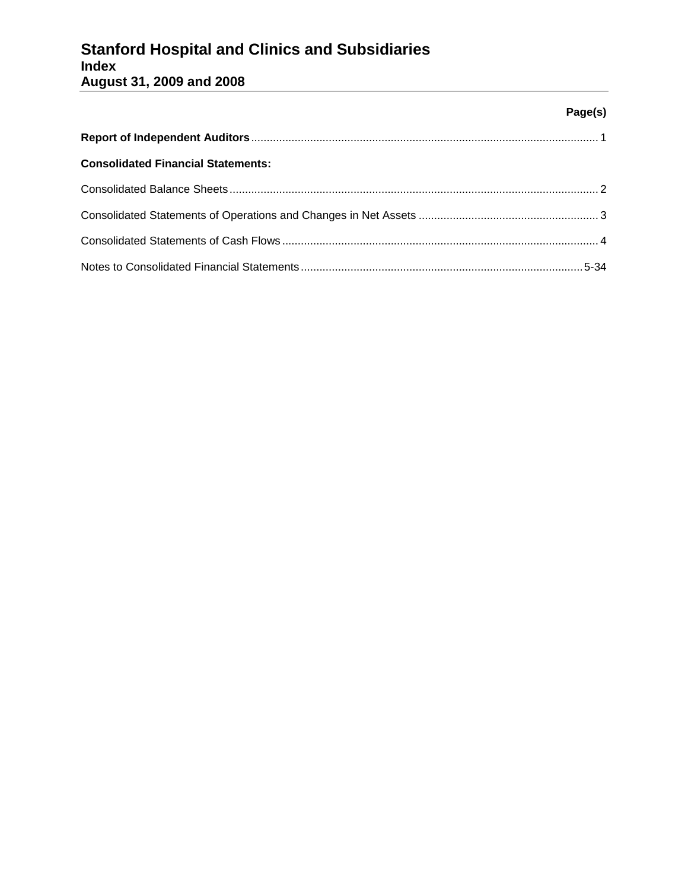# Stanford Hospital and Clinics and Subsidiaries
## Index
## August 31, 2009 and 2008

| | Page(s) |
|---|---|
| **Report of Independent Auditors** | 1 |
| **Consolidated Financial Statements:** | |
| Consolidated Balance Sheets | 2 |
| Consolidated Statements of Operations and Changes in Net Assets | 3 |
| Consolidated Statements of Cash Flows | 4 |
| Notes to Consolidated Financial Statements | 5-34 |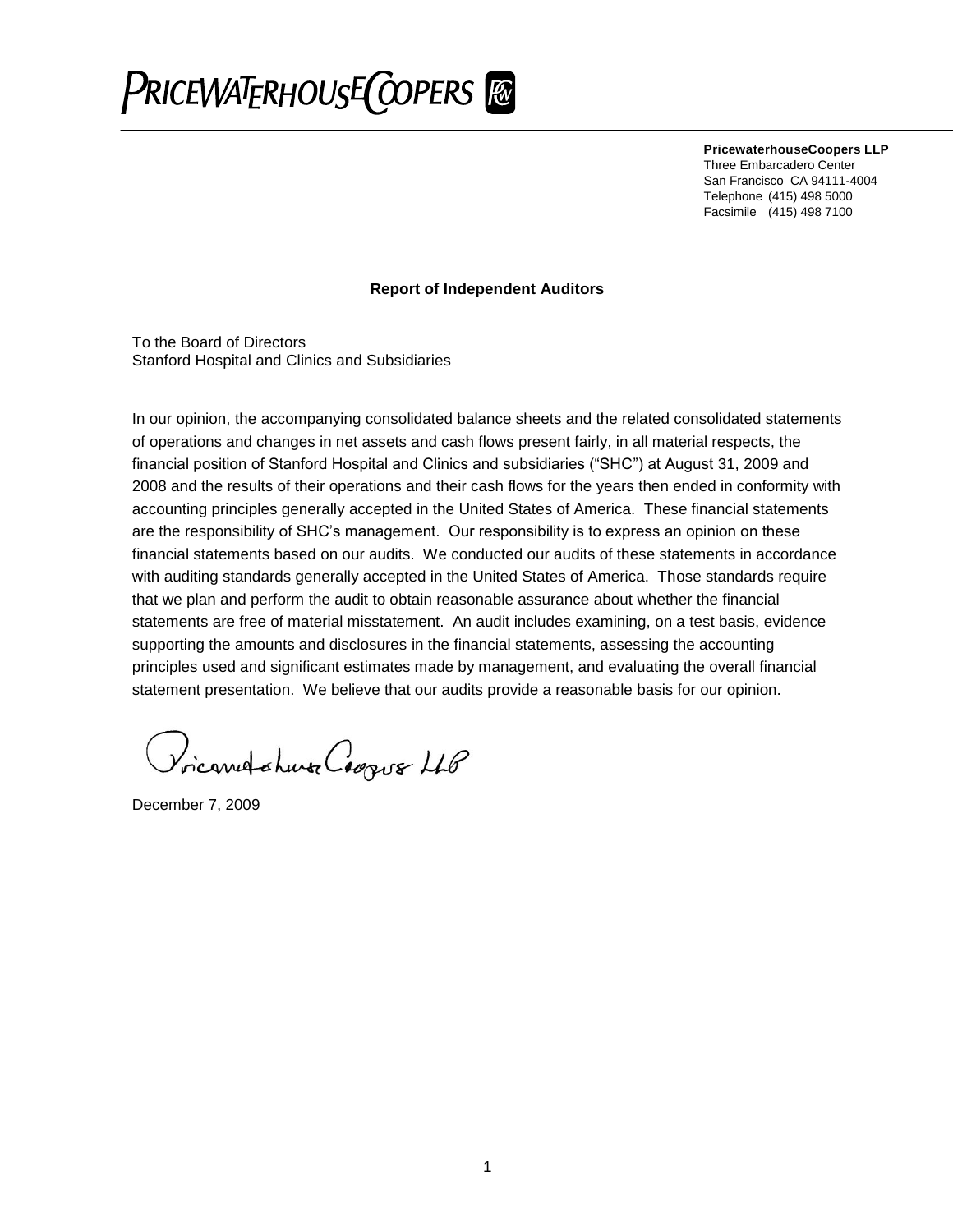PRICEWATERHOUSECOOPERS

**PricewaterhouseCoopers LLP**
Three Embarcadero Center
San Francisco CA 94111-4004
Telephone (415) 498 5000
Facsimile (415) 498 7100

## Report of Independent Auditors

To the Board of Directors
Stanford Hospital and Clinics and Subsidiaries

In our opinion, the accompanying consolidated balance sheets and the related consolidated statements of operations and changes in net assets and cash flows present fairly, in all material respects, the financial position of Stanford Hospital and Clinics and subsidiaries ("SHC") at August 31, 2009 and 2008 and the results of their operations and their cash flows for the years then ended in conformity with accounting principles generally accepted in the United States of America. These financial statements are the responsibility of SHC's management. Our responsibility is to express an opinion on these financial statements based on our audits. We conducted our audits of these statements in accordance with auditing standards generally accepted in the United States of America. Those standards require that we plan and perform the audit to obtain reasonable assurance about whether the financial statements are free of material misstatement. An audit includes examining, on a test basis, evidence supporting the amounts and disclosures in the financial statements, assessing the accounting principles used and significant estimates made by management, and evaluating the overall financial statement presentation. We believe that our audits provide a reasonable basis for our opinion.

PricewaterhouseCoopers LLP

December 7, 2009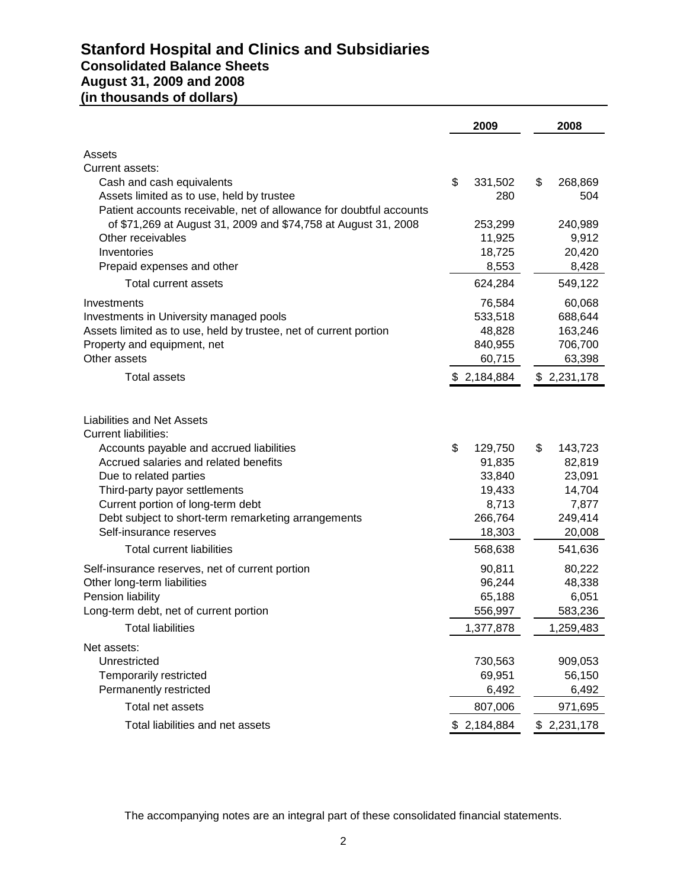# Stanford Hospital and Clinics and Subsidiaries
## Consolidated Balance Sheets
## August 31, 2009 and 2008
## (in thousands of dollars)

| | 2009 | 2008 |
|---|---|---|
| **Assets** | | |
| Current assets: | | |
| Cash and cash equivalents | $ 331,502 | $ 268,869 |
| Assets limited as to use, held by trustee | 280 | 504 |
| Patient accounts receivable, net of allowance for doubtful accounts of $71,269 at August 31, 2009 and $74,758 at August 31, 2008 | 253,299 | 240,989 |
| Other receivables | 11,925 | 9,912 |
| Inventories | 18,725 | 20,420 |
| Prepaid expenses and other | 8,553 | 8,428 |
| Total current assets | 624,284 | 549,122 |
| Investments | 76,584 | 60,068 |
| Investments in University managed pools | 533,518 | 688,644 |
| Assets limited as to use, held by trustee, net of current portion | 48,828 | 163,246 |
| Property and equipment, net | 840,955 | 706,700 |
| Other assets | 60,715 | 63,398 |
| Total assets | $ 2,184,884 | $ 2,231,178 |
| **Liabilities and Net Assets** | | |
| Current liabilities: | | |
| Accounts payable and accrued liabilities | $ 129,750 | $ 143,723 |
| Accrued salaries and related benefits | 91,835 | 82,819 |
| Due to related parties | 33,840 | 23,091 |
| Third-party payor settlements | 19,433 | 14,704 |
| Current portion of long-term debt | 8,713 | 7,877 |
| Debt subject to short-term remarketing arrangements | 266,764 | 249,414 |
| Self-insurance reserves | 18,303 | 20,008 |
| Total current liabilities | 568,638 | 541,636 |
| Self-insurance reserves, net of current portion | 90,811 | 80,222 |
| Other long-term liabilities | 96,244 | 48,338 |
| Pension liability | 65,188 | 6,051 |
| Long-term debt, net of current portion | 556,997 | 583,236 |
| Total liabilities | 1,377,878 | 1,259,483 |
| Net assets: | | |
| Unrestricted | 730,563 | 909,053 |
| Temporarily restricted | 69,951 | 56,150 |
| Permanently restricted | 6,492 | 6,492 |
| Total net assets | 807,006 | 971,695 |
| Total liabilities and net assets | $ 2,184,884 | $ 2,231,178 |

The accompanying notes are an integral part of these consolidated financial statements.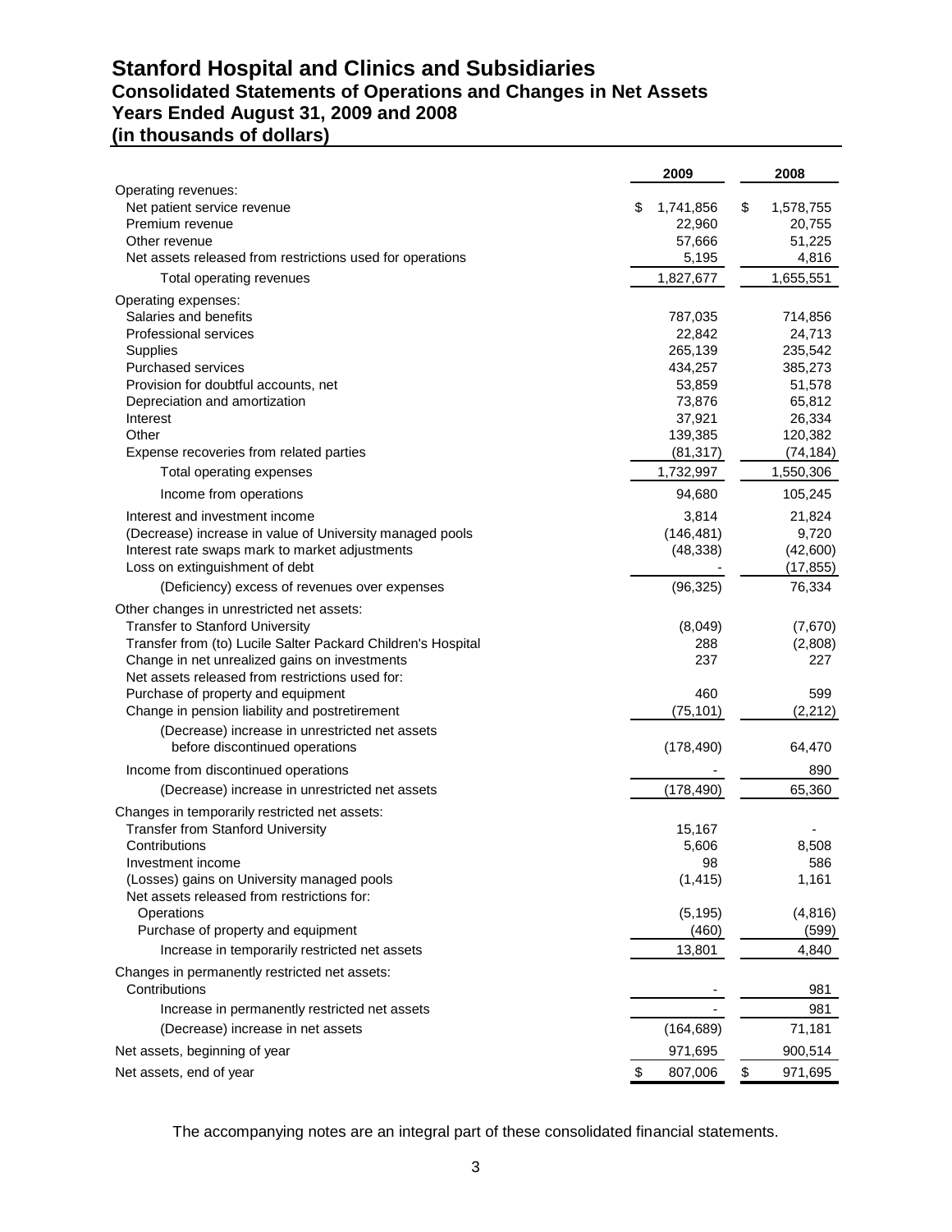# Stanford Hospital and Clinics and Subsidiaries
## Consolidated Statements of Operations and Changes in Net Assets
## Years Ended August 31, 2009 and 2008
## (in thousands of dollars)

| | 2009 | 2008 |
|---|---|---|
| Operating revenues: | | |
| Net patient service revenue | $ 1,741,856 | $ 1,578,755 |
| Premium revenue | 22,960 | 20,755 |
| Other revenue | 57,666 | 51,225 |
| Net assets released from restrictions used for operations | 5,195 | 4,816 |
| Total operating revenues | 1,827,677 | 1,655,551 |
| Operating expenses: | | |
| Salaries and benefits | 787,035 | 714,856 |
| Professional services | 22,842 | 24,713 |
| Supplies | 265,139 | 235,542 |
| Purchased services | 434,257 | 385,273 |
| Provision for doubtful accounts, net | 53,859 | 51,578 |
| Depreciation and amortization | 73,876 | 65,812 |
| Interest | 37,921 | 26,334 |
| Other | 139,385 | 120,382 |
| Expense recoveries from related parties | (81,317) | (74,184) |
| Total operating expenses | 1,732,997 | 1,550,306 |
| Income from operations | 94,680 | 105,245 |
| Interest and investment income | 3,814 | 21,824 |
| (Decrease) increase in value of University managed pools | (146,481) | 9,720 |
| Interest rate swaps mark to market adjustments | (48,338) | (42,600) |
| Loss on extinguishment of debt | - | (17,855) |
| (Deficiency) excess of revenues over expenses | (96,325) | 76,334 |
| Other changes in unrestricted net assets: | | |
| Transfer to Stanford University | (8,049) | (7,670) |
| Transfer from (to) Lucile Salter Packard Children's Hospital | 288 | (2,808) |
| Change in net unrealized gains on investments | 237 | 227 |
| Net assets released from restrictions used for: | | |
| Purchase of property and equipment | 460 | 599 |
| Change in pension liability and postretirement | (75,101) | (2,212) |
| (Decrease) increase in unrestricted net assets before discontinued operations | (178,490) | 64,470 |
| Income from discontinued operations | - | 890 |
| (Decrease) increase in unrestricted net assets | (178,490) | 65,360 |
| Changes in temporarily restricted net assets: | | |
| Transfer from Stanford University | 15,167 | - |
| Contributions | 5,606 | 8,508 |
| Investment income | 98 | 586 |
| (Losses) gains on University managed pools | (1,415) | 1,161 |
| Net assets released from restrictions for: | | |
| Operations | (5,195) | (4,816) |
| Purchase of property and equipment | (460) | (599) |
| Increase in temporarily restricted net assets | 13,801 | 4,840 |
| Changes in permanently restricted net assets: | | |
| Contributions | - | 981 |
| Increase in permanently restricted net assets | - | 981 |
| (Decrease) increase in net assets | (164,689) | 71,181 |
| Net assets, beginning of year | 971,695 | 900,514 |
| Net assets, end of year | $ 807,006 | $ 971,695 |

The accompanying notes are an integral part of these consolidated financial statements.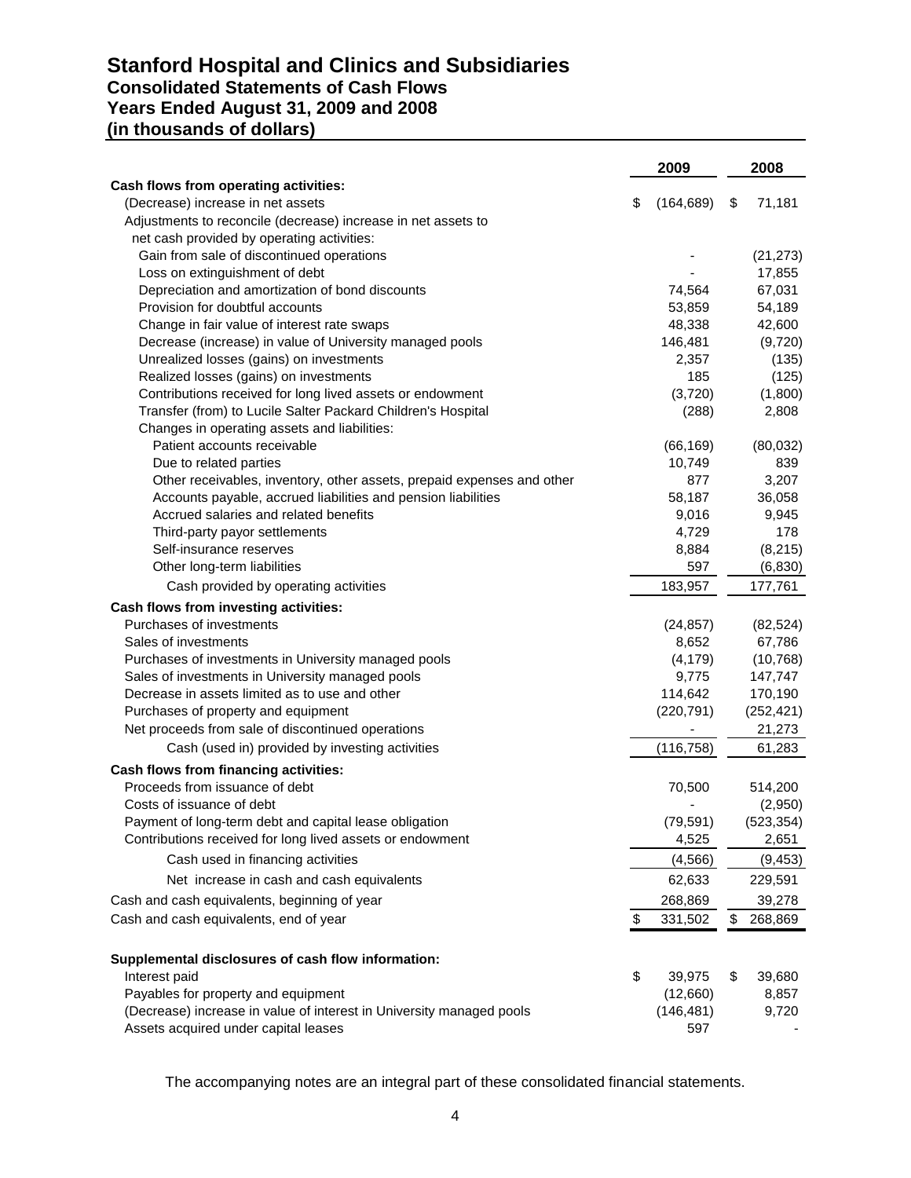# Stanford Hospital and Clinics and Subsidiaries
## Consolidated Statements of Cash Flows
## Years Ended August 31, 2009 and 2008
## (in thousands of dollars)

| | 2009 | 2008 |
|---|---|---|
| **Cash flows from operating activities:** | | |
| (Decrease) increase in net assets | $ (164,689) | $ 71,181 |
| Adjustments to reconcile (decrease) increase in net assets to net cash provided by operating activities: | | |
| Gain from sale of discontinued operations | - | (21,273) |
| Loss on extinguishment of debt | - | 17,855 |
| Depreciation and amortization of bond discounts | 74,564 | 67,031 |
| Provision for doubtful accounts | 53,859 | 54,189 |
| Change in fair value of interest rate swaps | 48,338 | 42,600 |
| Decrease (increase) in value of University managed pools | 146,481 | (9,720) |
| Unrealized losses (gains) on investments | 2,357 | (135) |
| Realized losses (gains) on investments | 185 | (125) |
| Contributions received for long lived assets or endowment | (3,720) | (1,800) |
| Transfer (from) to Lucile Salter Packard Children's Hospital | (288) | 2,808 |
| Changes in operating assets and liabilities: | | |
| Patient accounts receivable | (66,169) | (80,032) |
| Due to related parties | 10,749 | 839 |
| Other receivables, inventory, other assets, prepaid expenses and other | 877 | 3,207 |
| Accounts payable, accrued liabilities and pension liabilities | 58,187 | 36,058 |
| Accrued salaries and related benefits | 9,016 | 9,945 |
| Third-party payor settlements | 4,729 | 178 |
| Self-insurance reserves | 8,884 | (8,215) |
| Other long-term liabilities | 597 | (6,830) |
| Cash provided by operating activities | 183,957 | 177,761 |
| **Cash flows from investing activities:** | | |
| Purchases of investments | (24,857) | (82,524) |
| Sales of investments | 8,652 | 67,786 |
| Purchases of investments in University managed pools | (4,179) | (10,768) |
| Sales of investments in University managed pools | 9,775 | 147,747 |
| Decrease in assets limited as to use and other | 114,642 | 170,190 |
| Purchases of property and equipment | (220,791) | (252,421) |
| Net proceeds from sale of discontinued operations | - | 21,273 |
| Cash (used in) provided by investing activities | (116,758) | 61,283 |
| **Cash flows from financing activities:** | | |
| Proceeds from issuance of debt | 70,500 | 514,200 |
| Costs of issuance of debt | - | (2,950) |
| Payment of long-term debt and capital lease obligation | (79,591) | (523,354) |
| Contributions received for long lived assets or endowment | 4,525 | 2,651 |
| Cash used in financing activities | (4,566) | (9,453) |
| Net increase in cash and cash equivalents | 62,633 | 229,591 |
| Cash and cash equivalents, beginning of year | 268,869 | 39,278 |
| Cash and cash equivalents, end of year | $ 331,502 | $ 268,869 |
| **Supplemental disclosures of cash flow information:** | | |
| Interest paid | $ 39,975 | $ 39,680 |
| Payables for property and equipment | (12,660) | 8,857 |
| (Decrease) increase in value of interest in University managed pools | (146,481) | 9,720 |
| Assets acquired under capital leases | 597 | - |

The accompanying notes are an integral part of these consolidated financial statements.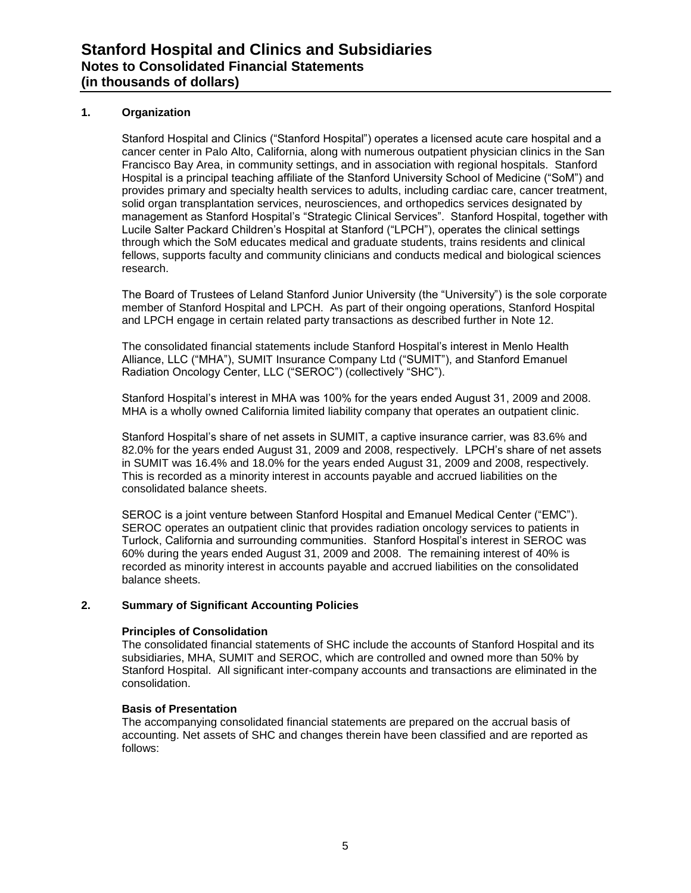# Stanford Hospital and Clinics and Subsidiaries
## Notes to Consolidated Financial Statements
## (in thousands of dollars)

### 1. Organization

Stanford Hospital and Clinics ("Stanford Hospital") operates a licensed acute care hospital and a cancer center in Palo Alto, California, along with numerous outpatient physician clinics in the San Francisco Bay Area, in community settings, and in association with regional hospitals. Stanford Hospital is a principal teaching affiliate of the Stanford University School of Medicine ("SoM") and provides primary and specialty health services to adults, including cardiac care, cancer treatment, solid organ transplantation services, neurosciences, and orthopedics services designated by management as Stanford Hospital's "Strategic Clinical Services". Stanford Hospital, together with Lucile Salter Packard Children's Hospital at Stanford ("LPCH"), operates the clinical settings through which the SoM educates medical and graduate students, trains residents and clinical fellows, supports faculty and community clinicians and conducts medical and biological sciences research.

The Board of Trustees of Leland Stanford Junior University (the "University") is the sole corporate member of Stanford Hospital and LPCH. As part of their ongoing operations, Stanford Hospital and LPCH engage in certain related party transactions as described further in Note 12.

The consolidated financial statements include Stanford Hospital's interest in Menlo Health Alliance, LLC ("MHA"), SUMIT Insurance Company Ltd ("SUMIT"), and Stanford Emanuel Radiation Oncology Center, LLC ("SEROC") (collectively "SHC").

Stanford Hospital's interest in MHA was 100% for the years ended August 31, 2009 and 2008. MHA is a wholly owned California limited liability company that operates an outpatient clinic.

Stanford Hospital's share of net assets in SUMIT, a captive insurance carrier, was 83.6% and 82.0% for the years ended August 31, 2009 and 2008, respectively. LPCH's share of net assets in SUMIT was 16.4% and 18.0% for the years ended August 31, 2009 and 2008, respectively. This is recorded as a minority interest in accounts payable and accrued liabilities on the consolidated balance sheets.

SEROC is a joint venture between Stanford Hospital and Emanuel Medical Center ("EMC"). SEROC operates an outpatient clinic that provides radiation oncology services to patients in Turlock, California and surrounding communities. Stanford Hospital's interest in SEROC was 60% during the years ended August 31, 2009 and 2008. The remaining interest of 40% is recorded as minority interest in accounts payable and accrued liabilities on the consolidated balance sheets.

### 2. Summary of Significant Accounting Policies

**Principles of Consolidation**

The consolidated financial statements of SHC include the accounts of Stanford Hospital and its subsidiaries, MHA, SUMIT and SEROC, which are controlled and owned more than 50% by Stanford Hospital. All significant inter-company accounts and transactions are eliminated in the consolidation.

**Basis of Presentation**

The accompanying consolidated financial statements are prepared on the accrual basis of accounting. Net assets of SHC and changes therein have been classified and are reported as follows: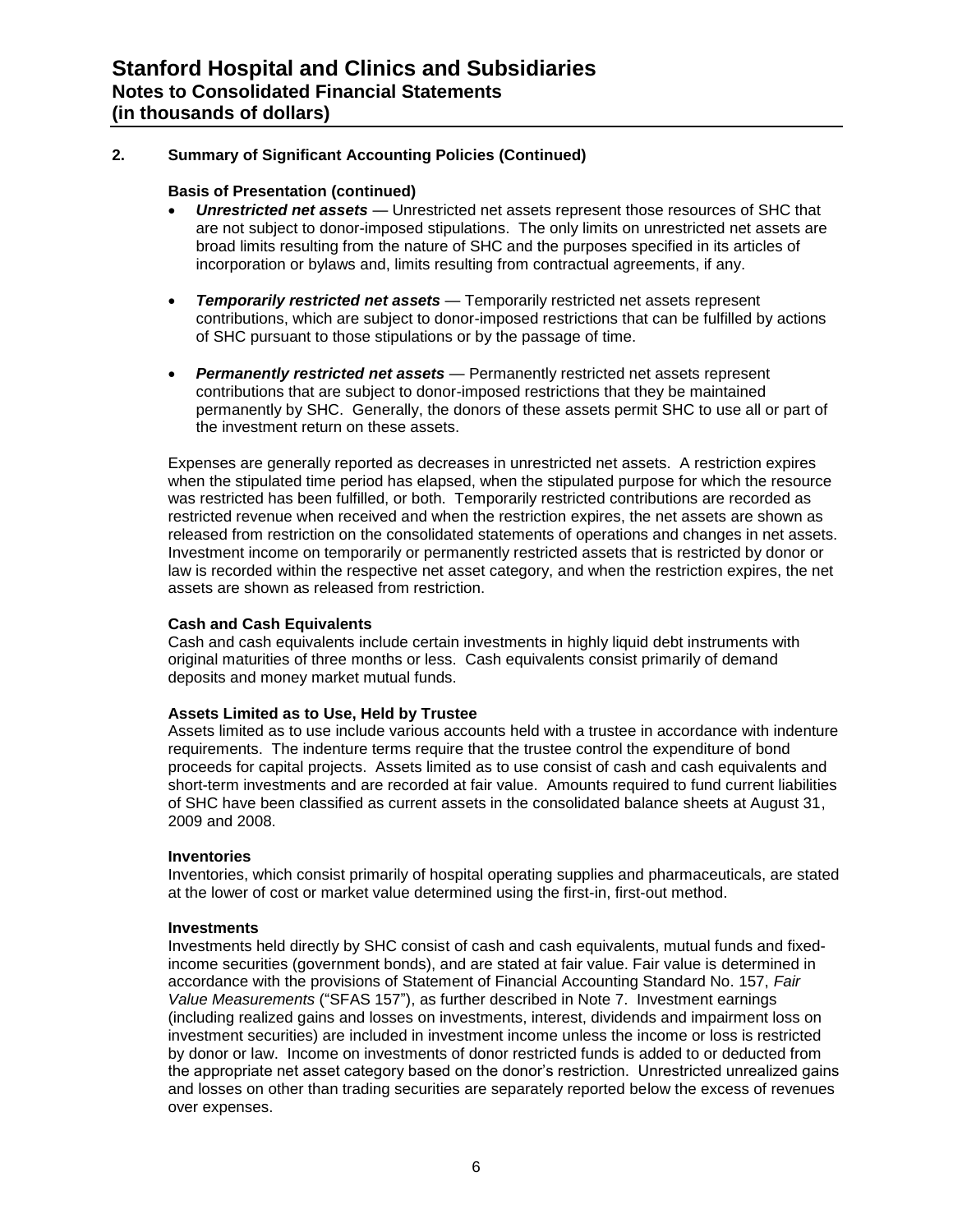## 2. Summary of Significant Accounting Policies (Continued)

### Basis of Presentation (continued)

- ***Unrestricted net assets*** — Unrestricted net assets represent those resources of SHC that are not subject to donor-imposed stipulations. The only limits on unrestricted net assets are broad limits resulting from the nature of SHC and the purposes specified in its articles of incorporation or bylaws and, limits resulting from contractual agreements, if any.

- ***Temporarily restricted net assets*** — Temporarily restricted net assets represent contributions, which are subject to donor-imposed restrictions that can be fulfilled by actions of SHC pursuant to those stipulations or by the passage of time.

- ***Permanently restricted net assets*** — Permanently restricted net assets represent contributions that are subject to donor-imposed restrictions that they be maintained permanently by SHC. Generally, the donors of these assets permit SHC to use all or part of the investment return on these assets.

Expenses are generally reported as decreases in unrestricted net assets. A restriction expires when the stipulated time period has elapsed, when the stipulated purpose for which the resource was restricted has been fulfilled, or both. Temporarily restricted contributions are recorded as restricted revenue when received and when the restriction expires, the net assets are shown as released from restriction on the consolidated statements of operations and changes in net assets. Investment income on temporarily or permanently restricted assets that is restricted by donor or law is recorded within the respective net asset category, and when the restriction expires, the net assets are shown as released from restriction.

### Cash and Cash Equivalents

Cash and cash equivalents include certain investments in highly liquid debt instruments with original maturities of three months or less. Cash equivalents consist primarily of demand deposits and money market mutual funds.

### Assets Limited as to Use, Held by Trustee

Assets limited as to use include various accounts held with a trustee in accordance with indenture requirements. The indenture terms require that the trustee control the expenditure of bond proceeds for capital projects. Assets limited as to use consist of cash and cash equivalents and short-term investments and are recorded at fair value. Amounts required to fund current liabilities of SHC have been classified as current assets in the consolidated balance sheets at August 31, 2009 and 2008.

### Inventories

Inventories, which consist primarily of hospital operating supplies and pharmaceuticals, are stated at the lower of cost or market value determined using the first-in, first-out method.

### Investments

Investments held directly by SHC consist of cash and cash equivalents, mutual funds and fixed-income securities (government bonds), and are stated at fair value. Fair value is determined in accordance with the provisions of Statement of Financial Accounting Standard No. 157, *Fair Value Measurements* ("SFAS 157"), as further described in Note 7. Investment earnings (including realized gains and losses on investments, interest, dividends and impairment loss on investment securities) are included in investment income unless the income or loss is restricted by donor or law. Income on investments of donor restricted funds is added to or deducted from the appropriate net asset category based on the donor's restriction. Unrestricted unrealized gains and losses on other than trading securities are separately reported below the excess of revenues over expenses.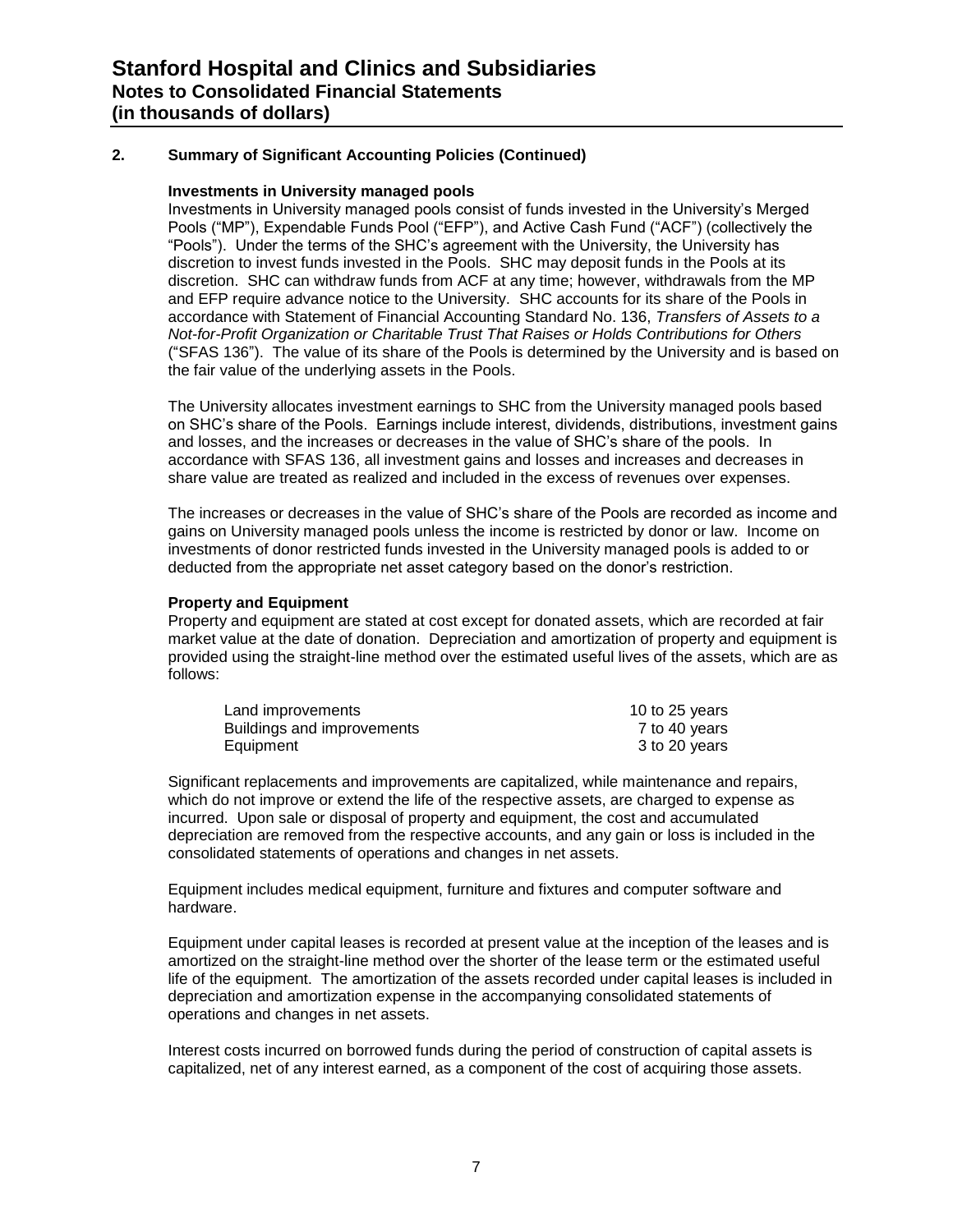# Stanford Hospital and Clinics and Subsidiaries
## Notes to Consolidated Financial Statements
## (in thousands of dollars)

### 2. Summary of Significant Accounting Policies (Continued)

**Investments in University managed pools**

Investments in University managed pools consist of funds invested in the University's Merged Pools ("MP"), Expendable Funds Pool ("EFP"), and Active Cash Fund ("ACF") (collectively the "Pools"). Under the terms of the SHC's agreement with the University, the University has discretion to invest funds invested in the Pools. SHC may deposit funds in the Pools at its discretion. SHC can withdraw funds from ACF at any time; however, withdrawals from the MP and EFP require advance notice to the University. SHC accounts for its share of the Pools in accordance with Statement of Financial Accounting Standard No. 136, *Transfers of Assets to a Not-for-Profit Organization or Charitable Trust That Raises or Holds Contributions for Others* ("SFAS 136"). The value of its share of the Pools is determined by the University and is based on the fair value of the underlying assets in the Pools.

The University allocates investment earnings to SHC from the University managed pools based on SHC's share of the Pools. Earnings include interest, dividends, distributions, investment gains and losses, and the increases or decreases in the value of SHC's share of the pools. In accordance with SFAS 136, all investment gains and losses and increases and decreases in share value are treated as realized and included in the excess of revenues over expenses.

The increases or decreases in the value of SHC's share of the Pools are recorded as income and gains on University managed pools unless the income is restricted by donor or law. Income on investments of donor restricted funds invested in the University managed pools is added to or deducted from the appropriate net asset category based on the donor's restriction.

**Property and Equipment**

Property and equipment are stated at cost except for donated assets, which are recorded at fair market value at the date of donation. Depreciation and amortization of property and equipment is provided using the straight-line method over the estimated useful lives of the assets, which are as follows:

| | |
|---|---|
| Land improvements | 10 to 25 years |
| Buildings and improvements | 7 to 40 years |
| Equipment | 3 to 20 years |

Significant replacements and improvements are capitalized, while maintenance and repairs, which do not improve or extend the life of the respective assets, are charged to expense as incurred. Upon sale or disposal of property and equipment, the cost and accumulated depreciation are removed from the respective accounts, and any gain or loss is included in the consolidated statements of operations and changes in net assets.

Equipment includes medical equipment, furniture and fixtures and computer software and hardware.

Equipment under capital leases is recorded at present value at the inception of the leases and is amortized on the straight-line method over the shorter of the lease term or the estimated useful life of the equipment. The amortization of the assets recorded under capital leases is included in depreciation and amortization expense in the accompanying consolidated statements of operations and changes in net assets.

Interest costs incurred on borrowed funds during the period of construction of capital assets is capitalized, net of any interest earned, as a component of the cost of acquiring those assets.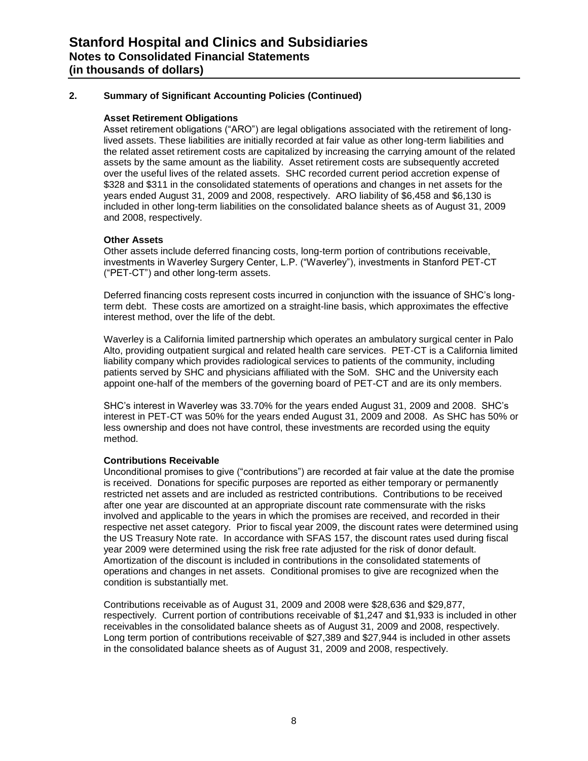## 2. Summary of Significant Accounting Policies (Continued)

### Asset Retirement Obligations

Asset retirement obligations ("ARO") are legal obligations associated with the retirement of long-lived assets. These liabilities are initially recorded at fair value as other long-term liabilities and the related asset retirement costs are capitalized by increasing the carrying amount of the related assets by the same amount as the liability. Asset retirement costs are subsequently accreted over the useful lives of the related assets. SHC recorded current period accretion expense of $328 and $311 in the consolidated statements of operations and changes in net assets for the years ended August 31, 2009 and 2008, respectively. ARO liability of $6,458 and $6,130 is included in other long-term liabilities on the consolidated balance sheets as of August 31, 2009 and 2008, respectively.

### Other Assets

Other assets include deferred financing costs, long-term portion of contributions receivable, investments in Waverley Surgery Center, L.P. ("Waverley"), investments in Stanford PET-CT ("PET-CT") and other long-term assets.

Deferred financing costs represent costs incurred in conjunction with the issuance of SHC's long-term debt. These costs are amortized on a straight-line basis, which approximates the effective interest method, over the life of the debt.

Waverley is a California limited partnership which operates an ambulatory surgical center in Palo Alto, providing outpatient surgical and related health care services. PET-CT is a California limited liability company which provides radiological services to patients of the community, including patients served by SHC and physicians affiliated with the SoM. SHC and the University each appoint one-half of the members of the governing board of PET-CT and are its only members.

SHC's interest in Waverley was 33.70% for the years ended August 31, 2009 and 2008. SHC's interest in PET-CT was 50% for the years ended August 31, 2009 and 2008. As SHC has 50% or less ownership and does not have control, these investments are recorded using the equity method.

### Contributions Receivable

Unconditional promises to give ("contributions") are recorded at fair value at the date the promise is received. Donations for specific purposes are reported as either temporary or permanently restricted net assets and are included as restricted contributions. Contributions to be received after one year are discounted at an appropriate discount rate commensurate with the risks involved and applicable to the years in which the promises are received, and recorded in their respective net asset category. Prior to fiscal year 2009, the discount rates were determined using the US Treasury Note rate. In accordance with SFAS 157, the discount rates used during fiscal year 2009 were determined using the risk free rate adjusted for the risk of donor default. Amortization of the discount is included in contributions in the consolidated statements of operations and changes in net assets. Conditional promises to give are recognized when the condition is substantially met.

Contributions receivable as of August 31, 2009 and 2008 were $28,636 and $29,877, respectively. Current portion of contributions receivable of $1,247 and $1,933 is included in other receivables in the consolidated balance sheets as of August 31, 2009 and 2008, respectively. Long term portion of contributions receivable of $27,389 and $27,944 is included in other assets in the consolidated balance sheets as of August 31, 2009 and 2008, respectively.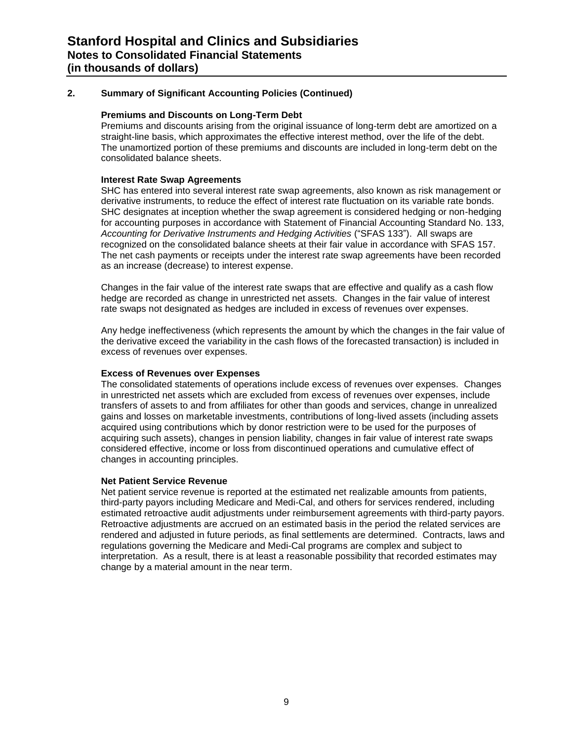## 2. Summary of Significant Accounting Policies (Continued)

### Premiums and Discounts on Long-Term Debt

Premiums and discounts arising from the original issuance of long-term debt are amortized on a straight-line basis, which approximates the effective interest method, over the life of the debt. The unamortized portion of these premiums and discounts are included in long-term debt on the consolidated balance sheets.

### Interest Rate Swap Agreements

SHC has entered into several interest rate swap agreements, also known as risk management or derivative instruments, to reduce the effect of interest rate fluctuation on its variable rate bonds. SHC designates at inception whether the swap agreement is considered hedging or non-hedging for accounting purposes in accordance with Statement of Financial Accounting Standard No. 133, *Accounting for Derivative Instruments and Hedging Activities* ("SFAS 133"). All swaps are recognized on the consolidated balance sheets at their fair value in accordance with SFAS 157. The net cash payments or receipts under the interest rate swap agreements have been recorded as an increase (decrease) to interest expense.

Changes in the fair value of the interest rate swaps that are effective and qualify as a cash flow hedge are recorded as change in unrestricted net assets. Changes in the fair value of interest rate swaps not designated as hedges are included in excess of revenues over expenses.

Any hedge ineffectiveness (which represents the amount by which the changes in the fair value of the derivative exceed the variability in the cash flows of the forecasted transaction) is included in excess of revenues over expenses.

### Excess of Revenues over Expenses

The consolidated statements of operations include excess of revenues over expenses. Changes in unrestricted net assets which are excluded from excess of revenues over expenses, include transfers of assets to and from affiliates for other than goods and services, change in unrealized gains and losses on marketable investments, contributions of long-lived assets (including assets acquired using contributions which by donor restriction were to be used for the purposes of acquiring such assets), changes in pension liability, changes in fair value of interest rate swaps considered effective, income or loss from discontinued operations and cumulative effect of changes in accounting principles.

### Net Patient Service Revenue

Net patient service revenue is reported at the estimated net realizable amounts from patients, third-party payors including Medicare and Medi-Cal, and others for services rendered, including estimated retroactive audit adjustments under reimbursement agreements with third-party payors. Retroactive adjustments are accrued on an estimated basis in the period the related services are rendered and adjusted in future periods, as final settlements are determined. Contracts, laws and regulations governing the Medicare and Medi-Cal programs are complex and subject to interpretation. As a result, there is at least a reasonable possibility that recorded estimates may change by a material amount in the near term.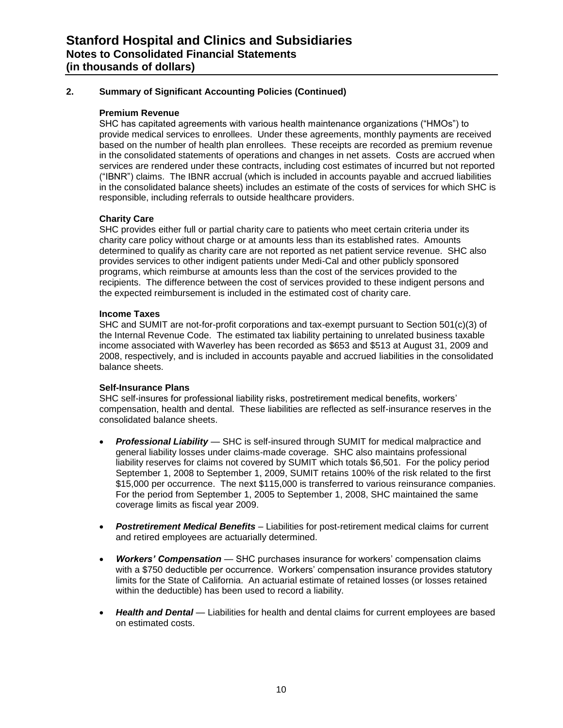## 2. Summary of Significant Accounting Policies (Continued)

### Premium Revenue

SHC has capitated agreements with various health maintenance organizations ("HMOs") to provide medical services to enrollees. Under these agreements, monthly payments are received based on the number of health plan enrollees. These receipts are recorded as premium revenue in the consolidated statements of operations and changes in net assets. Costs are accrued when services are rendered under these contracts, including cost estimates of incurred but not reported ("IBNR") claims. The IBNR accrual (which is included in accounts payable and accrued liabilities in the consolidated balance sheets) includes an estimate of the costs of services for which SHC is responsible, including referrals to outside healthcare providers.

### Charity Care

SHC provides either full or partial charity care to patients who meet certain criteria under its charity care policy without charge or at amounts less than its established rates. Amounts determined to qualify as charity care are not reported as net patient service revenue. SHC also provides services to other indigent patients under Medi-Cal and other publicly sponsored programs, which reimburse at amounts less than the cost of the services provided to the recipients. The difference between the cost of services provided to these indigent persons and the expected reimbursement is included in the estimated cost of charity care.

### Income Taxes

SHC and SUMIT are not-for-profit corporations and tax-exempt pursuant to Section 501(c)(3) of the Internal Revenue Code. The estimated tax liability pertaining to unrelated business taxable income associated with Waverley has been recorded as $653 and $513 at August 31, 2009 and 2008, respectively, and is included in accounts payable and accrued liabilities in the consolidated balance sheets.

### Self-Insurance Plans

SHC self-insures for professional liability risks, postretirement medical benefits, workers' compensation, health and dental. These liabilities are reflected as self-insurance reserves in the consolidated balance sheets.

- ***Professional Liability*** — SHC is self-insured through SUMIT for medical malpractice and general liability losses under claims-made coverage. SHC also maintains professional liability reserves for claims not covered by SUMIT which totals $6,501. For the policy period September 1, 2008 to September 1, 2009, SUMIT retains 100% of the risk related to the first $15,000 per occurrence. The next $115,000 is transferred to various reinsurance companies. For the period from September 1, 2005 to September 1, 2008, SHC maintained the same coverage limits as fiscal year 2009.

- ***Postretirement Medical Benefits*** – Liabilities for post-retirement medical claims for current and retired employees are actuarially determined.

- ***Workers' Compensation*** — SHC purchases insurance for workers' compensation claims with a $750 deductible per occurrence. Workers' compensation insurance provides statutory limits for the State of California. An actuarial estimate of retained losses (or losses retained within the deductible) has been used to record a liability.

- ***Health and Dental*** — Liabilities for health and dental claims for current employees are based on estimated costs.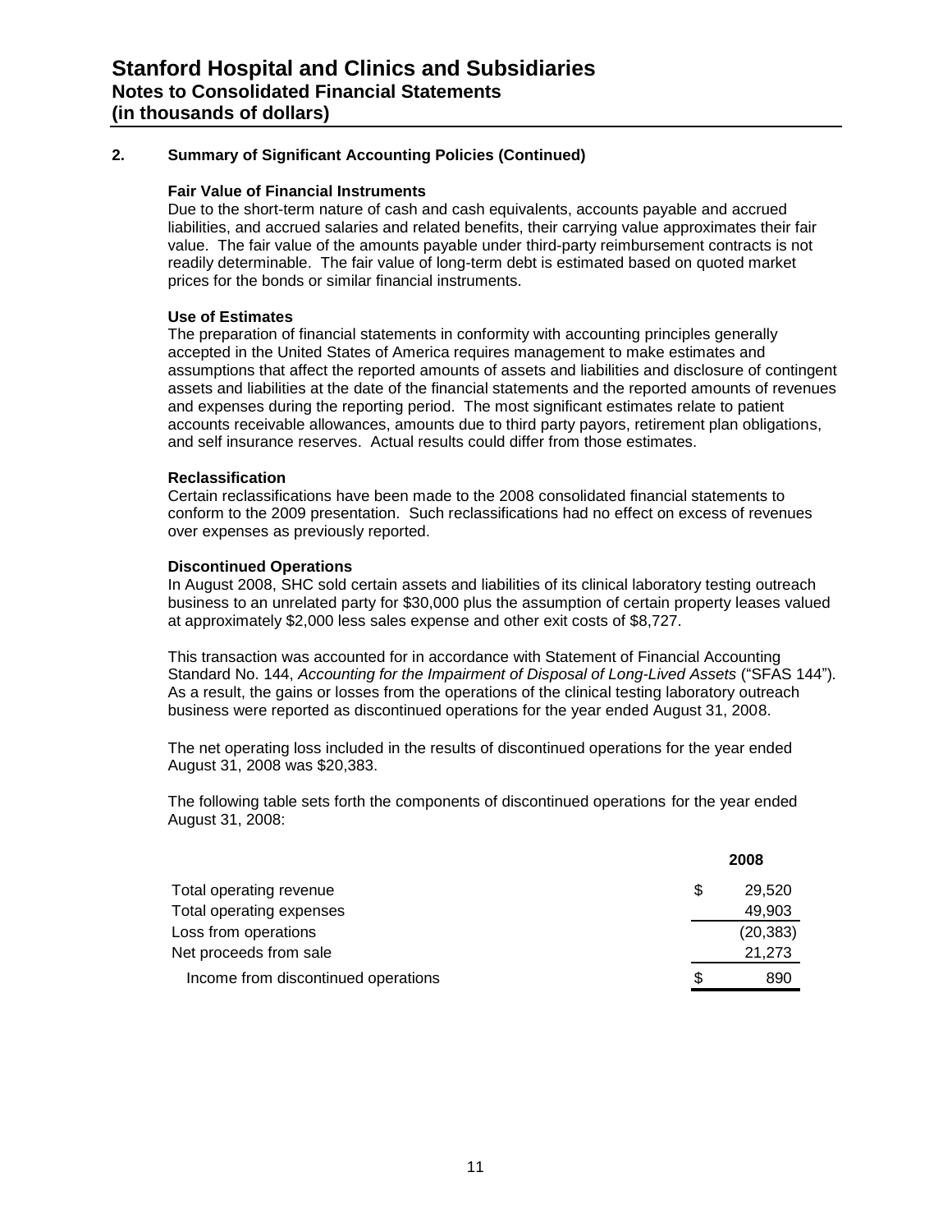# Stanford Hospital and Clinics and Subsidiaries
## Notes to Consolidated Financial Statements
## (in thousands of dollars)

### 2. Summary of Significant Accounting Policies (Continued)

**Fair Value of Financial Instruments**
Due to the short-term nature of cash and cash equivalents, accounts payable and accrued liabilities, and accrued salaries and related benefits, their carrying value approximates their fair value. The fair value of the amounts payable under third-party reimbursement contracts is not readily determinable. The fair value of long-term debt is estimated based on quoted market prices for the bonds or similar financial instruments.

**Use of Estimates**
The preparation of financial statements in conformity with accounting principles generally accepted in the United States of America requires management to make estimates and assumptions that affect the reported amounts of assets and liabilities and disclosure of contingent assets and liabilities at the date of the financial statements and the reported amounts of revenues and expenses during the reporting period. The most significant estimates relate to patient accounts receivable allowances, amounts due to third party payors, retirement plan obligations, and self insurance reserves. Actual results could differ from those estimates.

**Reclassification**
Certain reclassifications have been made to the 2008 consolidated financial statements to conform to the 2009 presentation. Such reclassifications had no effect on excess of revenues over expenses as previously reported.

**Discontinued Operations**
In August 2008, SHC sold certain assets and liabilities of its clinical laboratory testing outreach business to an unrelated party for $30,000 plus the assumption of certain property leases valued at approximately $2,000 less sales expense and other exit costs of $8,727.

This transaction was accounted for in accordance with Statement of Financial Accounting Standard No. 144, *Accounting for the Impairment of Disposal of Long-Lived Assets* ("SFAS 144"). As a result, the gains or losses from the operations of the clinical testing laboratory outreach business were reported as discontinued operations for the year ended August 31, 2008.

The net operating loss included in the results of discontinued operations for the year ended August 31, 2008 was $20,383.

The following table sets forth the components of discontinued operations for the year ended August 31, 2008:

| | 2008 |
|---|---|
| Total operating revenue | $ 29,520 |
| Total operating expenses | 49,903 |
| Loss from operations | (20,383) |
| Net proceeds from sale | 21,273 |
| Income from discontinued operations | $ 890 |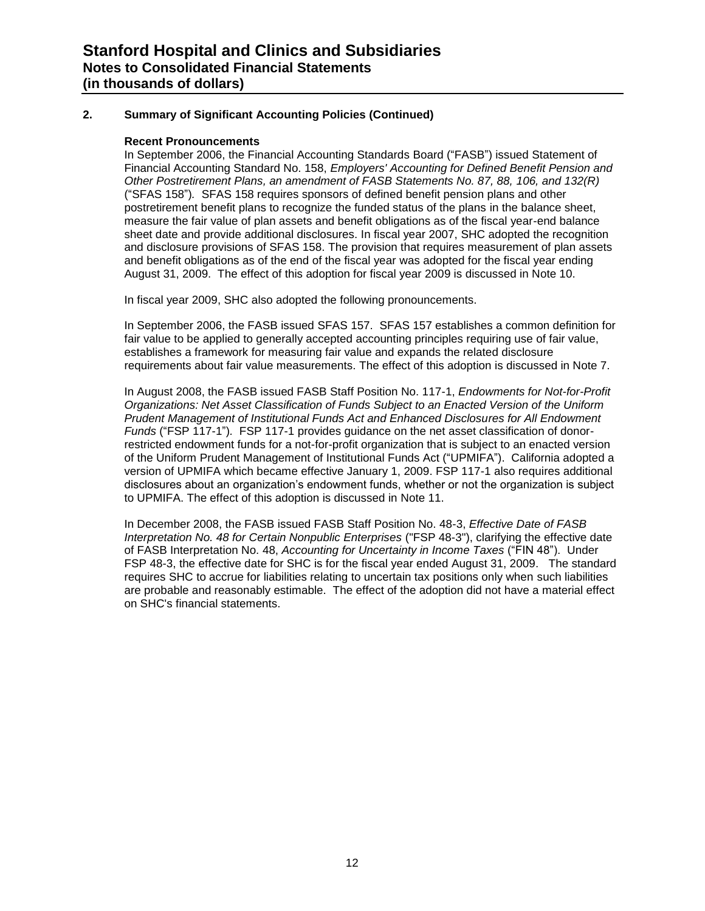# Stanford Hospital and Clinics and Subsidiaries
## Notes to Consolidated Financial Statements
## (in thousands of dollars)

### 2. Summary of Significant Accounting Policies (Continued)

**Recent Pronouncements**

In September 2006, the Financial Accounting Standards Board ("FASB") issued Statement of Financial Accounting Standard No. 158, *Employers' Accounting for Defined Benefit Pension and Other Postretirement Plans, an amendment of FASB Statements No. 87, 88, 106, and 132(R)* ("SFAS 158"). SFAS 158 requires sponsors of defined benefit pension plans and other postretirement benefit plans to recognize the funded status of the plans in the balance sheet, measure the fair value of plan assets and benefit obligations as of the fiscal year-end balance sheet date and provide additional disclosures. In fiscal year 2007, SHC adopted the recognition and disclosure provisions of SFAS 158. The provision that requires measurement of plan assets and benefit obligations as of the end of the fiscal year was adopted for the fiscal year ending August 31, 2009. The effect of this adoption for fiscal year 2009 is discussed in Note 10.

In fiscal year 2009, SHC also adopted the following pronouncements.

In September 2006, the FASB issued SFAS 157. SFAS 157 establishes a common definition for fair value to be applied to generally accepted accounting principles requiring use of fair value, establishes a framework for measuring fair value and expands the related disclosure requirements about fair value measurements. The effect of this adoption is discussed in Note 7.

In August 2008, the FASB issued FASB Staff Position No. 117-1, *Endowments for Not-for-Profit Organizations: Net Asset Classification of Funds Subject to an Enacted Version of the Uniform Prudent Management of Institutional Funds Act and Enhanced Disclosures for All Endowment Funds* ("FSP 117-1"). FSP 117-1 provides guidance on the net asset classification of donor-restricted endowment funds for a not-for-profit organization that is subject to an enacted version of the Uniform Prudent Management of Institutional Funds Act ("UPMIFA"). California adopted a version of UPMIFA which became effective January 1, 2009. FSP 117-1 also requires additional disclosures about an organization's endowment funds, whether or not the organization is subject to UPMIFA. The effect of this adoption is discussed in Note 11.

In December 2008, the FASB issued FASB Staff Position No. 48-3, *Effective Date of FASB Interpretation No. 48 for Certain Nonpublic Enterprises* ("FSP 48-3"), clarifying the effective date of FASB Interpretation No. 48, *Accounting for Uncertainty in Income Taxes* ("FIN 48"). Under FSP 48-3, the effective date for SHC is for the fiscal year ended August 31, 2009. The standard requires SHC to accrue for liabilities relating to uncertain tax positions only when such liabilities are probable and reasonably estimable. The effect of the adoption did not have a material effect on SHC's financial statements.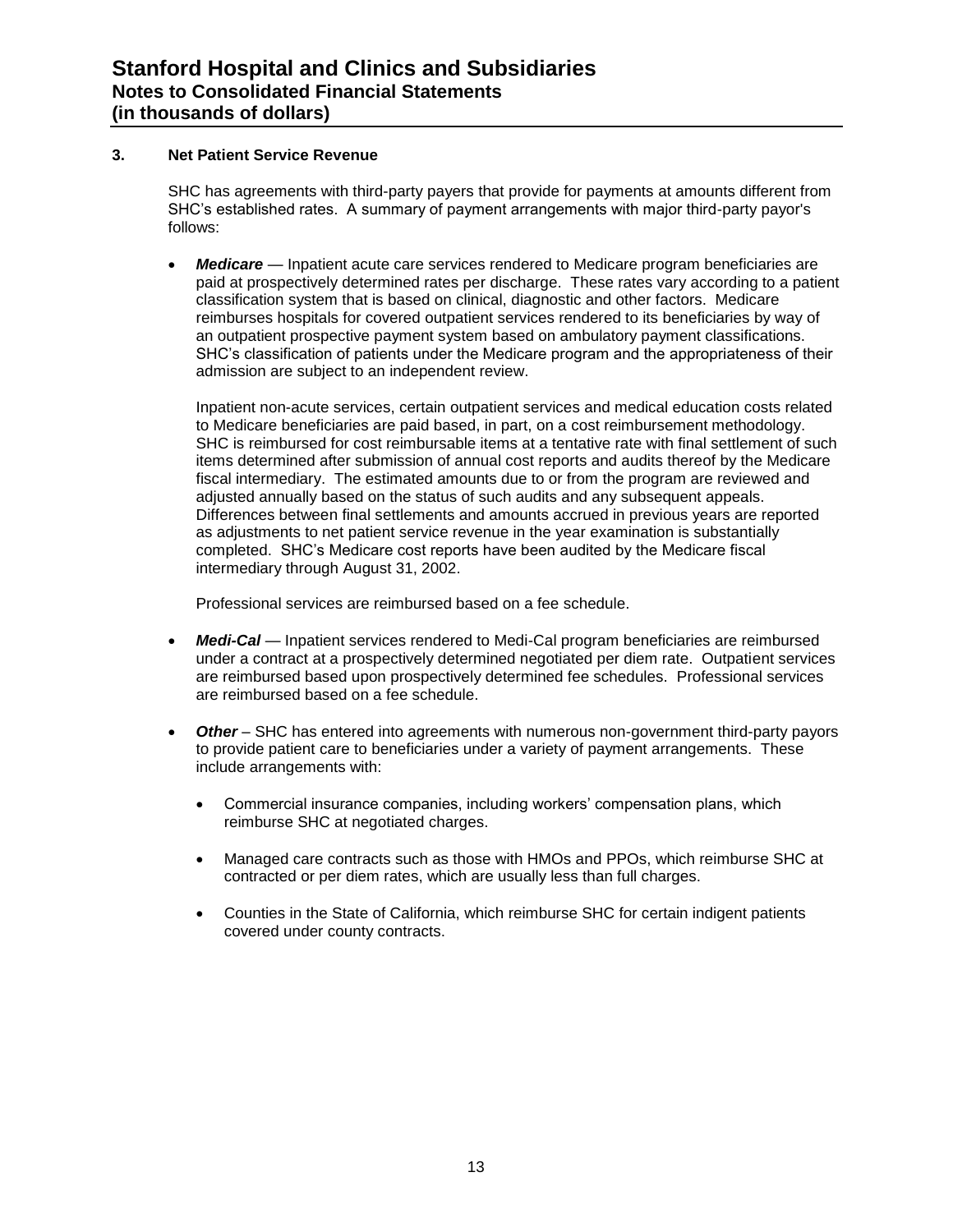### 3. Net Patient Service Revenue

SHC has agreements with third-party payers that provide for payments at amounts different from SHC's established rates. A summary of payment arrangements with major third-party payor's follows:

- ***Medicare*** — Inpatient acute care services rendered to Medicare program beneficiaries are paid at prospectively determined rates per discharge. These rates vary according to a patient classification system that is based on clinical, diagnostic and other factors. Medicare reimburses hospitals for covered outpatient services rendered to its beneficiaries by way of an outpatient prospective payment system based on ambulatory payment classifications. SHC's classification of patients under the Medicare program and the appropriateness of their admission are subject to an independent review.

  Inpatient non-acute services, certain outpatient services and medical education costs related to Medicare beneficiaries are paid based, in part, on a cost reimbursement methodology. SHC is reimbursed for cost reimbursable items at a tentative rate with final settlement of such items determined after submission of annual cost reports and audits thereof by the Medicare fiscal intermediary. The estimated amounts due to or from the program are reviewed and adjusted annually based on the status of such audits and any subsequent appeals. Differences between final settlements and amounts accrued in previous years are reported as adjustments to net patient service revenue in the year examination is substantially completed. SHC's Medicare cost reports have been audited by the Medicare fiscal intermediary through August 31, 2002.

  Professional services are reimbursed based on a fee schedule.

- ***Medi-Cal*** — Inpatient services rendered to Medi-Cal program beneficiaries are reimbursed under a contract at a prospectively determined negotiated per diem rate. Outpatient services are reimbursed based upon prospectively determined fee schedules. Professional services are reimbursed based on a fee schedule.

- ***Other*** – SHC has entered into agreements with numerous non-government third-party payors to provide patient care to beneficiaries under a variety of payment arrangements. These include arrangements with:

  - Commercial insurance companies, including workers' compensation plans, which reimburse SHC at negotiated charges.

  - Managed care contracts such as those with HMOs and PPOs, which reimburse SHC at contracted or per diem rates, which are usually less than full charges.

  - Counties in the State of California, which reimburse SHC for certain indigent patients covered under county contracts.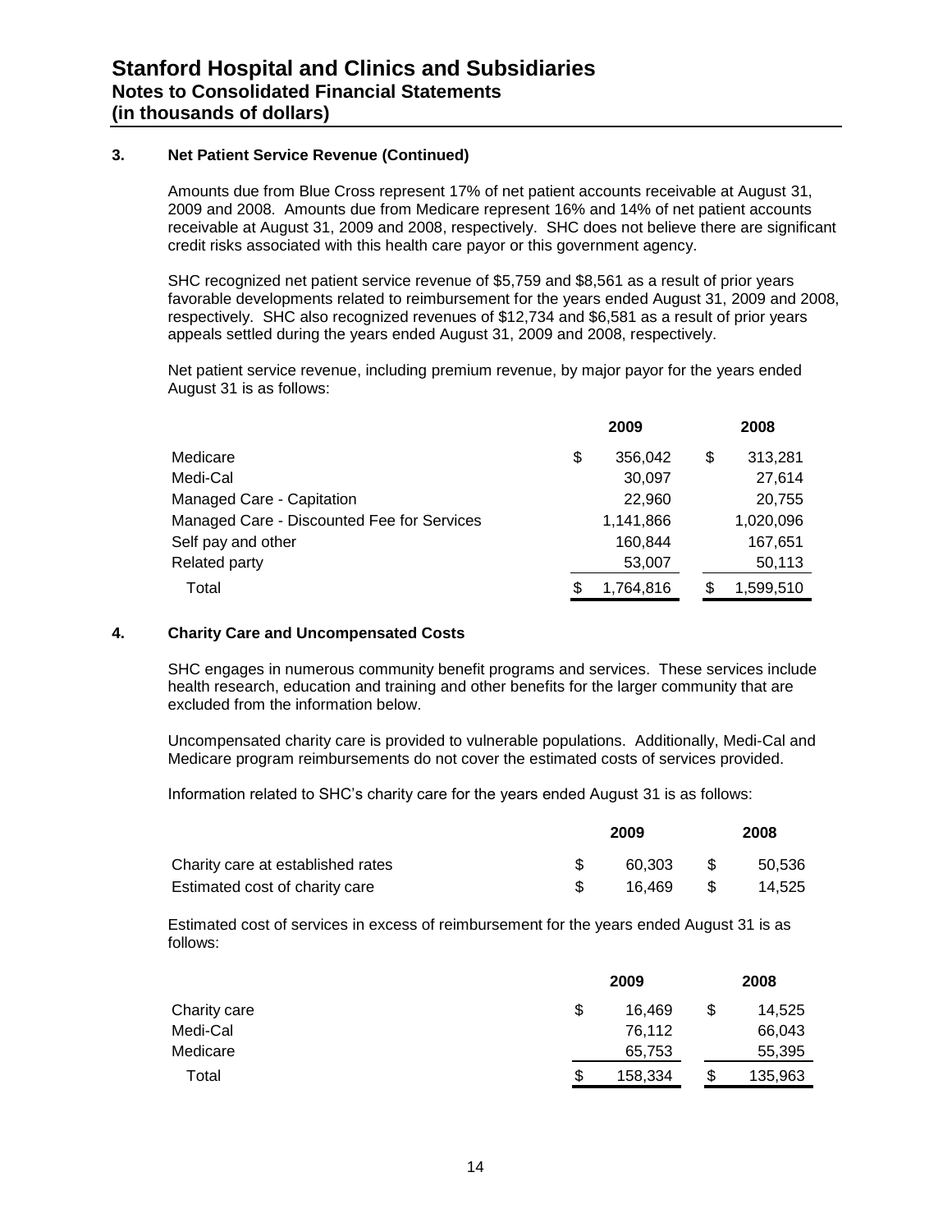### 3. Net Patient Service Revenue (Continued)

Amounts due from Blue Cross represent 17% of net patient accounts receivable at August 31, 2009 and 2008. Amounts due from Medicare represent 16% and 14% of net patient accounts receivable at August 31, 2009 and 2008, respectively. SHC does not believe there are significant credit risks associated with this health care payor or this government agency.

SHC recognized net patient service revenue of $5,759 and $8,561 as a result of prior years favorable developments related to reimbursement for the years ended August 31, 2009 and 2008, respectively. SHC also recognized revenues of $12,734 and $6,581 as a result of prior years appeals settled during the years ended August 31, 2009 and 2008, respectively.

Net patient service revenue, including premium revenue, by major payor for the years ended August 31 is as follows:

| | 2009 | 2008 |
|---|---|---|
| Medicare | $ 356,042 | $ 313,281 |
| Medi-Cal | 30,097 | 27,614 |
| Managed Care - Capitation | 22,960 | 20,755 |
| Managed Care - Discounted Fee for Services | 1,141,866 | 1,020,096 |
| Self pay and other | 160,844 | 167,651 |
| Related party | 53,007 | 50,113 |
| Total | $ 1,764,816 | $ 1,599,510 |

### 4. Charity Care and Uncompensated Costs

SHC engages in numerous community benefit programs and services. These services include health research, education and training and other benefits for the larger community that are excluded from the information below.

Uncompensated charity care is provided to vulnerable populations. Additionally, Medi-Cal and Medicare program reimbursements do not cover the estimated costs of services provided.

Information related to SHC's charity care for the years ended August 31 is as follows:

| | 2009 | 2008 |
|---|---|---|
| Charity care at established rates | $ 60,303 | $ 50,536 |
| Estimated cost of charity care | $ 16,469 | $ 14,525 |

Estimated cost of services in excess of reimbursement for the years ended August 31 is as follows:

| | 2009 | 2008 |
|---|---|---|
| Charity care | $ 16,469 | $ 14,525 |
| Medi-Cal | 76,112 | 66,043 |
| Medicare | 65,753 | 55,395 |
| Total | $ 158,334 | $ 135,963 |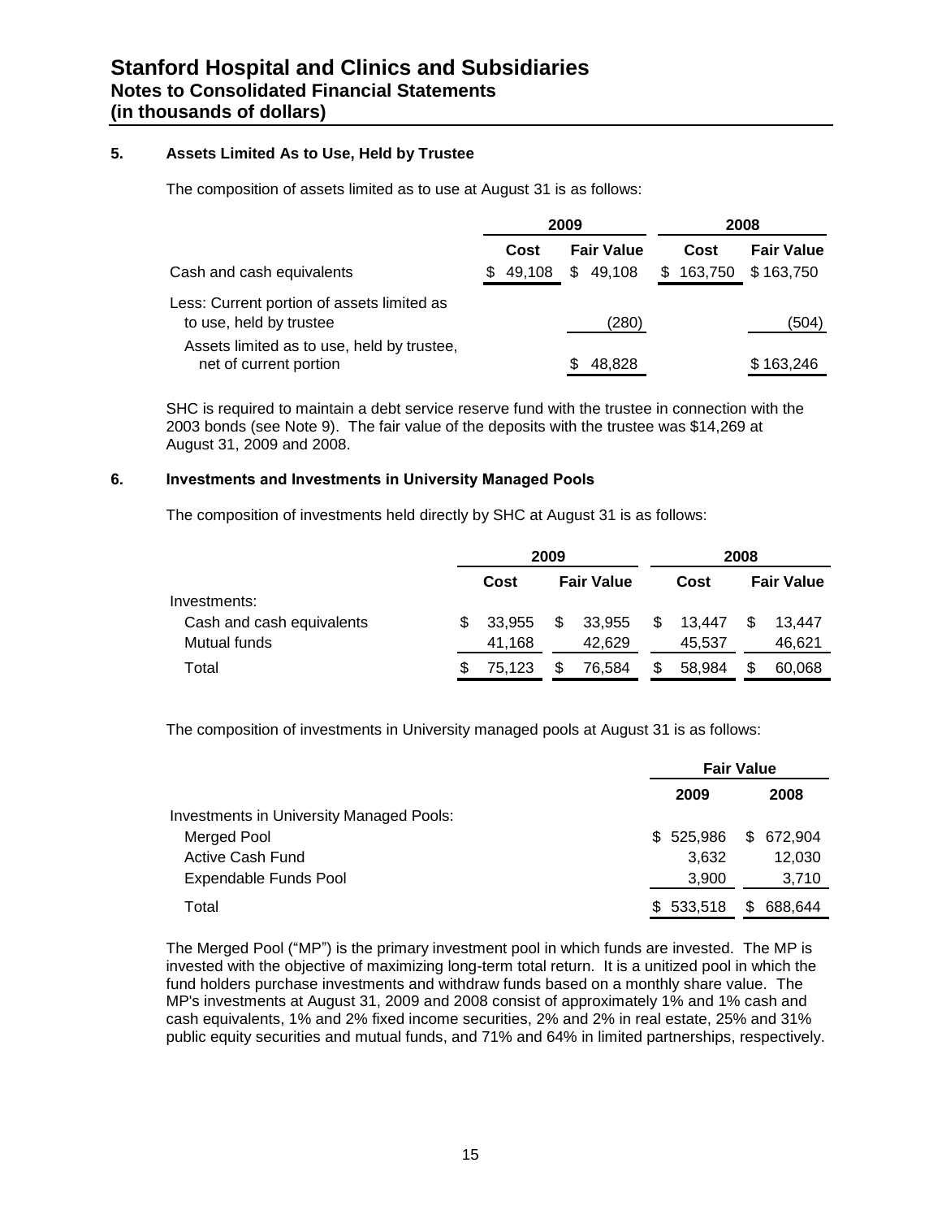## 5. Assets Limited As to Use, Held by Trustee

The composition of assets limited as to use at August 31 is as follows:

| | 2009 | | 2008 | |
|---|---|---|---|---|
| | Cost | Fair Value | Cost | Fair Value |
| Cash and cash equivalents | $ 49,108 | $ 49,108 | $ 163,750 | $ 163,750 |
| Less: Current portion of assets limited as to use, held by trustee | | (280) | | (504) |
| Assets limited as to use, held by trustee, net of current portion | | $ 48,828 | | $ 163,246 |

SHC is required to maintain a debt service reserve fund with the trustee in connection with the 2003 bonds (see Note 9). The fair value of the deposits with the trustee was $14,269 at August 31, 2009 and 2008.

## 6. Investments and Investments in University Managed Pools

The composition of investments held directly by SHC at August 31 is as follows:

| | 2009 | | 2008 | |
|---|---|---|---|---|
| | Cost | Fair Value | Cost | Fair Value |
| Investments: | | | | |
| Cash and cash equivalents | $ 33,955 | $ 33,955 | $ 13,447 | $ 13,447 |
| Mutual funds | 41,168 | 42,629 | 45,537 | 46,621 |
| Total | $ 75,123 | $ 76,584 | $ 58,984 | $ 60,068 |

The composition of investments in University managed pools at August 31 is as follows:

| | Fair Value | |
|---|---|---|
| | 2009 | 2008 |
| Investments in University Managed Pools: | | |
| Merged Pool | $ 525,986 | $ 672,904 |
| Active Cash Fund | 3,632 | 12,030 |
| Expendable Funds Pool | 3,900 | 3,710 |
| Total | $ 533,518 | $ 688,644 |

The Merged Pool ("MP") is the primary investment pool in which funds are invested. The MP is invested with the objective of maximizing long-term total return. It is a unitized pool in which the fund holders purchase investments and withdraw funds based on a monthly share value. The MP's investments at August 31, 2009 and 2008 consist of approximately 1% and 1% cash and cash equivalents, 1% and 2% fixed income securities, 2% and 2% in real estate, 25% and 31% public equity securities and mutual funds, and 71% and 64% in limited partnerships, respectively.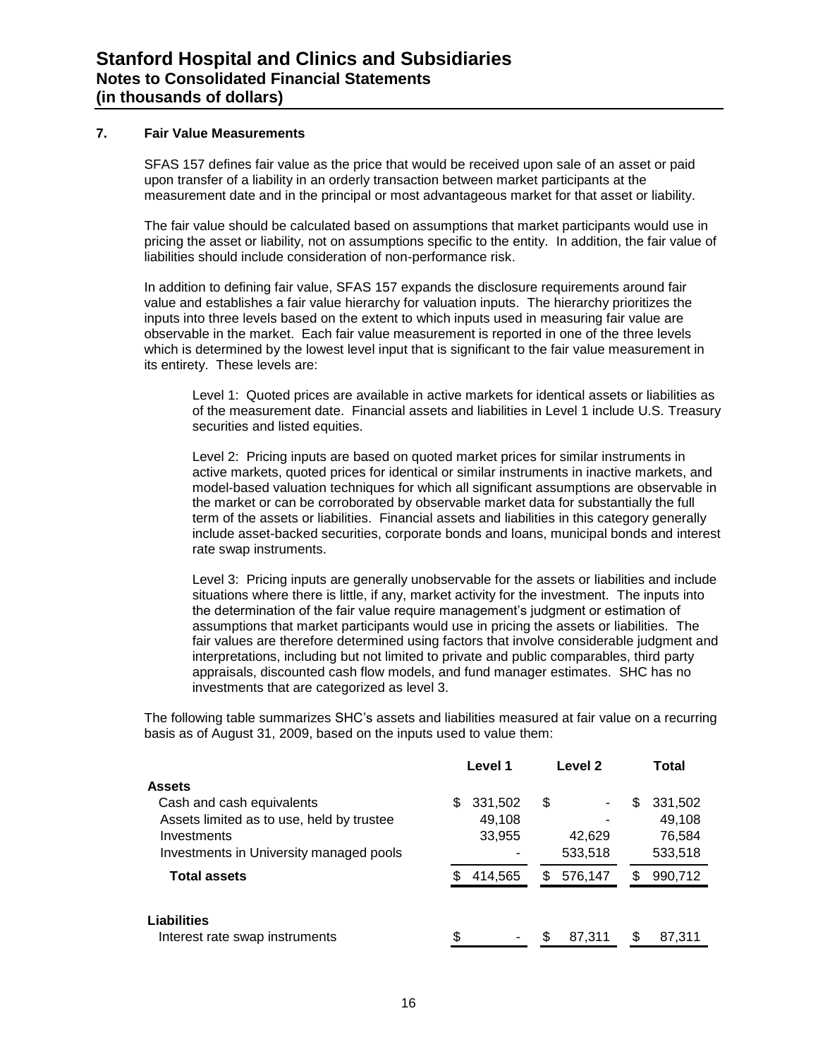### 7. Fair Value Measurements

SFAS 157 defines fair value as the price that would be received upon sale of an asset or paid upon transfer of a liability in an orderly transaction between market participants at the measurement date and in the principal or most advantageous market for that asset or liability.

The fair value should be calculated based on assumptions that market participants would use in pricing the asset or liability, not on assumptions specific to the entity. In addition, the fair value of liabilities should include consideration of non-performance risk.

In addition to defining fair value, SFAS 157 expands the disclosure requirements around fair value and establishes a fair value hierarchy for valuation inputs. The hierarchy prioritizes the inputs into three levels based on the extent to which inputs used in measuring fair value are observable in the market. Each fair value measurement is reported in one of the three levels which is determined by the lowest level input that is significant to the fair value measurement in its entirety. These levels are:

Level 1: Quoted prices are available in active markets for identical assets or liabilities as of the measurement date. Financial assets and liabilities in Level 1 include U.S. Treasury securities and listed equities.

Level 2: Pricing inputs are based on quoted market prices for similar instruments in active markets, quoted prices for identical or similar instruments in inactive markets, and model-based valuation techniques for which all significant assumptions are observable in the market or can be corroborated by observable market data for substantially the full term of the assets or liabilities. Financial assets and liabilities in this category generally include asset-backed securities, corporate bonds and loans, municipal bonds and interest rate swap instruments.

Level 3: Pricing inputs are generally unobservable for the assets or liabilities and include situations where there is little, if any, market activity for the investment. The inputs into the determination of the fair value require management's judgment or estimation of assumptions that market participants would use in pricing the assets or liabilities. The fair values are therefore determined using factors that involve considerable judgment and interpretations, including but not limited to private and public comparables, third party appraisals, discounted cash flow models, and fund manager estimates. SHC has no investments that are categorized as level 3.

The following table summarizes SHC's assets and liabilities measured at fair value on a recurring basis as of August 31, 2009, based on the inputs used to value them:

| | Level 1 | Level 2 | Total |
|---|---|---|---|
| **Assets** | | | |
| Cash and cash equivalents | $ 331,502 | $ - | $ 331,502 |
| Assets limited as to use, held by trustee | 49,108 | - | 49,108 |
| Investments | 33,955 | 42,629 | 76,584 |
| Investments in University managed pools | - | 533,518 | 533,518 |
| **Total assets** | $ 414,565 | $ 576,147 | $ 990,712 |
| **Liabilities** | | | |
| Interest rate swap instruments | $ - | $ 87,311 | $ 87,311 |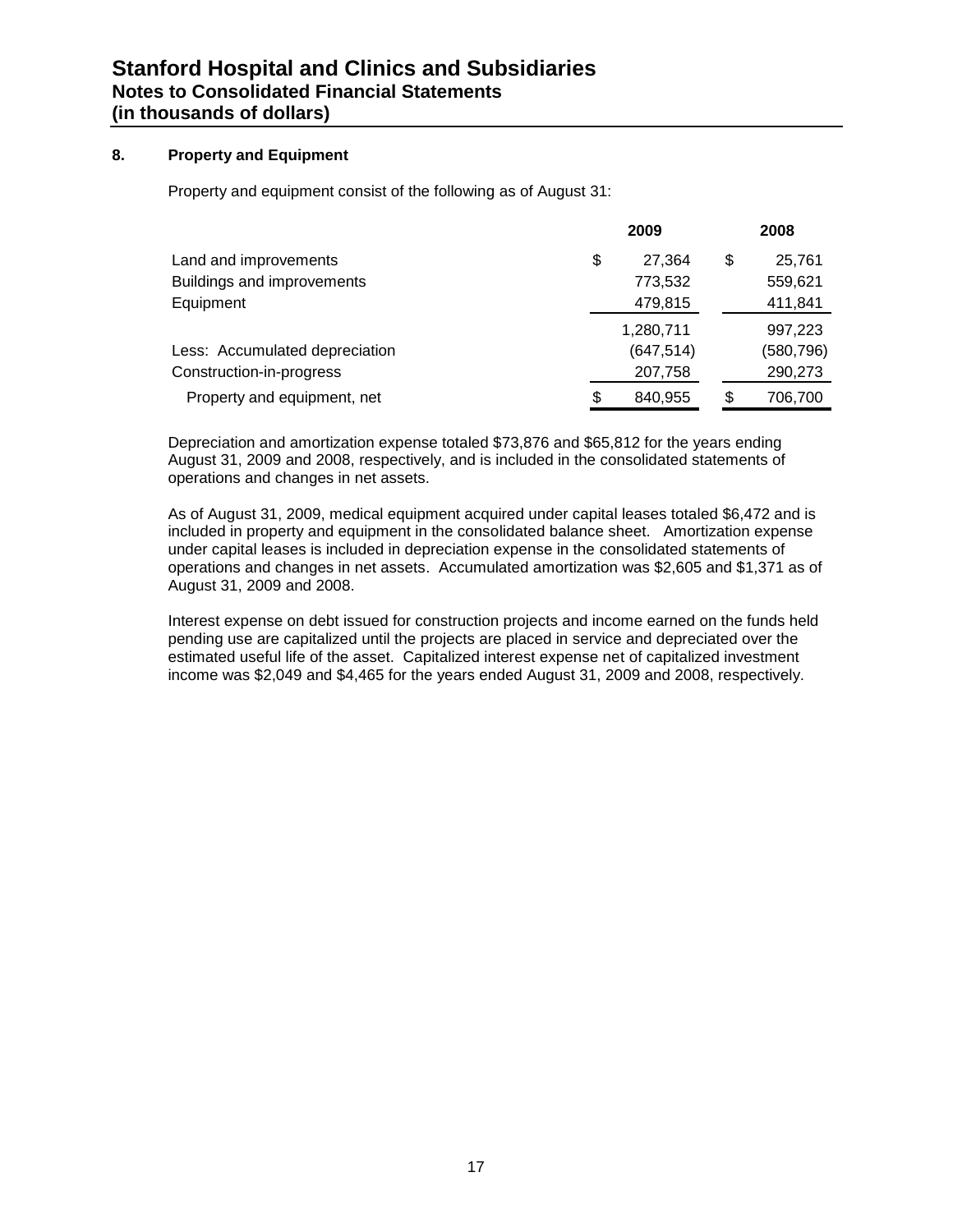## 8. Property and Equipment

Property and equipment consist of the following as of August 31:

| | 2009 | 2008 |
|---|---|---|
| Land and improvements | $ 27,364 | $ 25,761 |
| Buildings and improvements | 773,532 | 559,621 |
| Equipment | 479,815 | 411,841 |
| | 1,280,711 | 997,223 |
| Less: Accumulated depreciation | (647,514) | (580,796) |
| Construction-in-progress | 207,758 | 290,273 |
| Property and equipment, net | $ 840,955 | $ 706,700 |

Depreciation and amortization expense totaled $73,876 and $65,812 for the years ending August 31, 2009 and 2008, respectively, and is included in the consolidated statements of operations and changes in net assets.

As of August 31, 2009, medical equipment acquired under capital leases totaled $6,472 and is included in property and equipment in the consolidated balance sheet. Amortization expense under capital leases is included in depreciation expense in the consolidated statements of operations and changes in net assets. Accumulated amortization was $2,605 and $1,371 as of August 31, 2009 and 2008.

Interest expense on debt issued for construction projects and income earned on the funds held pending use are capitalized until the projects are placed in service and depreciated over the estimated useful life of the asset. Capitalized interest expense net of capitalized investment income was $2,049 and $4,465 for the years ended August 31, 2009 and 2008, respectively.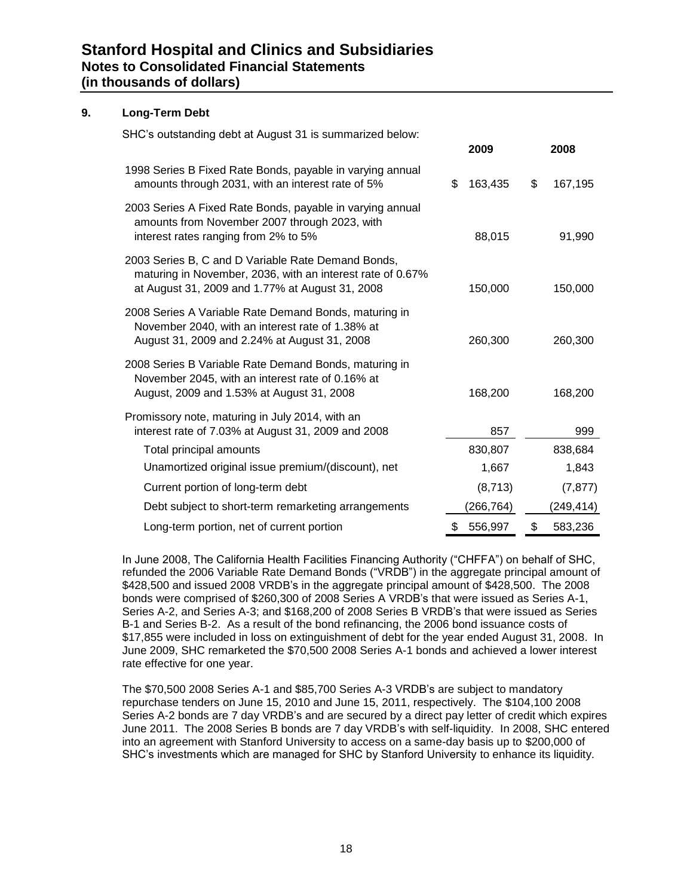# Stanford Hospital and Clinics and Subsidiaries
## Notes to Consolidated Financial Statements
## (in thousands of dollars)

### 9. Long-Term Debt

SHC's outstanding debt at August 31 is summarized below:

| | 2009 | 2008 |
|---|---|---|
| 1998 Series B Fixed Rate Bonds, payable in varying annual amounts through 2031, with an interest rate of 5% | $ 163,435 | $ 167,195 |
| 2003 Series A Fixed Rate Bonds, payable in varying annual amounts from November 2007 through 2023, with interest rates ranging from 2% to 5% | 88,015 | 91,990 |
| 2003 Series B, C and D Variable Rate Demand Bonds, maturing in November, 2036, with an interest rate of 0.67% at August 31, 2009 and 1.77% at August 31, 2008 | 150,000 | 150,000 |
| 2008 Series A Variable Rate Demand Bonds, maturing in November 2040, with an interest rate of 1.38% at August 31, 2009 and 2.24% at August 31, 2008 | 260,300 | 260,300 |
| 2008 Series B Variable Rate Demand Bonds, maturing in November 2045, with an interest rate of 0.16% at August, 2009 and 1.53% at August 31, 2008 | 168,200 | 168,200 |
| Promissory note, maturing in July 2014, with an interest rate of 7.03% at August 31, 2009 and 2008 | 857 | 999 |
| Total principal amounts | 830,807 | 838,684 |
| Unamortized original issue premium/(discount), net | 1,667 | 1,843 |
| Current portion of long-term debt | (8,713) | (7,877) |
| Debt subject to short-term remarketing arrangements | (266,764) | (249,414) |
| Long-term portion, net of current portion | $ 556,997 | $ 583,236 |

In June 2008, The California Health Facilities Financing Authority ("CHFFA") on behalf of SHC, refunded the 2006 Variable Rate Demand Bonds ("VRDB") in the aggregate principal amount of $428,500 and issued 2008 VRDB's in the aggregate principal amount of $428,500. The 2008 bonds were comprised of $260,300 of 2008 Series A VRDB's that were issued as Series A-1, Series A-2, and Series A-3; and $168,200 of 2008 Series B VRDB's that were issued as Series B-1 and Series B-2. As a result of the bond refinancing, the 2006 bond issuance costs of $17,855 were included in loss on extinguishment of debt for the year ended August 31, 2008. In June 2009, SHC remarketed the $70,500 2008 Series A-1 bonds and achieved a lower interest rate effective for one year.

The $70,500 2008 Series A-1 and $85,700 Series A-3 VRDB's are subject to mandatory repurchase tenders on June 15, 2010 and June 15, 2011, respectively. The $104,100 2008 Series A-2 bonds are 7 day VRDB's and are secured by a direct pay letter of credit which expires June 2011. The 2008 Series B bonds are 7 day VRDB's with self-liquidity. In 2008, SHC entered into an agreement with Stanford University to access on a same-day basis up to $200,000 of SHC's investments which are managed for SHC by Stanford University to enhance its liquidity.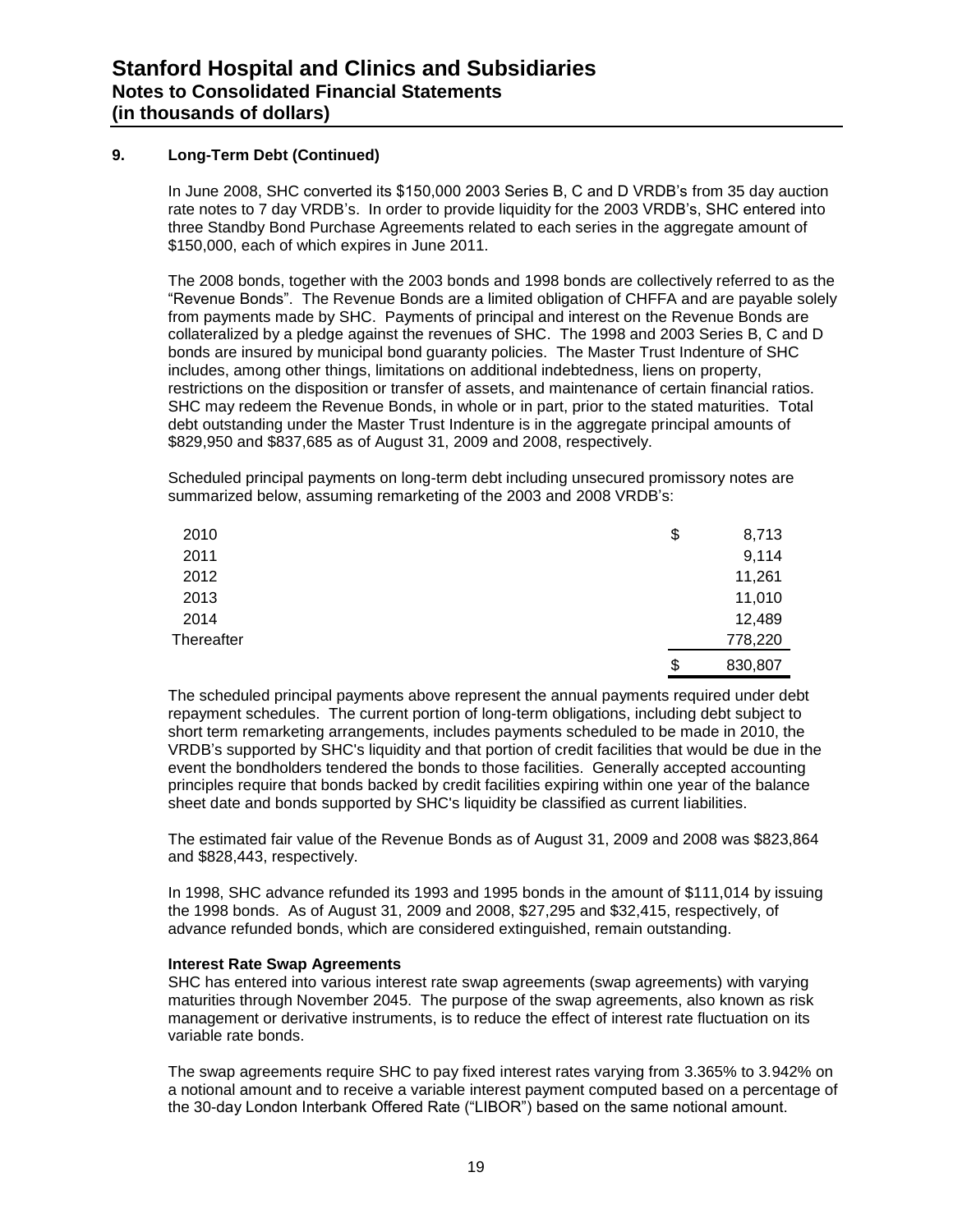# Stanford Hospital and Clinics and Subsidiaries
## Notes to Consolidated Financial Statements
## (in thousands of dollars)

### 9. Long-Term Debt (Continued)

In June 2008, SHC converted its $150,000 2003 Series B, C and D VRDB's from 35 day auction rate notes to 7 day VRDB's. In order to provide liquidity for the 2003 VRDB's, SHC entered into three Standby Bond Purchase Agreements related to each series in the aggregate amount of $150,000, each of which expires in June 2011.

The 2008 bonds, together with the 2003 bonds and 1998 bonds are collectively referred to as the "Revenue Bonds". The Revenue Bonds are a limited obligation of CHFFA and are payable solely from payments made by SHC. Payments of principal and interest on the Revenue Bonds are collateralized by a pledge against the revenues of SHC. The 1998 and 2003 Series B, C and D bonds are insured by municipal bond guaranty policies. The Master Trust Indenture of SHC includes, among other things, limitations on additional indebtedness, liens on property, restrictions on the disposition or transfer of assets, and maintenance of certain financial ratios. SHC may redeem the Revenue Bonds, in whole or in part, prior to the stated maturities. Total debt outstanding under the Master Trust Indenture is in the aggregate principal amounts of $829,950 and $837,685 as of August 31, 2009 and 2008, respectively.

Scheduled principal payments on long-term debt including unsecured promissory notes are summarized below, assuming remarketing of the 2003 and 2008 VRDB's:

| | |
|---|---|
| 2010 | $ 8,713 |
| 2011 | 9,114 |
| 2012 | 11,261 |
| 2013 | 11,010 |
| 2014 | 12,489 |
| Thereafter | 778,220 |
| | $ 830,807 |

The scheduled principal payments above represent the annual payments required under debt repayment schedules. The current portion of long-term obligations, including debt subject to short term remarketing arrangements, includes payments scheduled to be made in 2010, the VRDB's supported by SHC's liquidity and that portion of credit facilities that would be due in the event the bondholders tendered the bonds to those facilities. Generally accepted accounting principles require that bonds backed by credit facilities expiring within one year of the balance sheet date and bonds supported by SHC's liquidity be classified as current liabilities.

The estimated fair value of the Revenue Bonds as of August 31, 2009 and 2008 was $823,864 and $828,443, respectively.

In 1998, SHC advance refunded its 1993 and 1995 bonds in the amount of $111,014 by issuing the 1998 bonds. As of August 31, 2009 and 2008, $27,295 and $32,415, respectively, of advance refunded bonds, which are considered extinguished, remain outstanding.

**Interest Rate Swap Agreements**

SHC has entered into various interest rate swap agreements (swap agreements) with varying maturities through November 2045. The purpose of the swap agreements, also known as risk management or derivative instruments, is to reduce the effect of interest rate fluctuation on its variable rate bonds.

The swap agreements require SHC to pay fixed interest rates varying from 3.365% to 3.942% on a notional amount and to receive a variable interest payment computed based on a percentage of the 30-day London Interbank Offered Rate ("LIBOR") based on the same notional amount.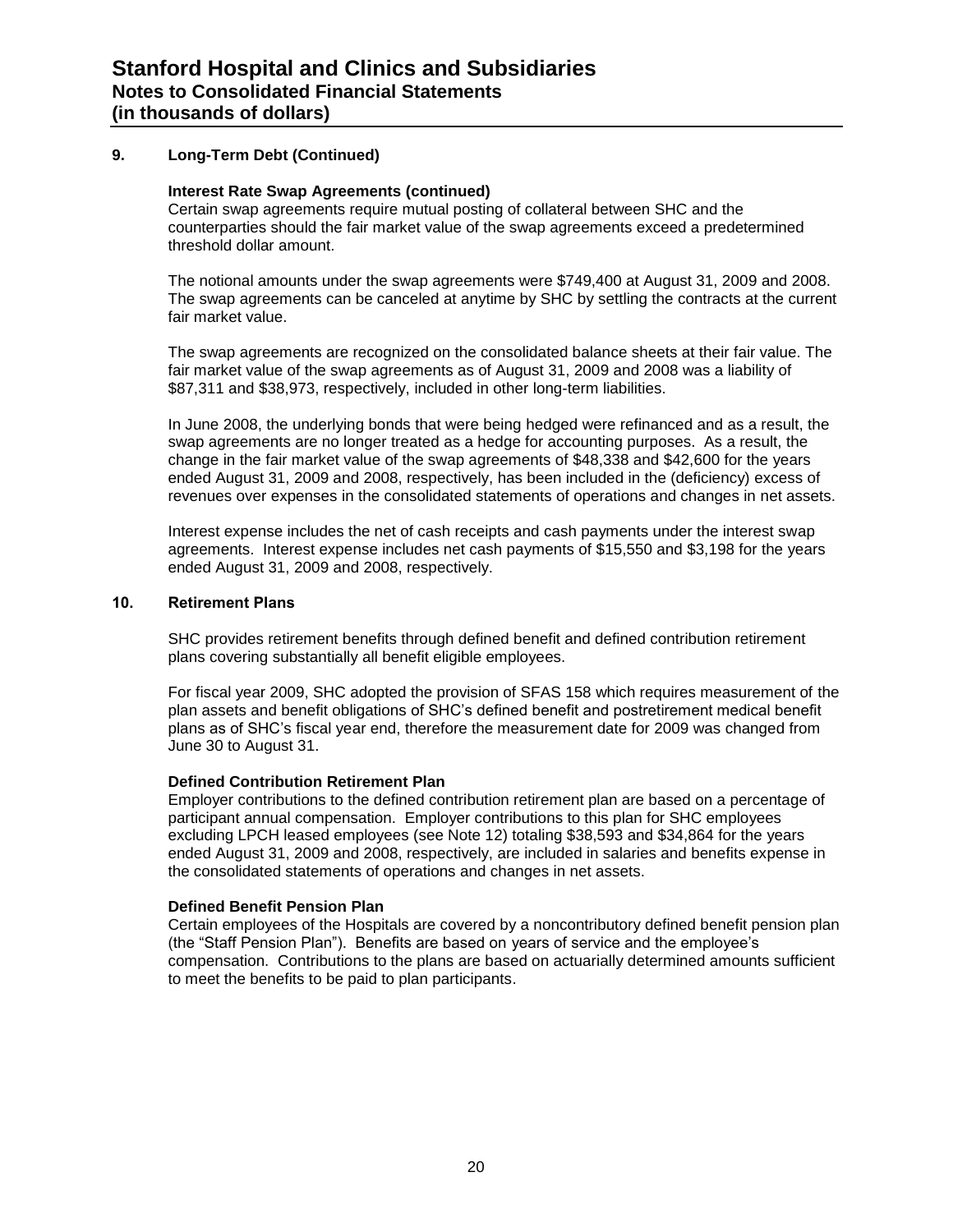## 9. Long-Term Debt (Continued)

### Interest Rate Swap Agreements (continued)

Certain swap agreements require mutual posting of collateral between SHC and the counterparties should the fair market value of the swap agreements exceed a predetermined threshold dollar amount.

The notional amounts under the swap agreements were $749,400 at August 31, 2009 and 2008. The swap agreements can be canceled at anytime by SHC by settling the contracts at the current fair market value.

The swap agreements are recognized on the consolidated balance sheets at their fair value. The fair market value of the swap agreements as of August 31, 2009 and 2008 was a liability of $87,311 and $38,973, respectively, included in other long-term liabilities.

In June 2008, the underlying bonds that were being hedged were refinanced and as a result, the swap agreements are no longer treated as a hedge for accounting purposes. As a result, the change in the fair market value of the swap agreements of $48,338 and $42,600 for the years ended August 31, 2009 and 2008, respectively, has been included in the (deficiency) excess of revenues over expenses in the consolidated statements of operations and changes in net assets.

Interest expense includes the net of cash receipts and cash payments under the interest swap agreements. Interest expense includes net cash payments of $15,550 and $3,198 for the years ended August 31, 2009 and 2008, respectively.

## 10. Retirement Plans

SHC provides retirement benefits through defined benefit and defined contribution retirement plans covering substantially all benefit eligible employees.

For fiscal year 2009, SHC adopted the provision of SFAS 158 which requires measurement of the plan assets and benefit obligations of SHC's defined benefit and postretirement medical benefit plans as of SHC's fiscal year end, therefore the measurement date for 2009 was changed from June 30 to August 31.

### Defined Contribution Retirement Plan

Employer contributions to the defined contribution retirement plan are based on a percentage of participant annual compensation. Employer contributions to this plan for SHC employees excluding LPCH leased employees (see Note 12) totaling $38,593 and $34,864 for the years ended August 31, 2009 and 2008, respectively, are included in salaries and benefits expense in the consolidated statements of operations and changes in net assets.

### Defined Benefit Pension Plan

Certain employees of the Hospitals are covered by a noncontributory defined benefit pension plan (the "Staff Pension Plan"). Benefits are based on years of service and the employee's compensation. Contributions to the plans are based on actuarially determined amounts sufficient to meet the benefits to be paid to plan participants.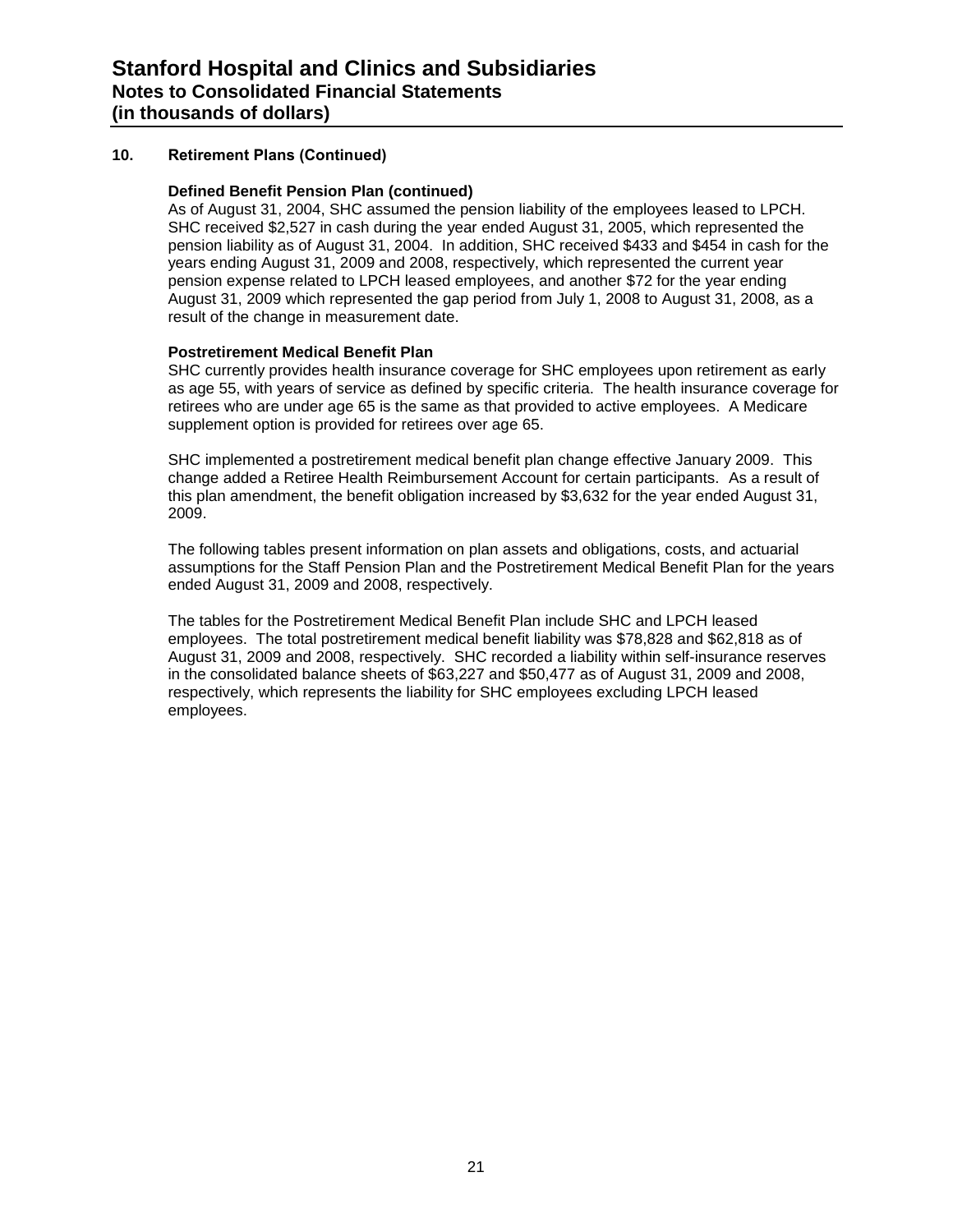## 10. Retirement Plans (Continued)

**Defined Benefit Pension Plan (continued)**

As of August 31, 2004, SHC assumed the pension liability of the employees leased to LPCH. SHC received $2,527 in cash during the year ended August 31, 2005, which represented the pension liability as of August 31, 2004. In addition, SHC received $433 and $454 in cash for the years ending August 31, 2009 and 2008, respectively, which represented the current year pension expense related to LPCH leased employees, and another $72 for the year ending August 31, 2009 which represented the gap period from July 1, 2008 to August 31, 2008, as a result of the change in measurement date.

**Postretirement Medical Benefit Plan**

SHC currently provides health insurance coverage for SHC employees upon retirement as early as age 55, with years of service as defined by specific criteria. The health insurance coverage for retirees who are under age 65 is the same as that provided to active employees. A Medicare supplement option is provided for retirees over age 65.

SHC implemented a postretirement medical benefit plan change effective January 2009. This change added a Retiree Health Reimbursement Account for certain participants. As a result of this plan amendment, the benefit obligation increased by $3,632 for the year ended August 31, 2009.

The following tables present information on plan assets and obligations, costs, and actuarial assumptions for the Staff Pension Plan and the Postretirement Medical Benefit Plan for the years ended August 31, 2009 and 2008, respectively.

The tables for the Postretirement Medical Benefit Plan include SHC and LPCH leased employees. The total postretirement medical benefit liability was $78,828 and $62,818 as of August 31, 2009 and 2008, respectively. SHC recorded a liability within self-insurance reserves in the consolidated balance sheets of $63,227 and $50,477 as of August 31, 2009 and 2008, respectively, which represents the liability for SHC employees excluding LPCH leased employees.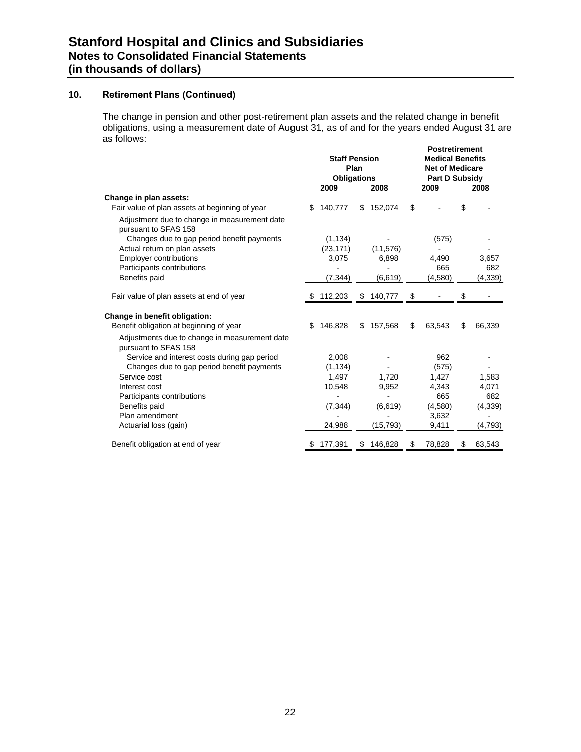## 10. Retirement Plans (Continued)

The change in pension and other post-retirement plan assets and the related change in benefit obligations, using a measurement date of August 31, as of and for the years ended August 31 are as follows:

| | Staff Pension Plan Obligations | | Postretirement Medical Benefits Net of Medicare Part D Subsidy | |
|---|---|---|---|---|
| | 2009 | 2008 | 2009 | 2008 |
| **Change in plan assets:** | | | | |
| Fair value of plan assets at beginning of year | $ 140,777 | $ 152,074 | $ - | $ - |
| Adjustment due to change in measurement date pursuant to SFAS 158 | | | | |
| Changes due to gap period benefit payments | (1,134) | - | (575) | - |
| Actual return on plan assets | (23,171) | (11,576) | - | - |
| Employer contributions | 3,075 | 6,898 | 4,490 | 3,657 |
| Participants contributions | - | - | 665 | 682 |
| Benefits paid | (7,344) | (6,619) | (4,580) | (4,339) |
| Fair value of plan assets at end of year | $ 112,203 | $ 140,777 | $ - | $ - |
| **Change in benefit obligation:** | | | | |
| Benefit obligation at beginning of year | $ 146,828 | $ 157,568 | $ 63,543 | $ 66,339 |
| Adjustments due to change in measurement date pursuant to SFAS 158 | | | | |
| Service and interest costs during gap period | 2,008 | - | 962 | - |
| Changes due to gap period benefit payments | (1,134) | - | (575) | - |
| Service cost | 1,497 | 1,720 | 1,427 | 1,583 |
| Interest cost | 10,548 | 9,952 | 4,343 | 4,071 |
| Participants contributions | - | - | 665 | 682 |
| Benefits paid | (7,344) | (6,619) | (4,580) | (4,339) |
| Plan amendment | - | - | 3,632 | - |
| Actuarial loss (gain) | 24,988 | (15,793) | 9,411 | (4,793) |
| Benefit obligation at end of year | $ 177,391 | $ 146,828 | $ 78,828 | $ 63,543 |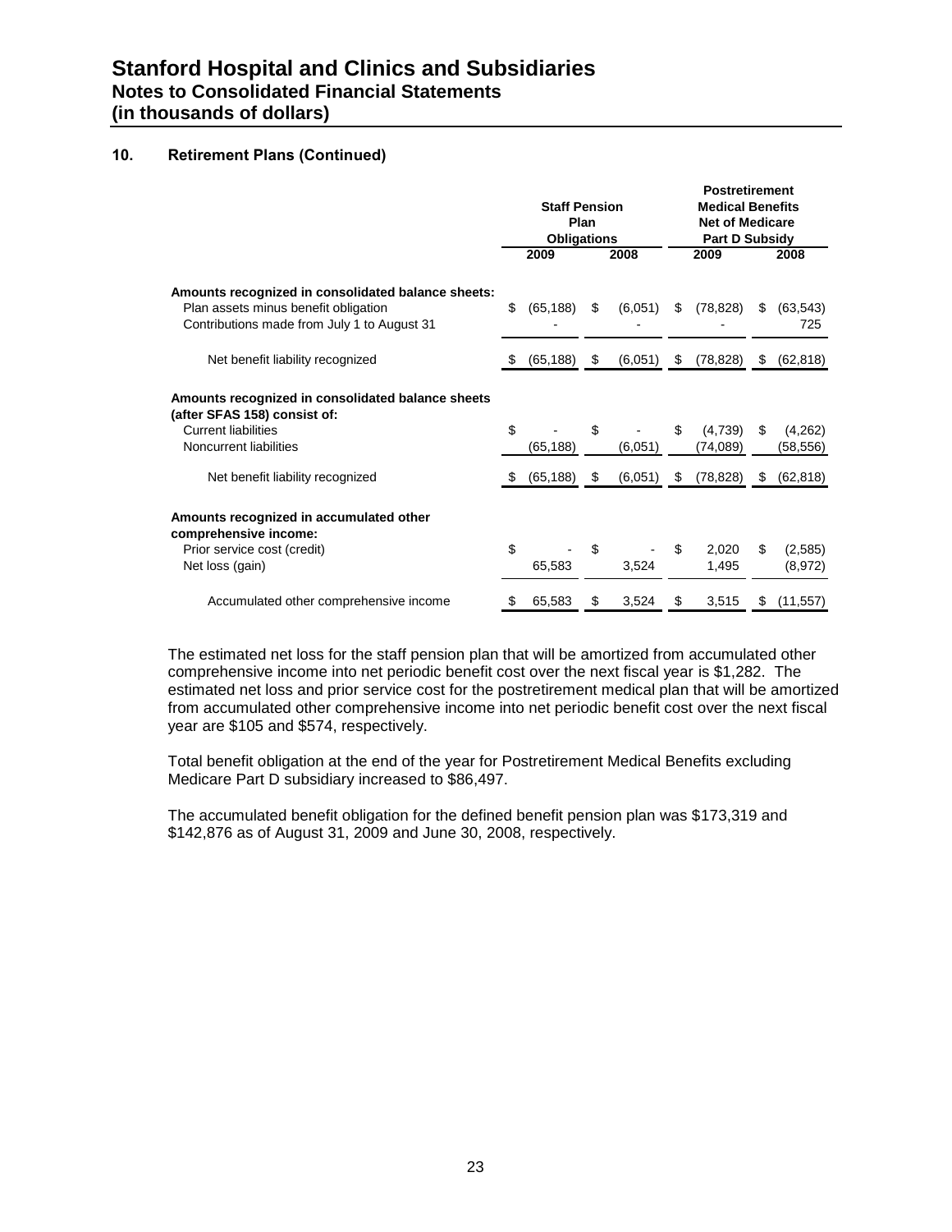# Stanford Hospital and Clinics and Subsidiaries
## Notes to Consolidated Financial Statements
## (in thousands of dollars)

### 10. Retirement Plans (Continued)

| | Staff Pension Plan Obligations | | Postretirement Medical Benefits Net of Medicare Part D Subsidy | |
|---|---|---|---|---|
| | 2009 | 2008 | 2009 | 2008 |
| **Amounts recognized in consolidated balance sheets:** | | | | |
| Plan assets minus benefit obligation | $ (65,188) | $ (6,051) | $ (78,828) | $ (63,543) |
| Contributions made from July 1 to August 31 | - | - | - | 725 |
| Net benefit liability recognized | $ (65,188) | $ (6,051) | $ (78,828) | $ (62,818) |
| **Amounts recognized in consolidated balance sheets (after SFAS 158) consist of:** | | | | |
| Current liabilities | $ - | $ - | $ (4,739) | $ (4,262) |
| Noncurrent liabilities | (65,188) | (6,051) | (74,089) | (58,556) |
| Net benefit liability recognized | $ (65,188) | $ (6,051) | $ (78,828) | $ (62,818) |
| **Amounts recognized in accumulated other comprehensive income:** | | | | |
| Prior service cost (credit) | $ - | $ - | $ 2,020 | $ (2,585) |
| Net loss (gain) | 65,583 | 3,524 | 1,495 | (8,972) |
| Accumulated other comprehensive income | $ 65,583 | $ 3,524 | $ 3,515 | $ (11,557) |

The estimated net loss for the staff pension plan that will be amortized from accumulated other comprehensive income into net periodic benefit cost over the next fiscal year is $1,282. The estimated net loss and prior service cost for the postretirement medical plan that will be amortized from accumulated other comprehensive income into net periodic benefit cost over the next fiscal year are $105 and $574, respectively.

Total benefit obligation at the end of the year for Postretirement Medical Benefits excluding Medicare Part D subsidiary increased to $86,497.

The accumulated benefit obligation for the defined benefit pension plan was $173,319 and $142,876 as of August 31, 2009 and June 30, 2008, respectively.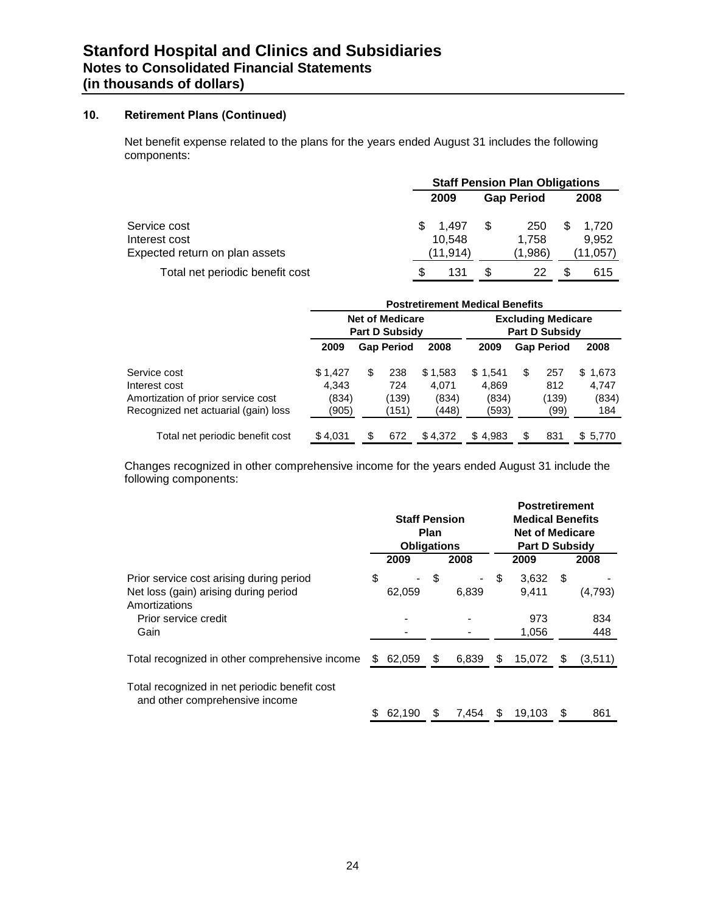## 10. Retirement Plans (Continued)

Net benefit expense related to the plans for the years ended August 31 includes the following components:

| | Staff Pension Plan Obligations | | |
|---|---|---|---|
| | 2009 | Gap Period | 2008 |
| Service cost | $ 1,497 | $ 250 | $ 1,720 |
| Interest cost | 10,548 | 1,758 | 9,952 |
| Expected return on plan assets | (11,914) | (1,986) | (11,057) |
| Total net periodic benefit cost | $ 131 | $ 22 | $ 615 |

| | Postretirement Medical Benefits | | | | | |
|---|---|---|---|---|---|---|
| | Net of Medicare Part D Subsidy | | | Excluding Medicare Part D Subsidy | | |
| | 2009 | Gap Period | 2008 | 2009 | Gap Period | 2008 |
| Service cost | $ 1,427 | $ 238 | $ 1,583 | $ 1,541 | $ 257 | $ 1,673 |
| Interest cost | 4,343 | 724 | 4,071 | 4,869 | 812 | 4,747 |
| Amortization of prior service cost | (834) | (139) | (834) | (834) | (139) | (834) |
| Recognized net actuarial (gain) loss | (905) | (151) | (448) | (593) | (99) | 184 |
| Total net periodic benefit cost | $ 4,031 | $ 672 | $ 4,372 | $ 4,983 | $ 831 | $ 5,770 |

Changes recognized in other comprehensive income for the years ended August 31 include the following components:

| | Staff Pension Plan Obligations | | Postretirement Medical Benefits Net of Medicare Part D Subsidy | |
|---|---|---|---|---|
| | 2009 | 2008 | 2009 | 2008 |
| Prior service cost arising during period | $ - | $ - | $ 3,632 | $ - |
| Net loss (gain) arising during period | 62,059 | 6,839 | 9,411 | (4,793) |
| Amortizations | | | | |
| Prior service credit | - | - | 973 | 834 |
| Gain | - | - | 1,056 | 448 |
| Total recognized in other comprehensive income | $ 62,059 | $ 6,839 | $ 15,072 | $ (3,511) |
| Total recognized in net periodic benefit cost and other comprehensive income | $ 62,190 | $ 7,454 | $ 19,103 | $ 861 |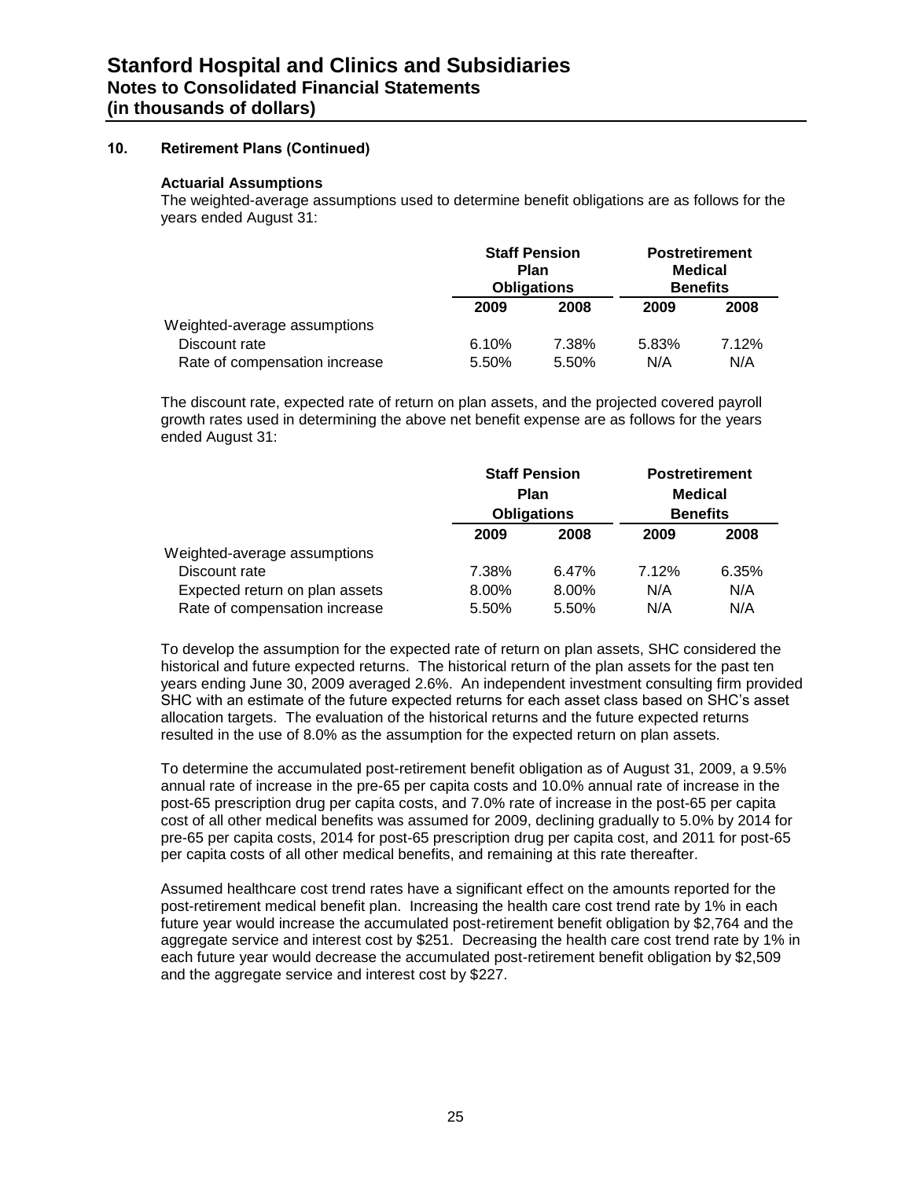## 10. Retirement Plans (Continued)

### Actuarial Assumptions

The weighted-average assumptions used to determine benefit obligations are as follows for the years ended August 31:

| | Staff Pension Plan Obligations | | Postretirement Medical Benefits | |
|---|---|---|---|---|
| | 2009 | 2008 | 2009 | 2008 |
| Weighted-average assumptions | | | | |
| Discount rate | 6.10% | 7.38% | 5.83% | 7.12% |
| Rate of compensation increase | 5.50% | 5.50% | N/A | N/A |

The discount rate, expected rate of return on plan assets, and the projected covered payroll growth rates used in determining the above net benefit expense are as follows for the years ended August 31:

| | Staff Pension Plan Obligations | | Postretirement Medical Benefits | |
|---|---|---|---|---|
| | 2009 | 2008 | 2009 | 2008 |
| Weighted-average assumptions | | | | |
| Discount rate | 7.38% | 6.47% | 7.12% | 6.35% |
| Expected return on plan assets | 8.00% | 8.00% | N/A | N/A |
| Rate of compensation increase | 5.50% | 5.50% | N/A | N/A |

To develop the assumption for the expected rate of return on plan assets, SHC considered the historical and future expected returns. The historical return of the plan assets for the past ten years ending June 30, 2009 averaged 2.6%. An independent investment consulting firm provided SHC with an estimate of the future expected returns for each asset class based on SHC's asset allocation targets. The evaluation of the historical returns and the future expected returns resulted in the use of 8.0% as the assumption for the expected return on plan assets.

To determine the accumulated post-retirement benefit obligation as of August 31, 2009, a 9.5% annual rate of increase in the pre-65 per capita costs and 10.0% annual rate of increase in the post-65 prescription drug per capita costs, and 7.0% rate of increase in the post-65 per capita cost of all other medical benefits was assumed for 2009, declining gradually to 5.0% by 2014 for pre-65 per capita costs, 2014 for post-65 prescription drug per capita cost, and 2011 for post-65 per capita costs of all other medical benefits, and remaining at this rate thereafter.

Assumed healthcare cost trend rates have a significant effect on the amounts reported for the post-retirement medical benefit plan. Increasing the health care cost trend rate by 1% in each future year would increase the accumulated post-retirement benefit obligation by $2,764 and the aggregate service and interest cost by $251. Decreasing the health care cost trend rate by 1% in each future year would decrease the accumulated post-retirement benefit obligation by $2,509 and the aggregate service and interest cost by $227.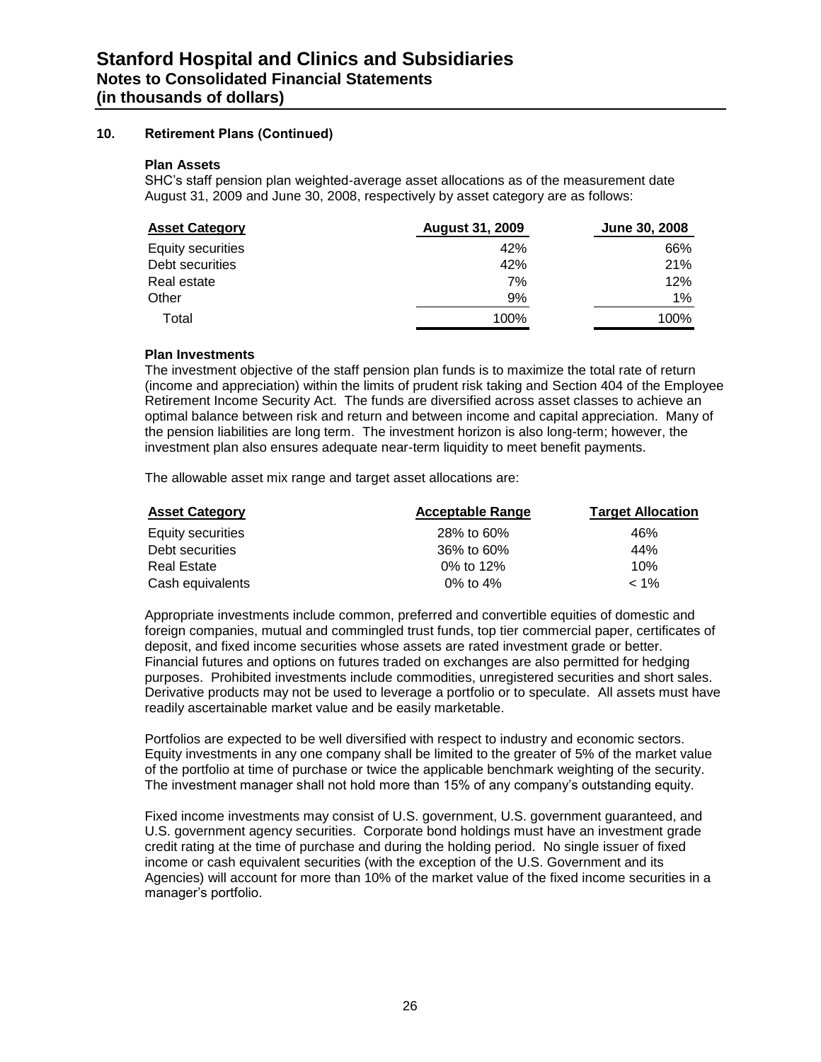## 10. Retirement Plans (Continued)

### Plan Assets

SHC's staff pension plan weighted-average asset allocations as of the measurement date August 31, 2009 and June 30, 2008, respectively by asset category are as follows:

| Asset Category | August 31, 2009 | June 30, 2008 |
|---|---|---|
| Equity securities | 42% | 66% |
| Debt securities | 42% | 21% |
| Real estate | 7% | 12% |
| Other | 9% | 1% |
| Total | 100% | 100% |

### Plan Investments

The investment objective of the staff pension plan funds is to maximize the total rate of return (income and appreciation) within the limits of prudent risk taking and Section 404 of the Employee Retirement Income Security Act. The funds are diversified across asset classes to achieve an optimal balance between risk and return and between income and capital appreciation. Many of the pension liabilities are long term. The investment horizon is also long-term; however, the investment plan also ensures adequate near-term liquidity to meet benefit payments.

The allowable asset mix range and target asset allocations are:

| Asset Category | Acceptable Range | Target Allocation |
|---|---|---|
| Equity securities | 28% to 60% | 46% |
| Debt securities | 36% to 60% | 44% |
| Real Estate | 0% to 12% | 10% |
| Cash equivalents | 0% to 4% | < 1% |

Appropriate investments include common, preferred and convertible equities of domestic and foreign companies, mutual and commingled trust funds, top tier commercial paper, certificates of deposit, and fixed income securities whose assets are rated investment grade or better. Financial futures and options on futures traded on exchanges are also permitted for hedging purposes. Prohibited investments include commodities, unregistered securities and short sales. Derivative products may not be used to leverage a portfolio or to speculate. All assets must have readily ascertainable market value and be easily marketable.

Portfolios are expected to be well diversified with respect to industry and economic sectors. Equity investments in any one company shall be limited to the greater of 5% of the market value of the portfolio at time of purchase or twice the applicable benchmark weighting of the security. The investment manager shall not hold more than 15% of any company's outstanding equity.

Fixed income investments may consist of U.S. government, U.S. government guaranteed, and U.S. government agency securities. Corporate bond holdings must have an investment grade credit rating at the time of purchase and during the holding period. No single issuer of fixed income or cash equivalent securities (with the exception of the U.S. Government and its Agencies) will account for more than 10% of the market value of the fixed income securities in a manager's portfolio.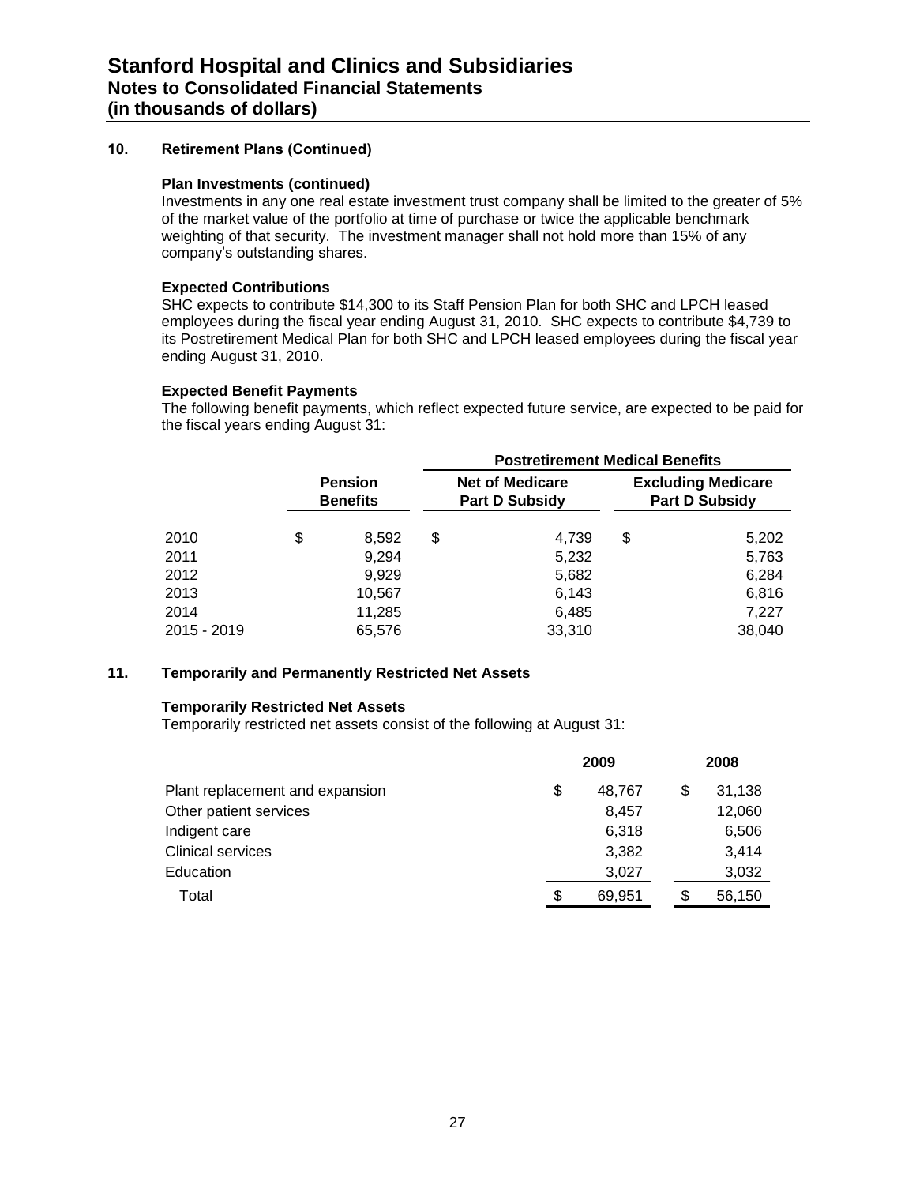## 10. Retirement Plans (Continued)

**Plan Investments (continued)**

Investments in any one real estate investment trust company shall be limited to the greater of 5% of the market value of the portfolio at time of purchase or twice the applicable benchmark weighting of that security. The investment manager shall not hold more than 15% of any company's outstanding shares.

**Expected Contributions**

SHC expects to contribute $14,300 to its Staff Pension Plan for both SHC and LPCH leased employees during the fiscal year ending August 31, 2010. SHC expects to contribute $4,739 to its Postretirement Medical Plan for both SHC and LPCH leased employees during the fiscal year ending August 31, 2010.

**Expected Benefit Payments**

The following benefit payments, which reflect expected future service, are expected to be paid for the fiscal years ending August 31:

| | | Postretirement Medical Benefits | |
|---|---|---|---|
| | Pension Benefits | Net of Medicare Part D Subsidy | Excluding Medicare Part D Subsidy |
| 2010 | $ 8,592 | $ 4,739 | $ 5,202 |
| 2011 | 9,294 | 5,232 | 5,763 |
| 2012 | 9,929 | 5,682 | 6,284 |
| 2013 | 10,567 | 6,143 | 6,816 |
| 2014 | 11,285 | 6,485 | 7,227 |
| 2015 - 2019 | 65,576 | 33,310 | 38,040 |

## 11. Temporarily and Permanently Restricted Net Assets

**Temporarily Restricted Net Assets**

Temporarily restricted net assets consist of the following at August 31:

| | 2009 | 2008 |
|---|---|---|
| Plant replacement and expansion | $ 48,767 | $ 31,138 |
| Other patient services | 8,457 | 12,060 |
| Indigent care | 6,318 | 6,506 |
| Clinical services | 3,382 | 3,414 |
| Education | 3,027 | 3,032 |
| Total | $ 69,951 | $ 56,150 |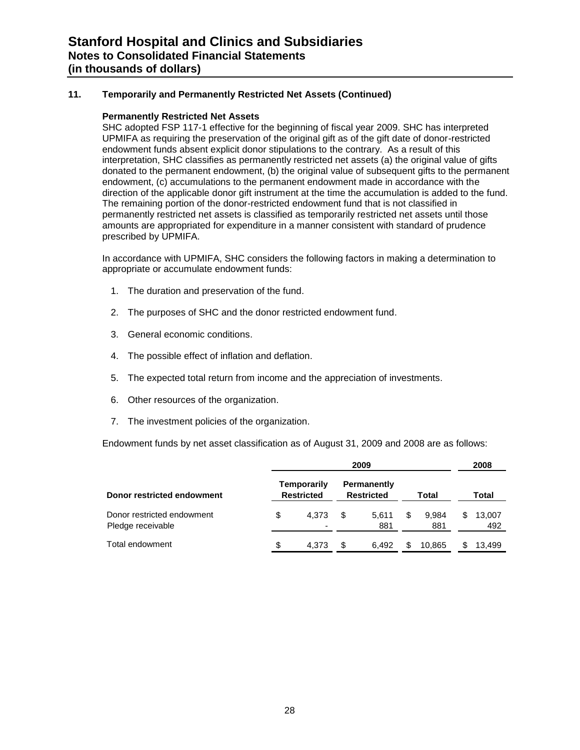# Stanford Hospital and Clinics and Subsidiaries
## Notes to Consolidated Financial Statements
## (in thousands of dollars)

### 11. Temporarily and Permanently Restricted Net Assets (Continued)

**Permanently Restricted Net Assets**

SHC adopted FSP 117-1 effective for the beginning of fiscal year 2009. SHC has interpreted UPMIFA as requiring the preservation of the original gift as of the gift date of donor-restricted endowment funds absent explicit donor stipulations to the contrary. As a result of this interpretation, SHC classifies as permanently restricted net assets (a) the original value of gifts donated to the permanent endowment, (b) the original value of subsequent gifts to the permanent endowment, (c) accumulations to the permanent endowment made in accordance with the direction of the applicable donor gift instrument at the time the accumulation is added to the fund. The remaining portion of the donor-restricted endowment fund that is not classified in permanently restricted net assets is classified as temporarily restricted net assets until those amounts are appropriated for expenditure in a manner consistent with standard of prudence prescribed by UPMIFA.

In accordance with UPMIFA, SHC considers the following factors in making a determination to appropriate or accumulate endowment funds:

1. The duration and preservation of the fund.
2. The purposes of SHC and the donor restricted endowment fund.
3. General economic conditions.
4. The possible effect of inflation and deflation.
5. The expected total return from income and the appreciation of investments.
6. Other resources of the organization.
7. The investment policies of the organization.

Endowment funds by net asset classification as of August 31, 2009 and 2008 are as follows:

| | 2009 | | | 2008 |
|---|---|---|---|---|
| **Donor restricted endowment** | **Temporarily Restricted** | **Permanently Restricted** | **Total** | **Total** |
| Donor restricted endowment | $ 4,373 | $ 5,611 | $ 9,984 | $ 13,007 |
| Pledge receivable | - | 881 | 881 | 492 |
| Total endowment | $ 4,373 | $ 6,492 | $ 10,865 | $ 13,499 |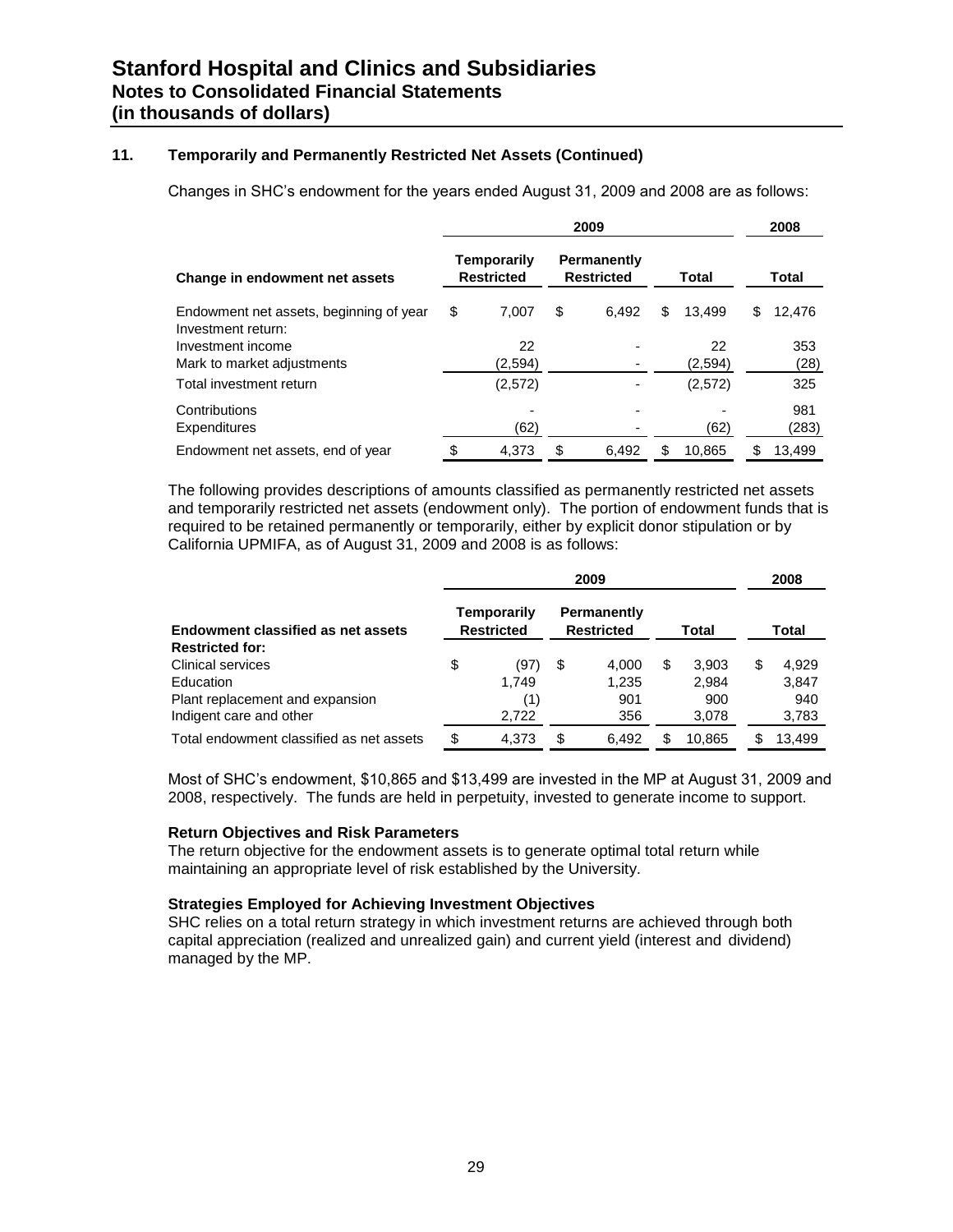## 11. Temporarily and Permanently Restricted Net Assets (Continued)

Changes in SHC's endowment for the years ended August 31, 2009 and 2008 are as follows:

| | 2009 | | | 2008 |
|---|---|---|---|---|
| **Change in endowment net assets** | **Temporarily Restricted** | **Permanently Restricted** | **Total** | **Total** |
| Endowment net assets, beginning of year | $ 7,007 | $ 6,492 | $ 13,499 | $ 12,476 |
| Investment return: | | | | |
| Investment income | 22 | - | 22 | 353 |
| Mark to market adjustments | (2,594) | - | (2,594) | (28) |
| Total investment return | (2,572) | - | (2,572) | 325 |
| Contributions | - | - | - | 981 |
| Expenditures | (62) | - | (62) | (283) |
| Endowment net assets, end of year | $ 4,373 | $ 6,492 | $ 10,865 | $ 13,499 |

The following provides descriptions of amounts classified as permanently restricted net assets and temporarily restricted net assets (endowment only). The portion of endowment funds that is required to be retained permanently or temporarily, either by explicit donor stipulation or by California UPMIFA, as of August 31, 2009 and 2008 is as follows:

| | 2009 | | | 2008 |
|---|---|---|---|---|
| **Endowment classified as net assets** | **Temporarily Restricted** | **Permanently Restricted** | **Total** | **Total** |
| **Restricted for:** | | | | |
| Clinical services | $ (97) | $ 4,000 | $ 3,903 | $ 4,929 |
| Education | 1,749 | 1,235 | 2,984 | 3,847 |
| Plant replacement and expansion | (1) | 901 | 900 | 940 |
| Indigent care and other | 2,722 | 356 | 3,078 | 3,783 |
| Total endowment classified as net assets | $ 4,373 | $ 6,492 | $ 10,865 | $ 13,499 |

Most of SHC's endowment, $10,865 and $13,499 are invested in the MP at August 31, 2009 and 2008, respectively. The funds are held in perpetuity, invested to generate income to support.

**Return Objectives and Risk Parameters**
The return objective for the endowment assets is to generate optimal total return while maintaining an appropriate level of risk established by the University.

**Strategies Employed for Achieving Investment Objectives**
SHC relies on a total return strategy in which investment returns are achieved through both capital appreciation (realized and unrealized gain) and current yield (interest and dividend) managed by the MP.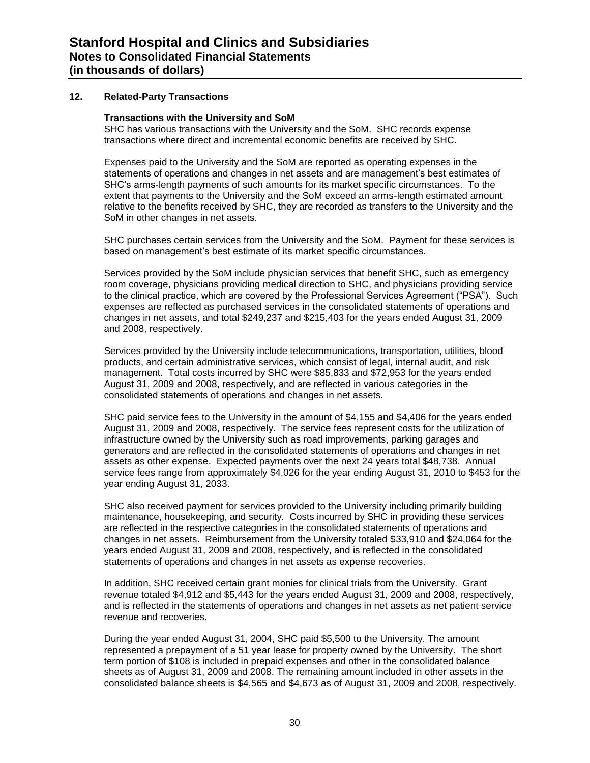## 12. Related-Party Transactions

### Transactions with the University and SoM

SHC has various transactions with the University and the SoM. SHC records expense transactions where direct and incremental economic benefits are received by SHC.

Expenses paid to the University and the SoM are reported as operating expenses in the statements of operations and changes in net assets and are management's best estimates of SHC's arms-length payments of such amounts for its market specific circumstances. To the extent that payments to the University and the SoM exceed an arms-length estimated amount relative to the benefits received by SHC, they are recorded as transfers to the University and the SoM in other changes in net assets.

SHC purchases certain services from the University and the SoM. Payment for these services is based on management's best estimate of its market specific circumstances.

Services provided by the SoM include physician services that benefit SHC, such as emergency room coverage, physicians providing medical direction to SHC, and physicians providing service to the clinical practice, which are covered by the Professional Services Agreement ("PSA"). Such expenses are reflected as purchased services in the consolidated statements of operations and changes in net assets, and total $249,237 and $215,403 for the years ended August 31, 2009 and 2008, respectively.

Services provided by the University include telecommunications, transportation, utilities, blood products, and certain administrative services, which consist of legal, internal audit, and risk management. Total costs incurred by SHC were $85,833 and $72,953 for the years ended August 31, 2009 and 2008, respectively, and are reflected in various categories in the consolidated statements of operations and changes in net assets.

SHC paid service fees to the University in the amount of $4,155 and $4,406 for the years ended August 31, 2009 and 2008, respectively. The service fees represent costs for the utilization of infrastructure owned by the University such as road improvements, parking garages and generators and are reflected in the consolidated statements of operations and changes in net assets as other expense. Expected payments over the next 24 years total $48,738. Annual service fees range from approximately $4,026 for the year ending August 31, 2010 to $453 for the year ending August 31, 2033.

SHC also received payment for services provided to the University including primarily building maintenance, housekeeping, and security. Costs incurred by SHC in providing these services are reflected in the respective categories in the consolidated statements of operations and changes in net assets. Reimbursement from the University totaled $33,910 and $24,064 for the years ended August 31, 2009 and 2008, respectively, and is reflected in the consolidated statements of operations and changes in net assets as expense recoveries.

In addition, SHC received certain grant monies for clinical trials from the University. Grant revenue totaled $4,912 and $5,443 for the years ended August 31, 2009 and 2008, respectively, and is reflected in the statements of operations and changes in net assets as net patient service revenue and recoveries.

During the year ended August 31, 2004, SHC paid $5,500 to the University. The amount represented a prepayment of a 51 year lease for property owned by the University. The short term portion of $108 is included in prepaid expenses and other in the consolidated balance sheets as of August 31, 2009 and 2008. The remaining amount included in other assets in the consolidated balance sheets is $4,565 and $4,673 as of August 31, 2009 and 2008, respectively.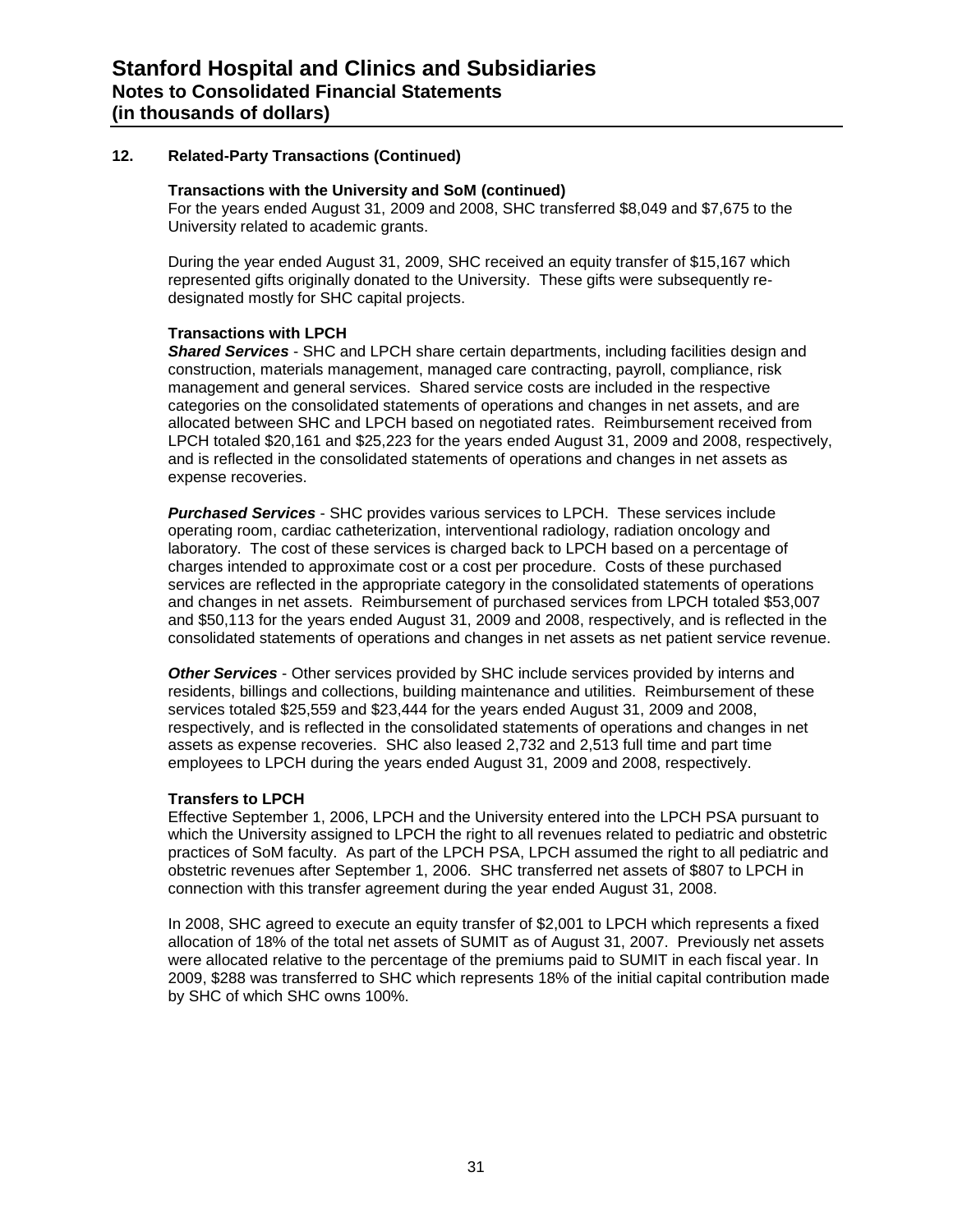## 12. Related-Party Transactions (Continued)

**Transactions with the University and SoM (continued)**

For the years ended August 31, 2009 and 2008, SHC transferred \$8,049 and \$7,675 to the University related to academic grants.

During the year ended August 31, 2009, SHC received an equity transfer of \$15,167 which represented gifts originally donated to the University. These gifts were subsequently re-designated mostly for SHC capital projects.

**Transactions with LPCH**

***Shared Services*** - SHC and LPCH share certain departments, including facilities design and construction, materials management, managed care contracting, payroll, compliance, risk management and general services. Shared service costs are included in the respective categories on the consolidated statements of operations and changes in net assets, and are allocated between SHC and LPCH based on negotiated rates. Reimbursement received from LPCH totaled \$20,161 and \$25,223 for the years ended August 31, 2009 and 2008, respectively, and is reflected in the consolidated statements of operations and changes in net assets as expense recoveries.

***Purchased Services*** - SHC provides various services to LPCH. These services include operating room, cardiac catheterization, interventional radiology, radiation oncology and laboratory. The cost of these services is charged back to LPCH based on a percentage of charges intended to approximate cost or a cost per procedure. Costs of these purchased services are reflected in the appropriate category in the consolidated statements of operations and changes in net assets. Reimbursement of purchased services from LPCH totaled \$53,007 and \$50,113 for the years ended August 31, 2009 and 2008, respectively, and is reflected in the consolidated statements of operations and changes in net assets as net patient service revenue.

***Other Services*** - Other services provided by SHC include services provided by interns and residents, billings and collections, building maintenance and utilities. Reimbursement of these services totaled \$25,559 and \$23,444 for the years ended August 31, 2009 and 2008, respectively, and is reflected in the consolidated statements of operations and changes in net assets as expense recoveries. SHC also leased 2,732 and 2,513 full time and part time employees to LPCH during the years ended August 31, 2009 and 2008, respectively.

**Transfers to LPCH**

Effective September 1, 2006, LPCH and the University entered into the LPCH PSA pursuant to which the University assigned to LPCH the right to all revenues related to pediatric and obstetric practices of SoM faculty. As part of the LPCH PSA, LPCH assumed the right to all pediatric and obstetric revenues after September 1, 2006. SHC transferred net assets of \$807 to LPCH in connection with this transfer agreement during the year ended August 31, 2008.

In 2008, SHC agreed to execute an equity transfer of \$2,001 to LPCH which represents a fixed allocation of 18% of the total net assets of SUMIT as of August 31, 2007. Previously net assets were allocated relative to the percentage of the premiums paid to SUMIT in each fiscal year. In 2009, \$288 was transferred to SHC which represents 18% of the initial capital contribution made by SHC of which SHC owns 100%.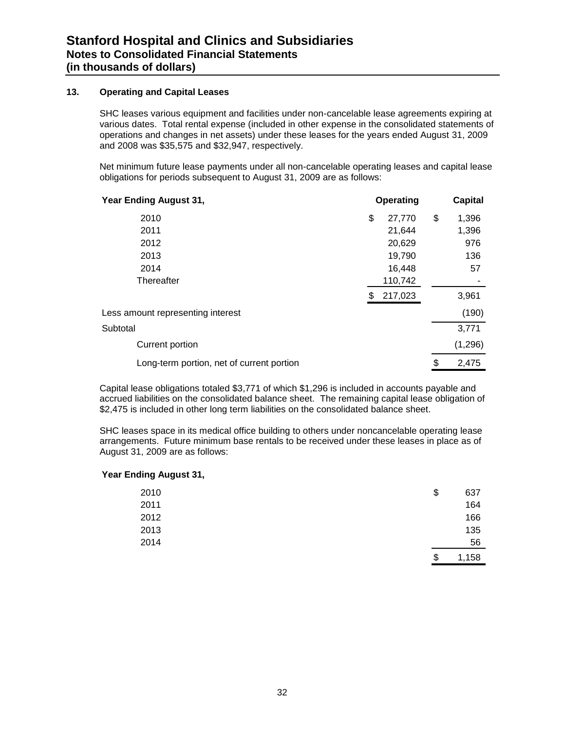# Stanford Hospital and Clinics and Subsidiaries
## Notes to Consolidated Financial Statements
## (in thousands of dollars)

### 13. Operating and Capital Leases

SHC leases various equipment and facilities under non-cancelable lease agreements expiring at various dates. Total rental expense (included in other expense in the consolidated statements of operations and changes in net assets) under these leases for the years ended August 31, 2009 and 2008 was $35,575 and $32,947, respectively.

Net minimum future lease payments under all non-cancelable operating leases and capital lease obligations for periods subsequent to August 31, 2009 are as follows:

| Year Ending August 31, | Operating | Capital |
|---|---|---|
| 2010 | $ 27,770 | $ 1,396 |
| 2011 | 21,644 | 1,396 |
| 2012 | 20,629 | 976 |
| 2013 | 19,790 | 136 |
| 2014 | 16,448 | 57 |
| Thereafter | 110,742 | - |
| | $ 217,023 | 3,961 |
| Less amount representing interest | | (190) |
| Subtotal | | 3,771 |
| Current portion | | (1,296) |
| Long-term portion, net of current portion | | $ 2,475 |

Capital lease obligations totaled $3,771 of which $1,296 is included in accounts payable and accrued liabilities on the consolidated balance sheet. The remaining capital lease obligation of $2,475 is included in other long term liabilities on the consolidated balance sheet.

SHC leases space in its medical office building to others under noncancelable operating lease arrangements. Future minimum base rentals to be received under these leases in place as of August 31, 2009 are as follows:

| Year Ending August 31, | |
|---|---|
| 2010 | $ 637 |
| 2011 | 164 |
| 2012 | 166 |
| 2013 | 135 |
| 2014 | 56 |
| | $ 1,158 |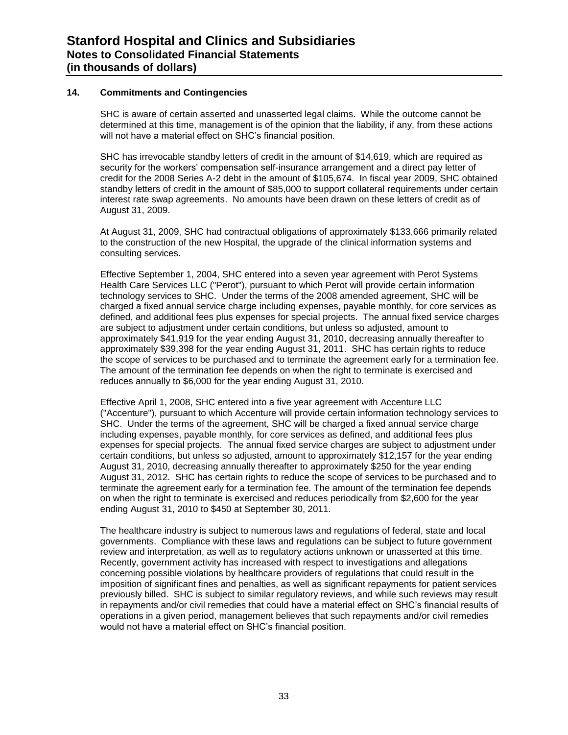## 14. Commitments and Contingencies

SHC is aware of certain asserted and unasserted legal claims. While the outcome cannot be determined at this time, management is of the opinion that the liability, if any, from these actions will not have a material effect on SHC's financial position.

SHC has irrevocable standby letters of credit in the amount of $14,619, which are required as security for the workers' compensation self-insurance arrangement and a direct pay letter of credit for the 2008 Series A-2 debt in the amount of $105,674. In fiscal year 2009, SHC obtained standby letters of credit in the amount of $85,000 to support collateral requirements under certain interest rate swap agreements. No amounts have been drawn on these letters of credit as of August 31, 2009.

At August 31, 2009, SHC had contractual obligations of approximately $133,666 primarily related to the construction of the new Hospital, the upgrade of the clinical information systems and consulting services.

Effective September 1, 2004, SHC entered into a seven year agreement with Perot Systems Health Care Services LLC ("Perot"), pursuant to which Perot will provide certain information technology services to SHC. Under the terms of the 2008 amended agreement, SHC will be charged a fixed annual service charge including expenses, payable monthly, for core services as defined, and additional fees plus expenses for special projects. The annual fixed service charges are subject to adjustment under certain conditions, but unless so adjusted, amount to approximately $41,919 for the year ending August 31, 2010, decreasing annually thereafter to approximately $39,398 for the year ending August 31, 2011. SHC has certain rights to reduce the scope of services to be purchased and to terminate the agreement early for a termination fee. The amount of the termination fee depends on when the right to terminate is exercised and reduces annually to $6,000 for the year ending August 31, 2010.

Effective April 1, 2008, SHC entered into a five year agreement with Accenture LLC ("Accenture"), pursuant to which Accenture will provide certain information technology services to SHC. Under the terms of the agreement, SHC will be charged a fixed annual service charge including expenses, payable monthly, for core services as defined, and additional fees plus expenses for special projects. The annual fixed service charges are subject to adjustment under certain conditions, but unless so adjusted, amount to approximately $12,157 for the year ending August 31, 2010, decreasing annually thereafter to approximately $250 for the year ending August 31, 2012. SHC has certain rights to reduce the scope of services to be purchased and to terminate the agreement early for a termination fee. The amount of the termination fee depends on when the right to terminate is exercised and reduces periodically from $2,600 for the year ending August 31, 2010 to $450 at September 30, 2011.

The healthcare industry is subject to numerous laws and regulations of federal, state and local governments. Compliance with these laws and regulations can be subject to future government review and interpretation, as well as to regulatory actions unknown or unasserted at this time. Recently, government activity has increased with respect to investigations and allegations concerning possible violations by healthcare providers of regulations that could result in the imposition of significant fines and penalties, as well as significant repayments for patient services previously billed. SHC is subject to similar regulatory reviews, and while such reviews may result in repayments and/or civil remedies that could have a material effect on SHC's financial results of operations in a given period, management believes that such repayments and/or civil remedies would not have a material effect on SHC's financial position.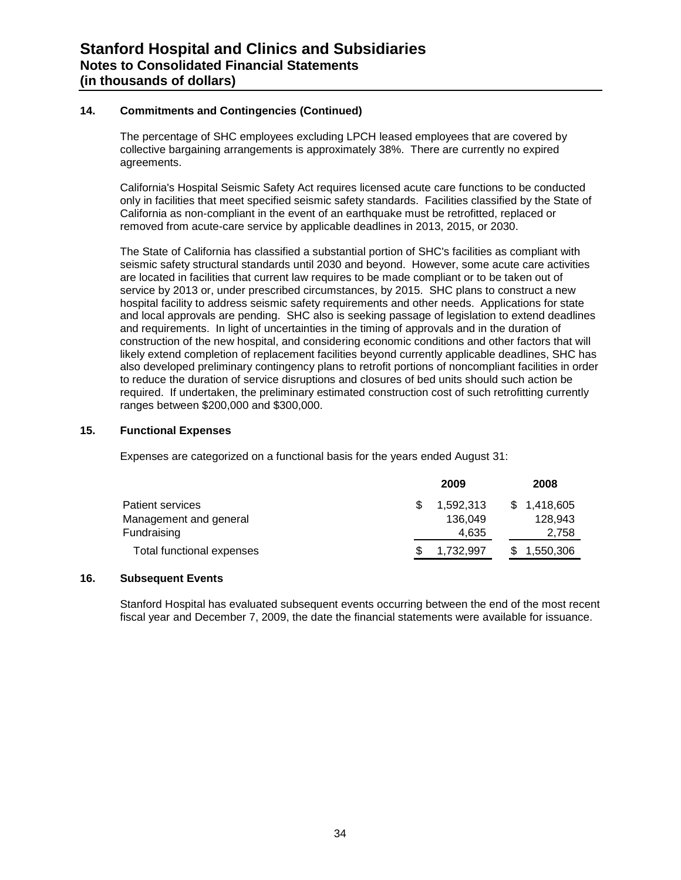## 14. Commitments and Contingencies (Continued)

The percentage of SHC employees excluding LPCH leased employees that are covered by collective bargaining arrangements is approximately 38%. There are currently no expired agreements.

California's Hospital Seismic Safety Act requires licensed acute care functions to be conducted only in facilities that meet specified seismic safety standards. Facilities classified by the State of California as non-compliant in the event of an earthquake must be retrofitted, replaced or removed from acute-care service by applicable deadlines in 2013, 2015, or 2030.

The State of California has classified a substantial portion of SHC's facilities as compliant with seismic safety structural standards until 2030 and beyond. However, some acute care activities are located in facilities that current law requires to be made compliant or to be taken out of service by 2013 or, under prescribed circumstances, by 2015. SHC plans to construct a new hospital facility to address seismic safety requirements and other needs. Applications for state and local approvals are pending. SHC also is seeking passage of legislation to extend deadlines and requirements. In light of uncertainties in the timing of approvals and in the duration of construction of the new hospital, and considering economic conditions and other factors that will likely extend completion of replacement facilities beyond currently applicable deadlines, SHC has also developed preliminary contingency plans to retrofit portions of noncompliant facilities in order to reduce the duration of service disruptions and closures of bed units should such action be required. If undertaken, the preliminary estimated construction cost of such retrofitting currently ranges between $200,000 and $300,000.

## 15. Functional Expenses

Expenses are categorized on a functional basis for the years ended August 31:

| | 2009 | 2008 |
|---|---|---|
| Patient services | $ 1,592,313 | $ 1,418,605 |
| Management and general | 136,049 | 128,943 |
| Fundraising | 4,635 | 2,758 |
| Total functional expenses | $ 1,732,997 | $ 1,550,306 |

## 16. Subsequent Events

Stanford Hospital has evaluated subsequent events occurring between the end of the most recent fiscal year and December 7, 2009, the date the financial statements were available for issuance.